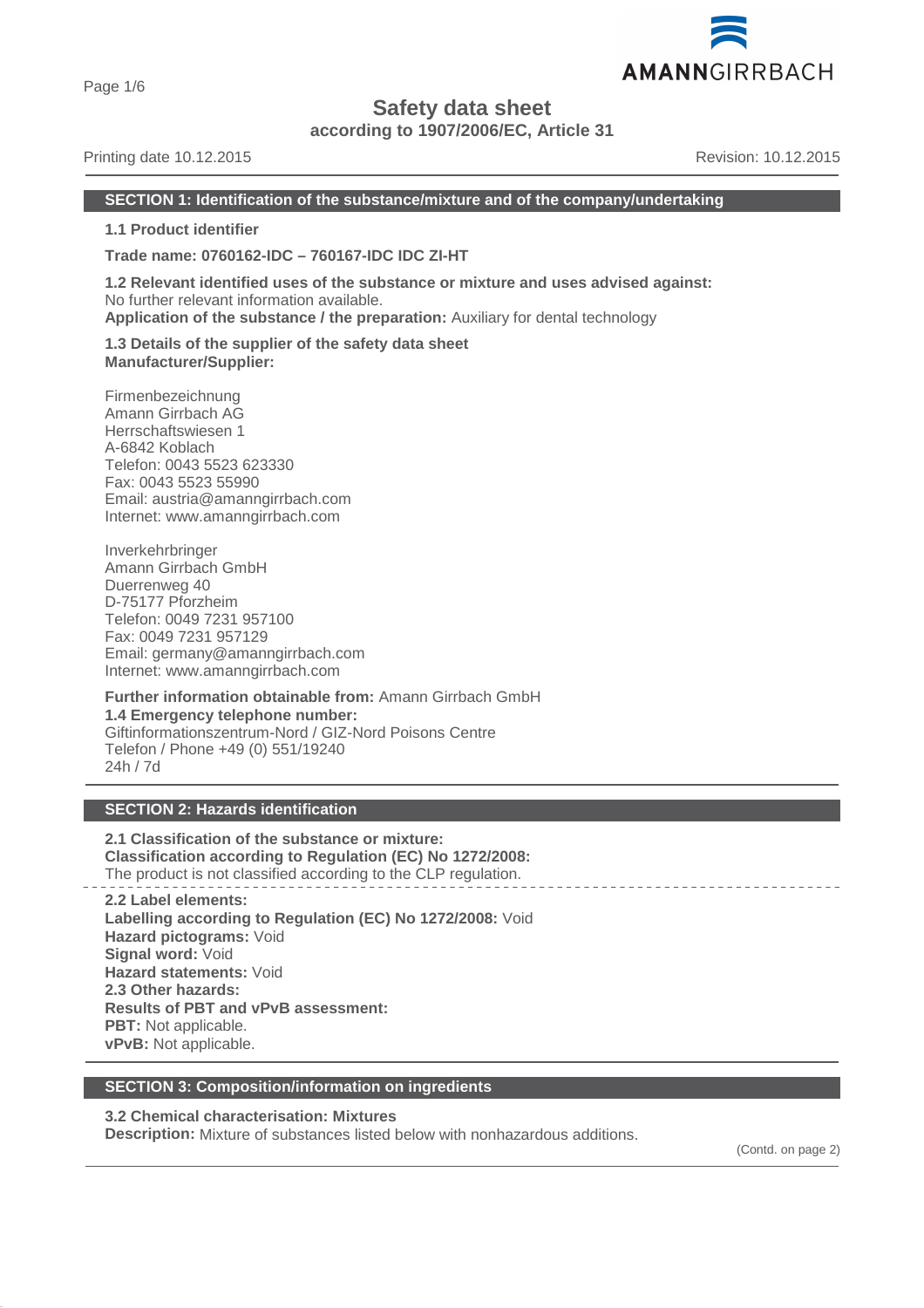# Safety data sheet

**according to 1907/2006/EC, Article 31**

Printing date 10.12.2015 Revision: 10.12.2015

## SECTION 1: Identification of the substance/mixture and of the company/undertaking

**1.1 Product identifier**

**Trade name: 0760162-IDC – 760167-IDC IDC ZI-HT**

**1.2 Relevant identified uses of the substance or mixture and uses advised against:**
No further relevant information available.
**Application of the substance / the preparation:** Auxiliary for dental technology

**1.3 Details of the supplier of the safety data sheet**
**Manufacturer/Supplier:**

Firmenbezeichnung
Amann Girrbach AG
Herrschaftswiesen 1
A-6842 Koblach
Telefon: 0043 5523 623330
Fax: 0043 5523 55990
Email: austria@amanngirrbach.com
Internet: www.amanngirrbach.com

Inverkehrbringer
Amann Girrbach GmbH
Duerrenweg 40
D-75177 Pforzheim
Telefon: 0049 7231 957100
Fax: 0049 7231 957129
Email: germany@amanngirrbach.com
Internet: www.amanngirrbach.com

**Further information obtainable from:** Amann Girrbach GmbH
**1.4 Emergency telephone number:**
Giftinformationszentrum-Nord / GIZ-Nord Poisons Centre
Telefon / Phone +49 (0) 551/19240
24h / 7d

## SECTION 2: Hazards identification

**2.1 Classification of the substance or mixture:**
**Classification according to Regulation (EC) No 1272/2008:**
The product is not classified according to the CLP regulation.

**2.2 Label elements:**
**Labelling according to Regulation (EC) No 1272/2008:** Void
**Hazard pictograms:** Void
**Signal word:** Void
**Hazard statements:** Void
**2.3 Other hazards:**
**Results of PBT and vPvB assessment:**
**PBT:** Not applicable.
**vPvB:** Not applicable.

## SECTION 3: Composition/information on ingredients

**3.2 Chemical characterisation: Mixtures**
**Description:** Mixture of substances listed below with nonhazardous additions.

(Contd. on page 2)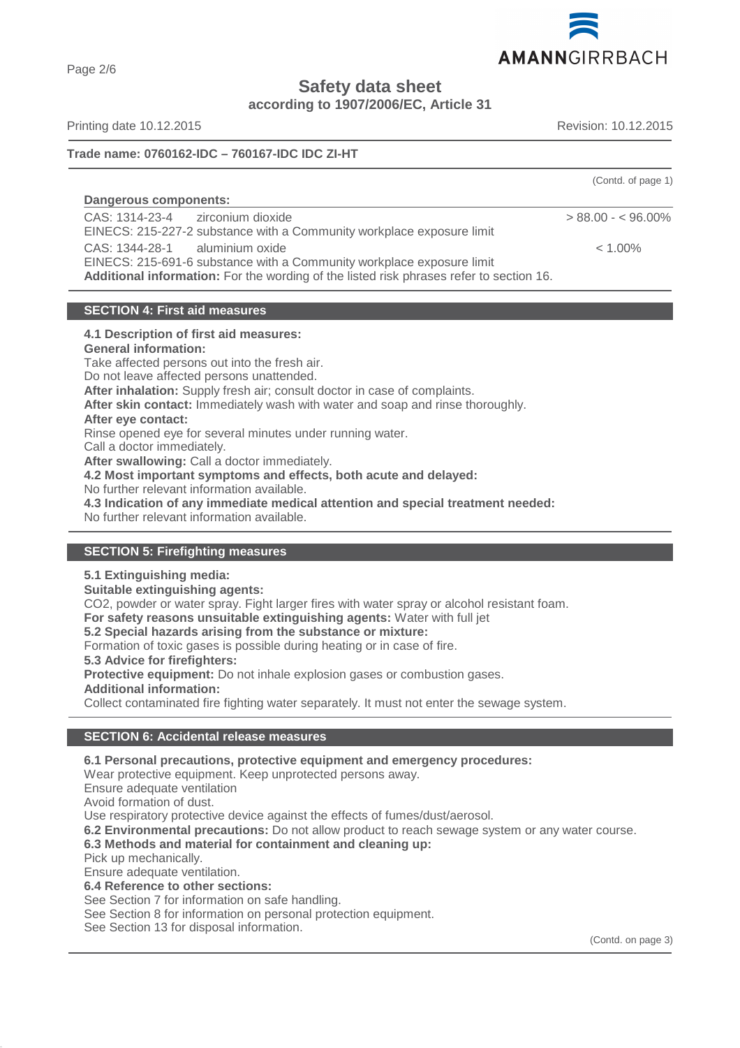(Contd. of page 1)

**Dangerous components:**

| | | |
|---|---|---|
| CAS: 1314-23-4 | zirconium dioxide | > 88.00 - < 96.00% |
| EINECS: 215-227-2 | substance with a Community workplace exposure limit | |
| CAS: 1344-28-1 | aluminium oxide | < 1.00% |
| EINECS: 215-691-6 | substance with a Community workplace exposure limit | |

**Additional information:** For the wording of the listed risk phrases refer to section 16.

## SECTION 4: First aid measures

**4.1 Description of first aid measures:**
**General information:**
Take affected persons out into the fresh air.
Do not leave affected persons unattended.
**After inhalation:** Supply fresh air; consult doctor in case of complaints.
**After skin contact:** Immediately wash with water and soap and rinse thoroughly.
**After eye contact:**
Rinse opened eye for several minutes under running water.
Call a doctor immediately.
**After swallowing:** Call a doctor immediately.
**4.2 Most important symptoms and effects, both acute and delayed:**
No further relevant information available.
**4.3 Indication of any immediate medical attention and special treatment needed:**
No further relevant information available.

## SECTION 5: Firefighting measures

**5.1 Extinguishing media:**
**Suitable extinguishing agents:**
CO2, powder or water spray. Fight larger fires with water spray or alcohol resistant foam.
**For safety reasons unsuitable extinguishing agents:** Water with full jet
**5.2 Special hazards arising from the substance or mixture:**
Formation of toxic gases is possible during heating or in case of fire.
**5.3 Advice for firefighters:**
**Protective equipment:** Do not inhale explosion gases or combustion gases.
**Additional information:**
Collect contaminated fire fighting water separately. It must not enter the sewage system.

## SECTION 6: Accidental release measures

**6.1 Personal precautions, protective equipment and emergency procedures:**
Wear protective equipment. Keep unprotected persons away.
Ensure adequate ventilation
Avoid formation of dust.
Use respiratory protective device against the effects of fumes/dust/aerosol.
**6.2 Environmental precautions:** Do not allow product to reach sewage system or any water course.
**6.3 Methods and material for containment and cleaning up:**
Pick up mechanically.
Ensure adequate ventilation.
**6.4 Reference to other sections:**
See Section 7 for information on safe handling.
See Section 8 for information on personal protection equipment.
See Section 13 for disposal information.

(Contd. on page 3)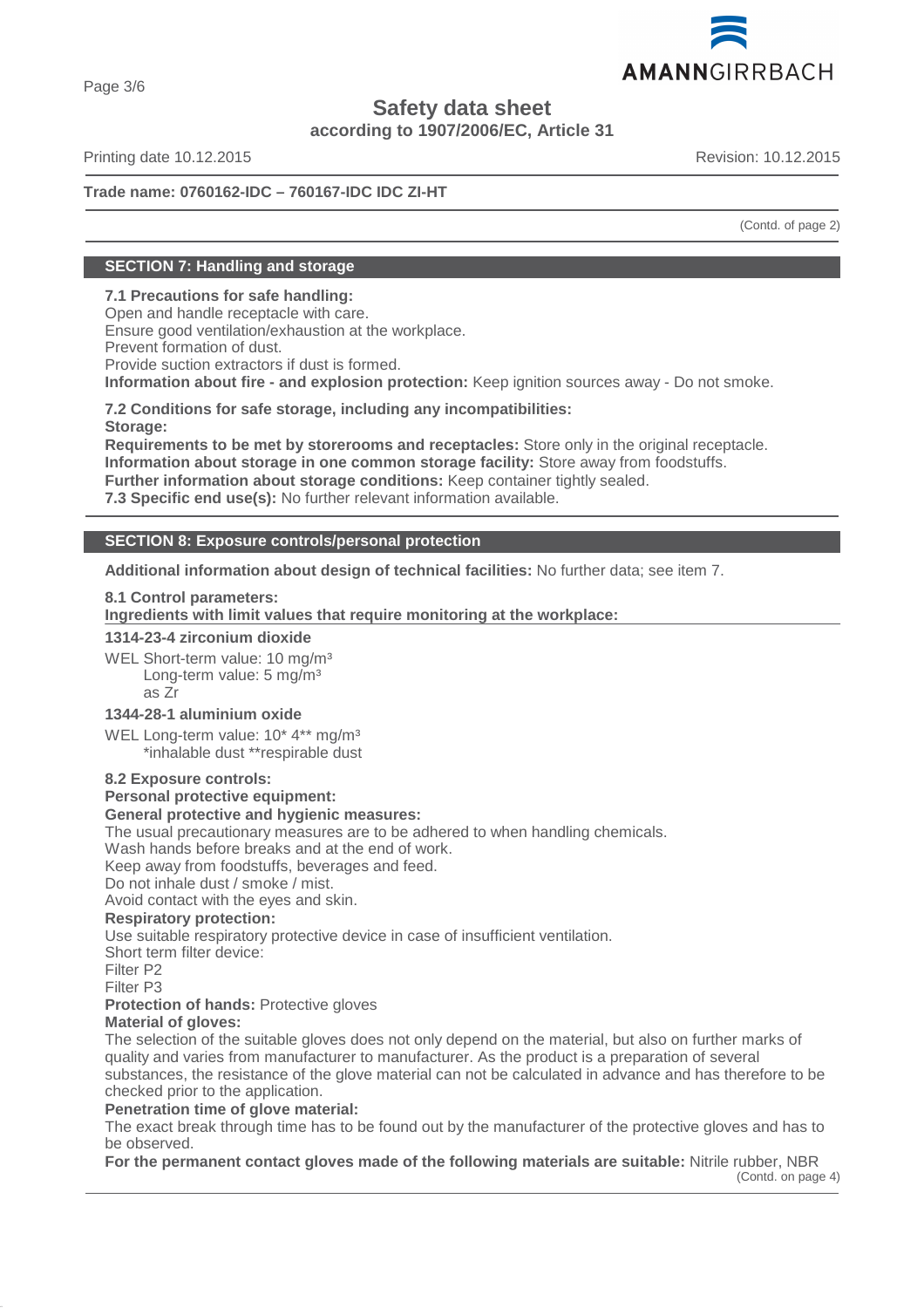**Safety data sheet**
**according to 1907/2006/EC, Article 31**

Printing date 10.12.2015 Revision: 10.12.2015

**Trade name: 0760162-IDC – 760167-IDC IDC ZI-HT**

(Contd. of page 2)

## SECTION 7: Handling and storage

**7.1 Precautions for safe handling:**
Open and handle receptacle with care.
Ensure good ventilation/exhaustion at the workplace.
Prevent formation of dust.
Provide suction extractors if dust is formed.
**Information about fire - and explosion protection:** Keep ignition sources away - Do not smoke.

**7.2 Conditions for safe storage, including any incompatibilities:**
**Storage:**
**Requirements to be met by storerooms and receptacles:** Store only in the original receptacle.
**Information about storage in one common storage facility:** Store away from foodstuffs.
**Further information about storage conditions:** Keep container tightly sealed.
**7.3 Specific end use(s):** No further relevant information available.

## SECTION 8: Exposure controls/personal protection

**Additional information about design of technical facilities:** No further data; see item 7.

**8.1 Control parameters:**
**Ingredients with limit values that require monitoring at the workplace:**

**1314-23-4 zirconium dioxide**
WEL Short-term value: 10 mg/m³
Long-term value: 5 mg/m³
as Zr

**1344-28-1 aluminium oxide**
WEL Long-term value: 10* 4** mg/m³
*inhalable dust **respirable dust

**8.2 Exposure controls:**
**Personal protective equipment:**
**General protective and hygienic measures:**
The usual precautionary measures are to be adhered to when handling chemicals.
Wash hands before breaks and at the end of work.
Keep away from foodstuffs, beverages and feed.
Do not inhale dust / smoke / mist.
Avoid contact with the eyes and skin.
**Respiratory protection:**
Use suitable respiratory protective device in case of insufficient ventilation.
Short term filter device:
Filter P2
Filter P3
**Protection of hands:** Protective gloves
**Material of gloves:**
The selection of the suitable gloves does not only depend on the material, but also on further marks of quality and varies from manufacturer to manufacturer. As the product is a preparation of several substances, the resistance of the glove material can not be calculated in advance and has therefore to be checked prior to the application.
**Penetration time of glove material:**
The exact break through time has to be found out by the manufacturer of the protective gloves and has to be observed.
**For the permanent contact gloves made of the following materials are suitable:** Nitrile rubber, NBR

(Contd. on page 4)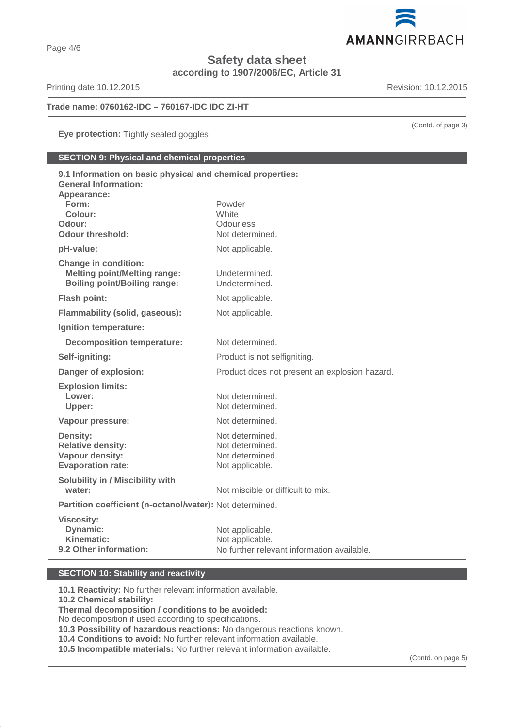**Trade name: 0760162-IDC – 760167-IDC IDC ZI-HT**

(Contd. of page 3)

**Eye protection:** Tightly sealed goggles

## SECTION 9: Physical and chemical properties

**9.1 Information on basic physical and chemical properties:**

**General Information:**

**Appearance:**

| | |
|---|---|
| **Form:** | Powder |
| **Colour:** | White |
| **Odour:** | Odourless |
| **Odour threshold:** | Not determined. |
| **pH-value:** | Not applicable. |
| **Change in condition:** | |
| **Melting point/Melting range:** | Undetermined. |
| **Boiling point/Boiling range:** | Undetermined. |
| **Flash point:** | Not applicable. |
| **Flammability (solid, gaseous):** | Not applicable. |
| **Ignition temperature:** | |
| **Decomposition temperature:** | Not determined. |
| **Self-igniting:** | Product is not selfigniting. |
| **Danger of explosion:** | Product does not present an explosion hazard. |
| **Explosion limits:** | |
| **Lower:** | Not determined. |
| **Upper:** | Not determined. |
| **Vapour pressure:** | Not determined. |
| **Density:** | Not determined. |
| **Relative density:** | Not determined. |
| **Vapour density:** | Not determined. |
| **Evaporation rate:** | Not applicable. |
| **Solubility in / Miscibility with water:** | Not miscible or difficult to mix. |
| **Partition coefficient (n-octanol/water):** | Not determined. |
| **Viscosity:** | |
| **Dynamic:** | Not applicable. |
| **Kinematic:** | Not applicable. |
| **9.2 Other information:** | No further relevant information available. |

## SECTION 10: Stability and reactivity

**10.1 Reactivity:** No further relevant information available.

**10.2 Chemical stability:**

**Thermal decomposition / conditions to be avoided:**
No decomposition if used according to specifications.

**10.3 Possibility of hazardous reactions:** No dangerous reactions known.

**10.4 Conditions to avoid:** No further relevant information available.

**10.5 Incompatible materials:** No further relevant information available.

(Contd. on page 5)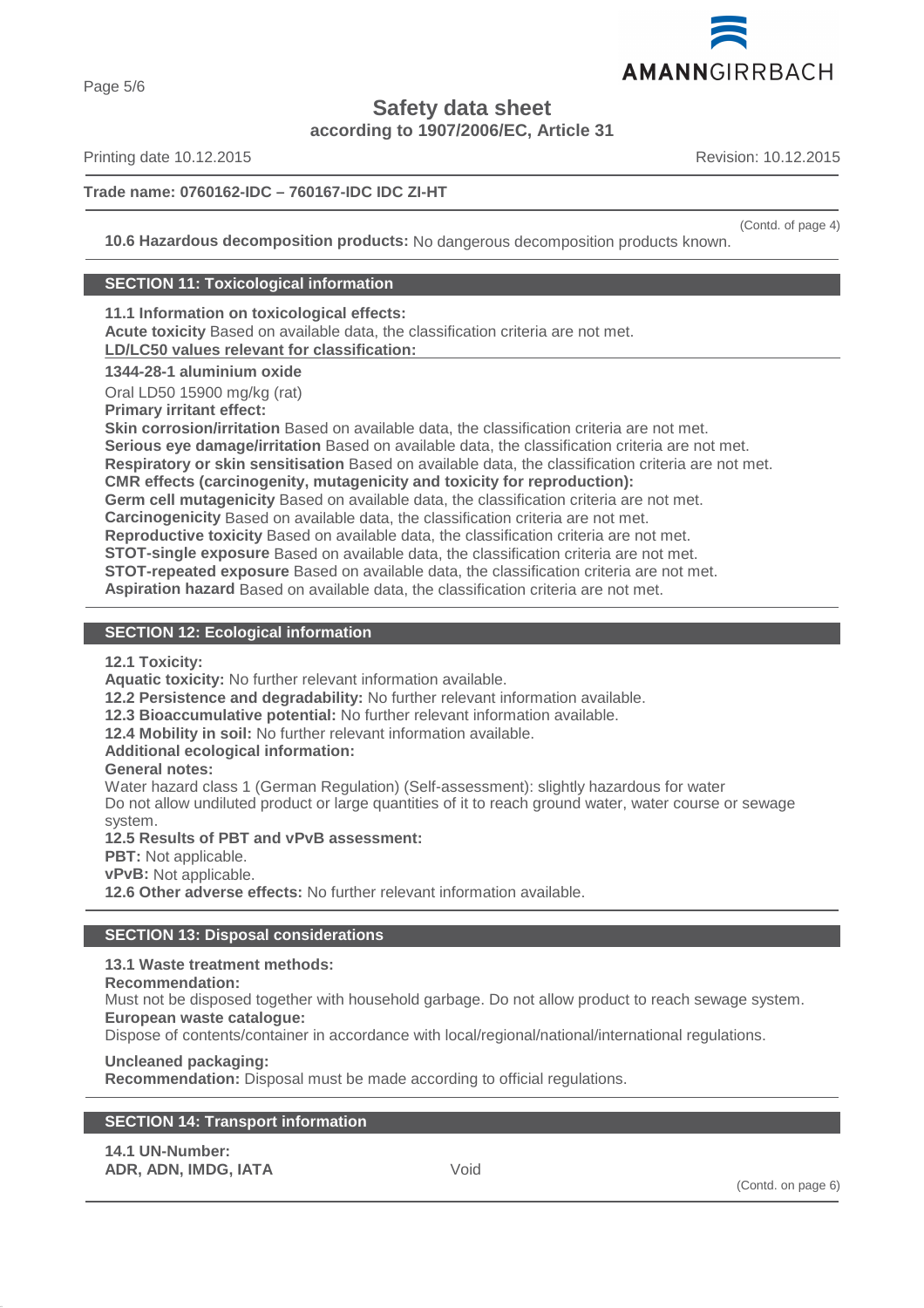**Trade name: 0760162-IDC – 760167-IDC IDC ZI-HT**

(Contd. of page 4)

**10.6 Hazardous decomposition products:** No dangerous decomposition products known.

## SECTION 11: Toxicological information

**11.1 Information on toxicological effects:**
**Acute toxicity** Based on available data, the classification criteria are not met.
**LD/LC50 values relevant for classification:**

**1344-28-1 aluminium oxide**
Oral LD50 15900 mg/kg (rat)

**Primary irritant effect:**
**Skin corrosion/irritation** Based on available data, the classification criteria are not met.
**Serious eye damage/irritation** Based on available data, the classification criteria are not met.
**Respiratory or skin sensitisation** Based on available data, the classification criteria are not met.
**CMR effects (carcinogenity, mutagenicity and toxicity for reproduction):**
**Germ cell mutagenicity** Based on available data, the classification criteria are not met.
**Carcinogenicity** Based on available data, the classification criteria are not met.
**Reproductive toxicity** Based on available data, the classification criteria are not met.
**STOT-single exposure** Based on available data, the classification criteria are not met.
**STOT-repeated exposure** Based on available data, the classification criteria are not met.
**Aspiration hazard** Based on available data, the classification criteria are not met.

## SECTION 12: Ecological information

**12.1 Toxicity:**
**Aquatic toxicity:** No further relevant information available.
**12.2 Persistence and degradability:** No further relevant information available.
**12.3 Bioaccumulative potential:** No further relevant information available.
**12.4 Mobility in soil:** No further relevant information available.
**Additional ecological information:**
**General notes:**
Water hazard class 1 (German Regulation) (Self-assessment): slightly hazardous for water
Do not allow undiluted product or large quantities of it to reach ground water, water course or sewage system.
**12.5 Results of PBT and vPvB assessment:**
**PBT:** Not applicable.
**vPvB:** Not applicable.
**12.6 Other adverse effects:** No further relevant information available.

## SECTION 13: Disposal considerations

**13.1 Waste treatment methods:**
**Recommendation:**
Must not be disposed together with household garbage. Do not allow product to reach sewage system.
**European waste catalogue:**
Dispose of contents/container in accordance with local/regional/national/international regulations.

**Uncleaned packaging:**
**Recommendation:** Disposal must be made according to official regulations.

## SECTION 14: Transport information

**14.1 UN-Number:**
**ADR, ADN, IMDG, IATA** Void

(Contd. on page 6)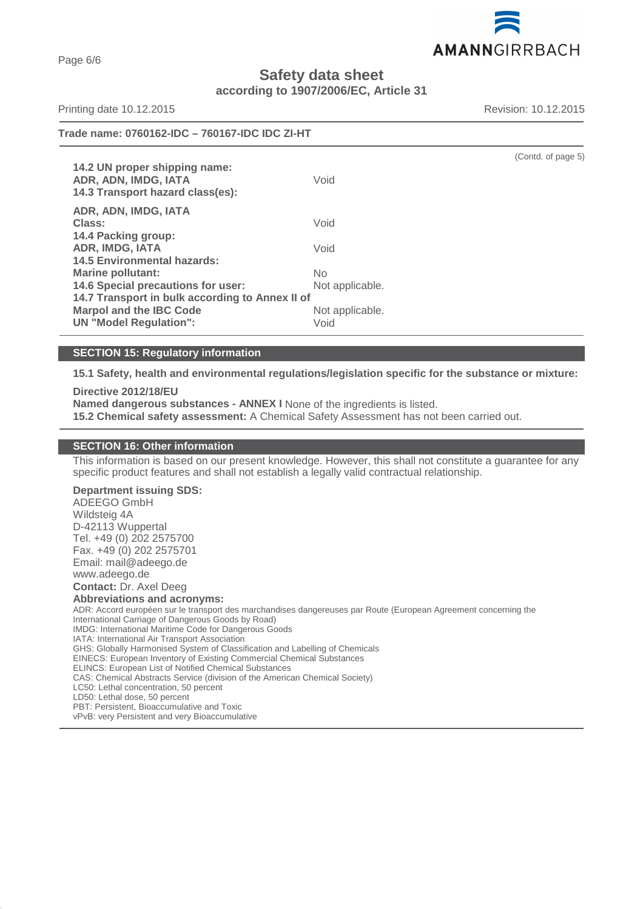**Safety data sheet**
**according to 1907/2006/EC, Article 31**

Printing date 10.12.2015 Revision: 10.12.2015

**Trade name: 0760162-IDC – 760167-IDC IDC ZI-HT**

(Contd. of page 5)

**14.2 UN proper shipping name:**
**ADR, ADN, IMDG, IATA** Void
**14.3 Transport hazard class(es):**

**ADR, ADN, IMDG, IATA**
**Class:** Void
**14.4 Packing group:**
**ADR, IMDG, IATA** Void
**14.5 Environmental hazards:**
**Marine pollutant:** No
**14.6 Special precautions for user:** Not applicable.
**14.7 Transport in bulk according to Annex II of Marpol and the IBC Code** Not applicable.
**UN "Model Regulation":** Void

## SECTION 15: Regulatory information

**15.1 Safety, health and environmental regulations/legislation specific for the substance or mixture:**

**Directive 2012/18/EU**
**Named dangerous substances - ANNEX I** None of the ingredients is listed.
**15.2 Chemical safety assessment:** A Chemical Safety Assessment has not been carried out.

## SECTION 16: Other information

This information is based on our present knowledge. However, this shall not constitute a guarantee for any specific product features and shall not establish a legally valid contractual relationship.

**Department issuing SDS:**
ADEEGO GmbH
Wildsteig 4A
D-42113 Wuppertal
Tel. +49 (0) 202 2575700
Fax. +49 (0) 202 2575701
Email: mail@adeego.de
www.adeego.de
**Contact:** Dr. Axel Deeg
**Abbreviations and acronyms:**
ADR: Accord européen sur le transport des marchandises dangereuses par Route (European Agreement concerning the International Carriage of Dangerous Goods by Road)
IMDG: International Maritime Code for Dangerous Goods
IATA: International Air Transport Association
GHS: Globally Harmonised System of Classification and Labelling of Chemicals
EINECS: European Inventory of Existing Commercial Chemical Substances
ELINCS: European List of Notified Chemical Substances
CAS: Chemical Abstracts Service (division of the American Chemical Society)
LC50: Lethal concentration, 50 percent
LD50: Lethal dose, 50 percent
PBT: Persistent, Bioaccumulative and Toxic
vPvB: very Persistent and very Bioaccumulative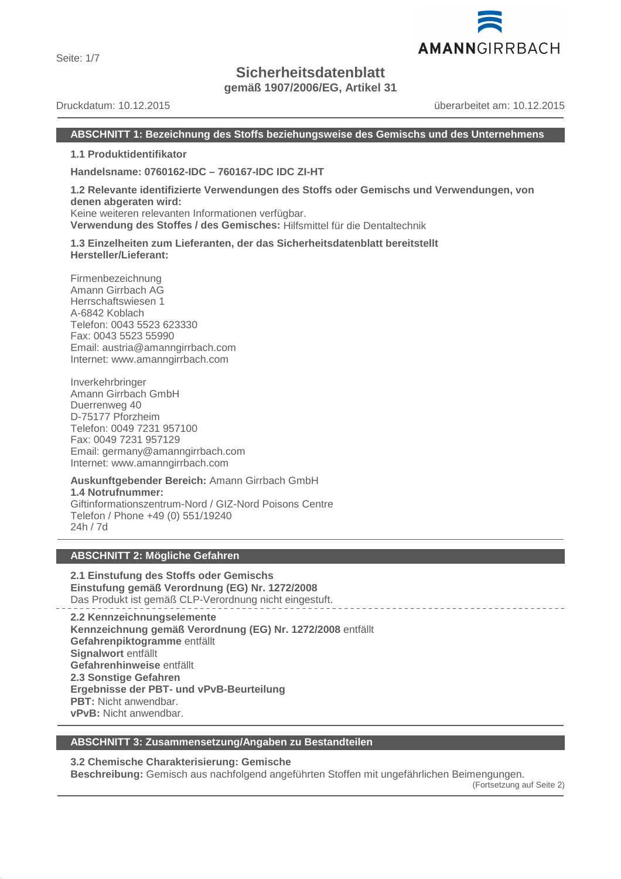# Sicherheitsdatenblatt

**gemäß 1907/2006/EG, Artikel 31**

Druckdatum: 10.12.2015 | überarbeitet am: 10.12.2015

## ABSCHNITT 1: Bezeichnung des Stoffs beziehungsweise des Gemischs und des Unternehmens

**1.1 Produktidentifikator**

**Handelsname: 0760162-IDC – 760167-IDC IDC ZI-HT**

**1.2 Relevante identifizierte Verwendungen des Stoffs oder Gemischs und Verwendungen, von denen abgeraten wird:**
Keine weiteren relevanten Informationen verfügbar.
**Verwendung des Stoffes / des Gemisches:** Hilfsmittel für die Dentaltechnik

**1.3 Einzelheiten zum Lieferanten, der das Sicherheitsdatenblatt bereitstellt**
**Hersteller/Lieferant:**

Firmenbezeichnung
Amann Girrbach AG
Herrschaftswiesen 1
A-6842 Koblach
Telefon: 0043 5523 623330
Fax: 0043 5523 55990
Email: austria@amanngirrbach.com
Internet: www.amanngirrbach.com

Inverkehrbringer
Amann Girrbach GmbH
Duerrenweg 40
D-75177 Pforzheim
Telefon: 0049 7231 957100
Fax: 0049 7231 957129
Email: germany@amanngirrbach.com
Internet: www.amanngirrbach.com

**Auskunftgebender Bereich:** Amann Girrbach GmbH
**1.4 Notrufnummer:**
Giftinformationszentrum-Nord / GIZ-Nord Poisons Centre
Telefon / Phone +49 (0) 551/19240
24h / 7d

## ABSCHNITT 2: Mögliche Gefahren

**2.1 Einstufung des Stoffs oder Gemischs**
**Einstufung gemäß Verordnung (EG) Nr. 1272/2008**
Das Produkt ist gemäß CLP-Verordnung nicht eingestuft.

**2.2 Kennzeichnungselemente**
**Kennzeichnung gemäß Verordnung (EG) Nr. 1272/2008** entfällt
**Gefahrenpiktogramme** entfällt
**Signalwort** entfällt
**Gefahrenhinweise** entfällt
**2.3 Sonstige Gefahren**
**Ergebnisse der PBT- und vPvB-Beurteilung**
**PBT:** Nicht anwendbar.
**vPvB:** Nicht anwendbar.

## ABSCHNITT 3: Zusammensetzung/Angaben zu Bestandteilen

**3.2 Chemische Charakterisierung: Gemische**
**Beschreibung:** Gemisch aus nachfolgend angeführten Stoffen mit ungefährlichen Beimengungen.

(Fortsetzung auf Seite 2)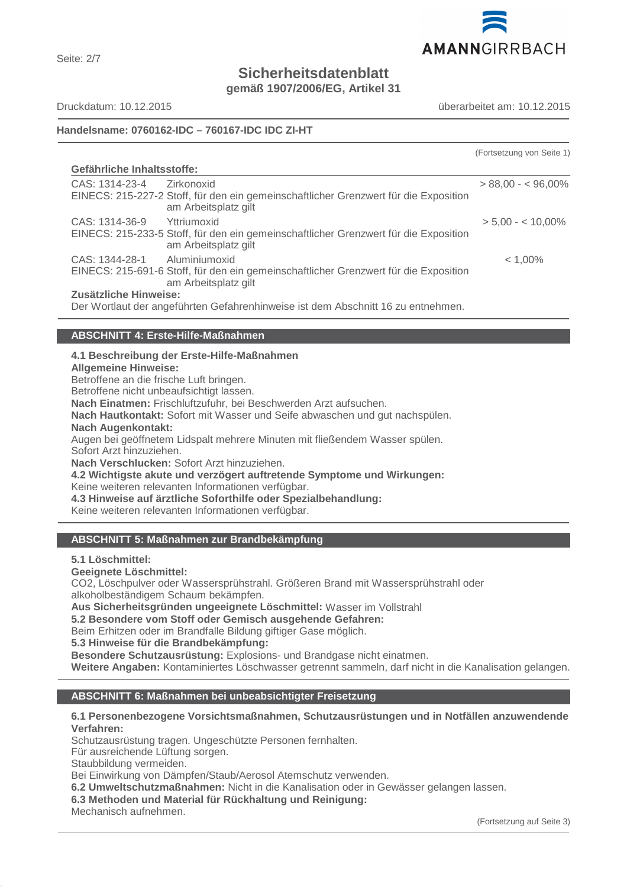**Handelsname: 0760162-IDC – 760167-IDC IDC ZI-HT**

(Fortsetzung von Seite 1)

**Gefährliche Inhaltsstoffe:**

| | | |
|---|---|---|
| CAS: 1314-23-4<br>EINECS: 215-227-2 | Zirkonoxid<br>Stoff, für den ein gemeinschaftlicher Grenzwert für die Exposition am Arbeitsplatz gilt | > 88,00 - < 96,00% |
| CAS: 1314-36-9<br>EINECS: 215-233-5 | Yttriumoxid<br>Stoff, für den ein gemeinschaftlicher Grenzwert für die Exposition am Arbeitsplatz gilt | > 5,00 - < 10,00% |
| CAS: 1344-28-1<br>EINECS: 215-691-6 | Aluminiumoxid<br>Stoff, für den ein gemeinschaftlicher Grenzwert für die Exposition am Arbeitsplatz gilt | < 1,00% |

**Zusätzliche Hinweise:**
Der Wortlaut der angeführten Gefahrenhinweise ist dem Abschnitt 16 zu entnehmen.

## ABSCHNITT 4: Erste-Hilfe-Maßnahmen

**4.1 Beschreibung der Erste-Hilfe-Maßnahmen**
**Allgemeine Hinweise:**
Betroffene an die frische Luft bringen.
Betroffene nicht unbeaufsichtigt lassen.
**Nach Einatmen:** Frischluftzufuhr, bei Beschwerden Arzt aufsuchen.
**Nach Hautkontakt:** Sofort mit Wasser und Seife abwaschen und gut nachspülen.
**Nach Augenkontakt:**
Augen bei geöffnetem Lidspalt mehrere Minuten mit fließendem Wasser spülen.
Sofort Arzt hinzuziehen.
**Nach Verschlucken:** Sofort Arzt hinzuziehen.
**4.2 Wichtigste akute und verzögert auftretende Symptome und Wirkungen:**
Keine weiteren relevanten Informationen verfügbar.
**4.3 Hinweise auf ärztliche Soforthilfe oder Spezialbehandlung:**
Keine weiteren relevanten Informationen verfügbar.

## ABSCHNITT 5: Maßnahmen zur Brandbekämpfung

**5.1 Löschmittel:**
**Geeignete Löschmittel:**
$CO_2$, Löschpulver oder Wassersprühstrahl. Größeren Brand mit Wassersprühstrahl oder alkoholbeständigem Schaum bekämpfen.
**Aus Sicherheitsgründen ungeeignete Löschmittel:** Wasser im Vollstrahl
**5.2 Besondere vom Stoff oder Gemisch ausgehende Gefahren:**
Beim Erhitzen oder im Brandfalle Bildung giftiger Gase möglich.
**5.3 Hinweise für die Brandbekämpfung:**
**Besondere Schutzausrüstung:** Explosions- und Brandgase nicht einatmen.
**Weitere Angaben:** Kontaminiertes Löschwasser getrennt sammeln, darf nicht in die Kanalisation gelangen.

## ABSCHNITT 6: Maßnahmen bei unbeabsichtigter Freisetzung

**6.1 Personenbezogene Vorsichtsmaßnahmen, Schutzausrüstungen und in Notfällen anzuwendende Verfahren:**
Schutzausrüstung tragen. Ungeschützte Personen fernhalten.
Für ausreichende Lüftung sorgen.
Staubbildung vermeiden.
Bei Einwirkung von Dämpfen/Staub/Aerosol Atemschutz verwenden.
**6.2 Umweltschutzmaßnahmen:** Nicht in die Kanalisation oder in Gewässer gelangen lassen.
**6.3 Methoden und Material für Rückhaltung und Reinigung:**
Mechanisch aufnehmen.

(Fortsetzung auf Seite 3)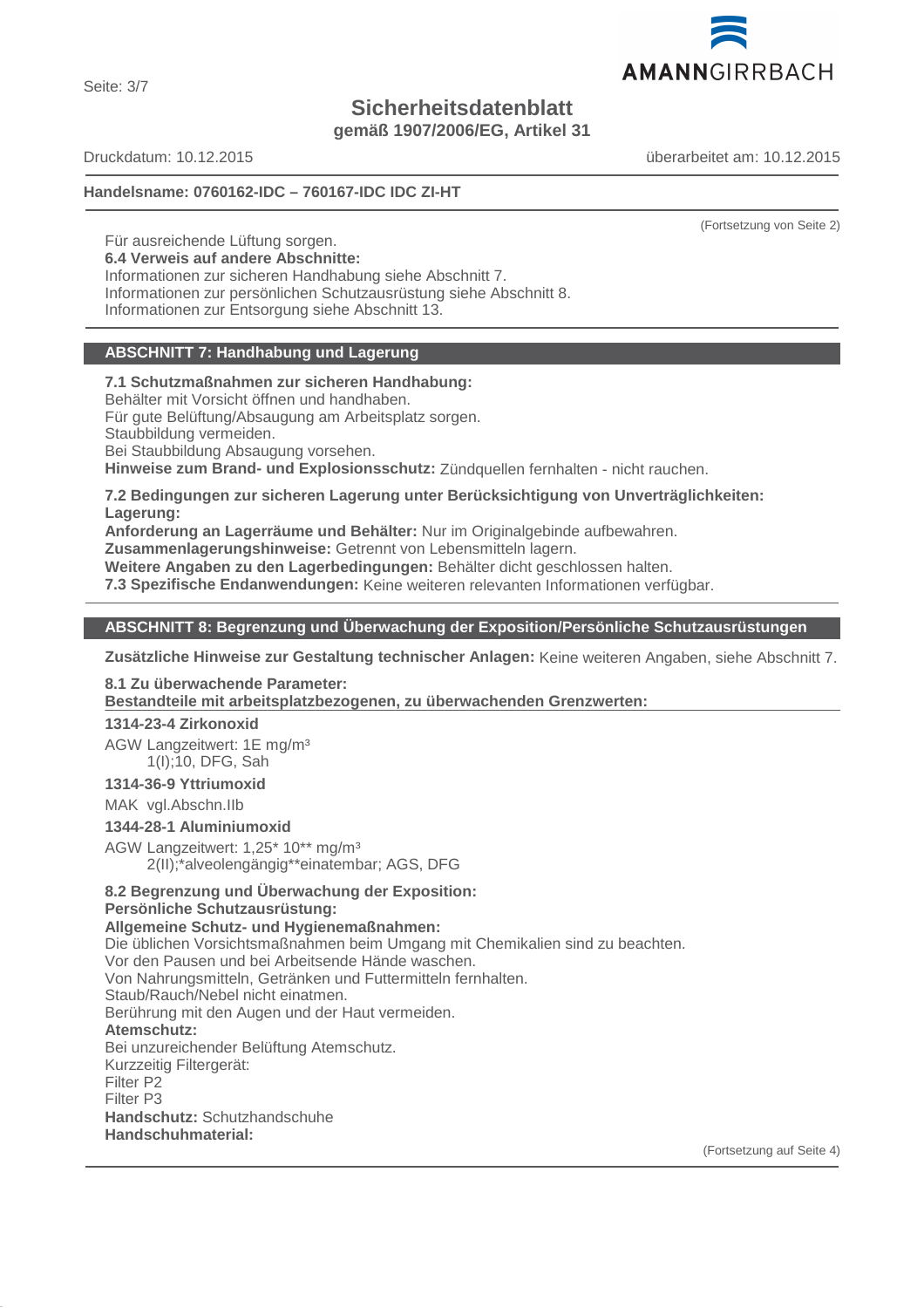(Fortsetzung von Seite 2)

Für ausreichende Lüftung sorgen.

**6.4 Verweis auf andere Abschnitte:**
Informationen zur sicheren Handhabung siehe Abschnitt 7.
Informationen zur persönlichen Schutzausrüstung siehe Abschnitt 8.
Informationen zur Entsorgung siehe Abschnitt 13.

## ABSCHNITT 7: Handhabung und Lagerung

**7.1 Schutzmaßnahmen zur sicheren Handhabung:**
Behälter mit Vorsicht öffnen und handhaben.
Für gute Belüftung/Absaugung am Arbeitsplatz sorgen.
Staubbildung vermeiden.
Bei Staubbildung Absaugung vorsehen.
**Hinweise zum Brand- und Explosionsschutz:** Zündquellen fernhalten - nicht rauchen.

**7.2 Bedingungen zur sicheren Lagerung unter Berücksichtigung von Unverträglichkeiten:**
**Lagerung:**
**Anforderung an Lagerräume und Behälter:** Nur im Originalgebinde aufbewahren.
**Zusammenlagerungshinweise:** Getrennt von Lebensmitteln lagern.
**Weitere Angaben zu den Lagerbedingungen:** Behälter dicht geschlossen halten.
**7.3 Spezifische Endanwendungen:** Keine weiteren relevanten Informationen verfügbar.

## ABSCHNITT 8: Begrenzung und Überwachung der Exposition/Persönliche Schutzausrüstungen

**Zusätzliche Hinweise zur Gestaltung technischer Anlagen:** Keine weiteren Angaben, siehe Abschnitt 7.

**8.1 Zu überwachende Parameter:**
**Bestandteile mit arbeitsplatzbezogenen, zu überwachenden Grenzwerten:**

**1314-23-4 Zirkonoxid**
AGW Langzeitwert: 1E mg/m³
1(I);10, DFG, Sah

**1314-36-9 Yttriumoxid**
MAK vgl.Abschn.IIb

**1344-28-1 Aluminiumoxid**
AGW Langzeitwert: 1,25* 10** mg/m³
2(II);*alveolengängig**einatembar; AGS, DFG

**8.2 Begrenzung und Überwachung der Exposition:**
**Persönliche Schutzausrüstung:**
**Allgemeine Schutz- und Hygienemaßnahmen:**
Die üblichen Vorsichtsmaßnahmen beim Umgang mit Chemikalien sind zu beachten.
Vor den Pausen und bei Arbeitsende Hände waschen.
Von Nahrungsmitteln, Getränken und Futtermitteln fernhalten.
Staub/Rauch/Nebel nicht einatmen.
Berührung mit den Augen und der Haut vermeiden.
**Atemschutz:**
Bei unzureichender Belüftung Atemschutz.
Kurzzeitig Filtergerät:
Filter P2
Filter P3
**Handschutz:** Schutzhandschuhe
**Handschuhmaterial:**

(Fortsetzung auf Seite 4)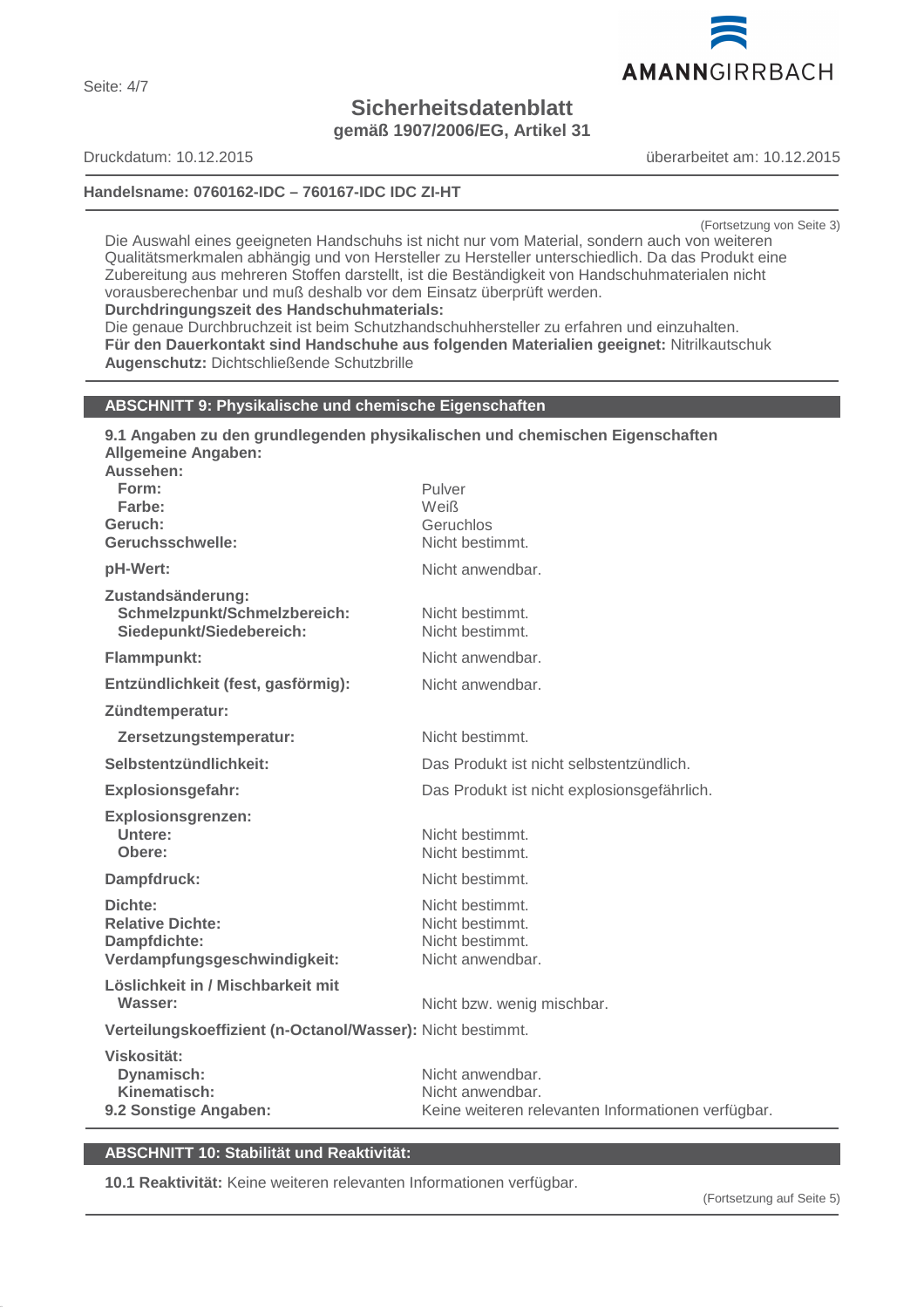Die Auswahl eines geeigneten Handschuhs ist nicht nur vom Material, sondern auch von weiteren Qualitätsmerkmalen abhängig und von Hersteller zu Hersteller unterschiedlich. Da das Produkt eine Zubereitung aus mehreren Stoffen darstellt, ist die Beständigkeit von Handschuhmaterialen nicht vorausberechenbar und muß deshalb vor dem Einsatz überprüft werden.

**Durchdringungszeit des Handschuhmaterials:**
Die genaue Durchbruchzeit ist beim Schutzhandschuhhersteller zu erfahren und einzuhalten.

**Für den Dauerkontakt sind Handschuhe aus folgenden Materialien geeignet:** Nitrilkautschuk

**Augenschutz:** Dichtschließende Schutzbrille

## ABSCHNITT 9: Physikalische und chemische Eigenschaften

**9.1 Angaben zu den grundlegenden physikalischen und chemischen Eigenschaften**

**Allgemeine Angaben:**

| | |
|---|---|
| **Aussehen:** | |
| **Form:** | Pulver |
| **Farbe:** | Weiß |
| **Geruch:** | Geruchlos |
| **Geruchsschwelle:** | Nicht bestimmt. |
| **pH-Wert:** | Nicht anwendbar. |
| **Zustandsänderung:** | |
| **Schmelzpunkt/Schmelzbereich:** | Nicht bestimmt. |
| **Siedepunkt/Siedebereich:** | Nicht bestimmt. |
| **Flammpunkt:** | Nicht anwendbar. |
| **Entzündlichkeit (fest, gasförmig):** | Nicht anwendbar. |
| **Zündtemperatur:** | |
| **Zersetzungstemperatur:** | Nicht bestimmt. |
| **Selbstentzündlichkeit:** | Das Produkt ist nicht selbstentzündlich. |
| **Explosionsgefahr:** | Das Produkt ist nicht explosionsgefährlich. |
| **Explosionsgrenzen:** | |
| **Untere:** | Nicht bestimmt. |
| **Obere:** | Nicht bestimmt. |
| **Dampfdruck:** | Nicht bestimmt. |
| **Dichte:** | Nicht bestimmt. |
| **Relative Dichte:** | Nicht bestimmt. |
| **Dampfdichte:** | Nicht bestimmt. |
| **Verdampfungsgeschwindigkeit:** | Nicht anwendbar. |
| **Löslichkeit in / Mischbarkeit mit** | |
| **Wasser:** | Nicht bzw. wenig mischbar. |
| **Verteilungskoeffizient (n-Octanol/Wasser):** | Nicht bestimmt. |
| **Viskosität:** | |
| **Dynamisch:** | Nicht anwendbar. |
| **Kinematisch:** | Nicht anwendbar. |
| **9.2 Sonstige Angaben:** | Keine weiteren relevanten Informationen verfügbar. |

## ABSCHNITT 10: Stabilität und Reaktivität:

**10.1 Reaktivität:** Keine weiteren relevanten Informationen verfügbar.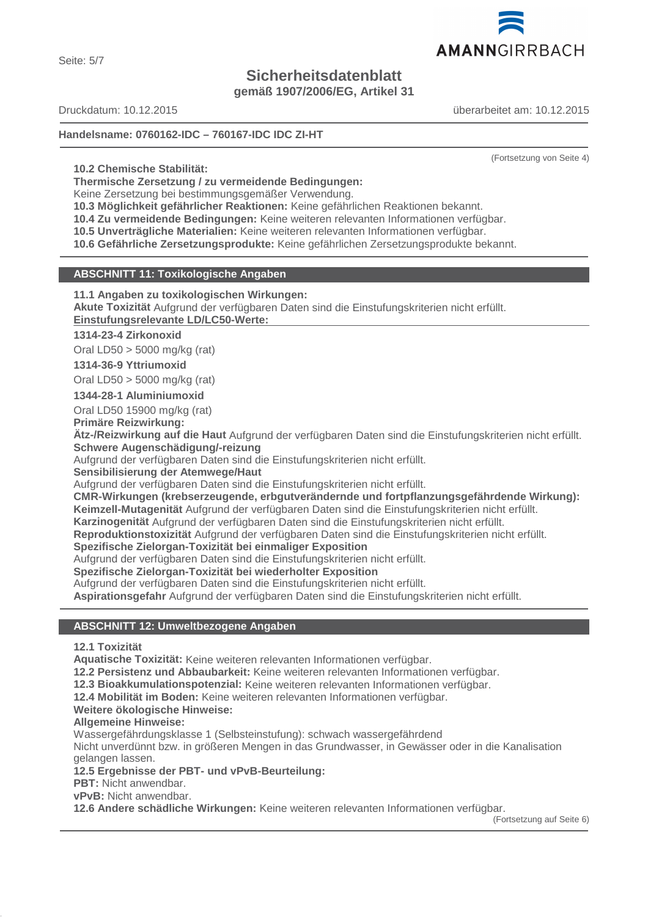Handelsname: 0760162-IDC – 760167-IDC IDC ZI-HT

(Fortsetzung von Seite 4)

**10.2 Chemische Stabilität:**
**Thermische Zersetzung / zu vermeidende Bedingungen:**
Keine Zersetzung bei bestimmungsgemäßer Verwendung.
**10.3 Möglichkeit gefährlicher Reaktionen:** Keine gefährlichen Reaktionen bekannt.
**10.4 Zu vermeidende Bedingungen:** Keine weiteren relevanten Informationen verfügbar.
**10.5 Unverträgliche Materialien:** Keine weiteren relevanten Informationen verfügbar.
**10.6 Gefährliche Zersetzungsprodukte:** Keine gefährlichen Zersetzungsprodukte bekannt.

## ABSCHNITT 11: Toxikologische Angaben

**11.1 Angaben zu toxikologischen Wirkungen:**
**Akute Toxizität** Aufgrund der verfügbaren Daten sind die Einstufungskriterien nicht erfüllt.
**Einstufungsrelevante LD/LC50-Werte:**

**1314-23-4 Zirkonoxid**

Oral LD50 > 5000 mg/kg (rat)

**1314-36-9 Yttriumoxid**

Oral LD50 > 5000 mg/kg (rat)

**1344-28-1 Aluminiumoxid**

Oral LD50 15900 mg/kg (rat)

**Primäre Reizwirkung:**
**Ätz-/Reizwirkung auf die Haut** Aufgrund der verfügbaren Daten sind die Einstufungskriterien nicht erfüllt.
**Schwere Augenschädigung/-reizung**
Aufgrund der verfügbaren Daten sind die Einstufungskriterien nicht erfüllt.
**Sensibilisierung der Atemwege/Haut**
Aufgrund der verfügbaren Daten sind die Einstufungskriterien nicht erfüllt.
**CMR-Wirkungen (krebserzeugende, erbgutverändernde und fortpflanzungsgefährdende Wirkung):**
**Keimzell-Mutagenität** Aufgrund der verfügbaren Daten sind die Einstufungskriterien nicht erfüllt.
**Karzinogenität** Aufgrund der verfügbaren Daten sind die Einstufungskriterien nicht erfüllt.
**Reproduktionstoxizität** Aufgrund der verfügbaren Daten sind die Einstufungskriterien nicht erfüllt.
**Spezifische Zielorgan-Toxizität bei einmaliger Exposition**
Aufgrund der verfügbaren Daten sind die Einstufungskriterien nicht erfüllt.
**Spezifische Zielorgan-Toxizität bei wiederholter Exposition**
Aufgrund der verfügbaren Daten sind die Einstufungskriterien nicht erfüllt.
**Aspirationsgefahr** Aufgrund der verfügbaren Daten sind die Einstufungskriterien nicht erfüllt.

## ABSCHNITT 12: Umweltbezogene Angaben

**12.1 Toxizität**
**Aquatische Toxizität:** Keine weiteren relevanten Informationen verfügbar.
**12.2 Persistenz und Abbaubarkeit:** Keine weiteren relevanten Informationen verfügbar.
**12.3 Bioakkumulationspotenzial:** Keine weiteren relevanten Informationen verfügbar.
**12.4 Mobilität im Boden:** Keine weiteren relevanten Informationen verfügbar.
**Weitere ökologische Hinweise:**
**Allgemeine Hinweise:**
Wassergefährdungsklasse 1 (Selbsteinstufung): schwach wassergefährdend
Nicht unverdünnt bzw. in größeren Mengen in das Grundwasser, in Gewässer oder in die Kanalisation gelangen lassen.
**12.5 Ergebnisse der PBT- und vPvB-Beurteilung:**
**PBT:** Nicht anwendbar.
**vPvB:** Nicht anwendbar.
**12.6 Andere schädliche Wirkungen:** Keine weiteren relevanten Informationen verfügbar.

(Fortsetzung auf Seite 6)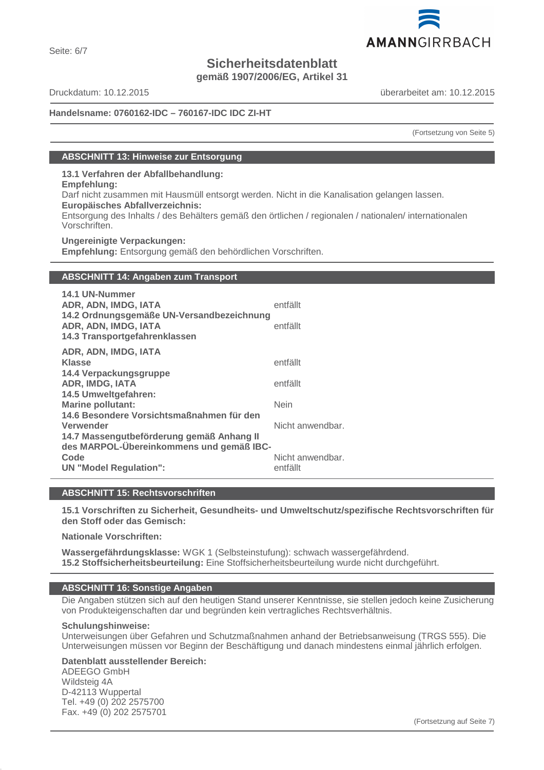# Sicherheitsdatenblatt

**gemäß 1907/2006/EG, Artikel 31**

Druckdatum: 10.12.2015 überarbeitet am: 10.12.2015

**Handelsname: 0760162-IDC – 760167-IDC IDC ZI-HT**

(Fortsetzung von Seite 5)

## ABSCHNITT 13: Hinweise zur Entsorgung

**13.1 Verfahren der Abfallbehandlung:**

**Empfehlung:**

Darf nicht zusammen mit Hausmüll entsorgt werden. Nicht in die Kanalisation gelangen lassen.

**Europäisches Abfallverzeichnis:**

Entsorgung des Inhalts / des Behälters gemäß den örtlichen / regionalen / nationalen/ internationalen Vorschriften.

**Ungereinigte Verpackungen:**

**Empfehlung:** Entsorgung gemäß den behördlichen Vorschriften.

## ABSCHNITT 14: Angaben zum Transport

**14.1 UN-Nummer**

**ADR, ADN, IMDG, IATA** entfällt

**14.2 Ordnungsgemäße UN-Versandbezeichnung**

**ADR, ADN, IMDG, IATA** entfällt

**14.3 Transportgefahrenklassen**

**ADR, ADN, IMDG, IATA**

**Klasse** entfällt

**14.4 Verpackungsgruppe**

**ADR, IMDG, IATA** entfällt

**14.5 Umweltgefahren:**

**Marine pollutant:** Nein

**14.6 Besondere Vorsichtsmaßnahmen für den Verwender** Nicht anwendbar.

**14.7 Massengutbeförderung gemäß Anhang II des MARPOL-Übereinkommens und gemäß IBC-Code** Nicht anwendbar.

**UN "Model Regulation":** entfällt

## ABSCHNITT 15: Rechtsvorschriften

**15.1 Vorschriften zu Sicherheit, Gesundheits- und Umweltschutz/spezifische Rechtsvorschriften für den Stoff oder das Gemisch:**

**Nationale Vorschriften:**

**Wassergefährdungsklasse:** WGK 1 (Selbsteinstufung): schwach wassergefährdend.

**15.2 Stoffsicherheitsbeurteilung:** Eine Stoffsicherheitsbeurteilung wurde nicht durchgeführt.

## ABSCHNITT 16: Sonstige Angaben

Die Angaben stützen sich auf den heutigen Stand unserer Kenntnisse, sie stellen jedoch keine Zusicherung von Produkteigenschaften dar und begründen kein vertragliches Rechtsverhältnis.

**Schulungshinweise:**

Unterweisungen über Gefahren und Schutzmaßnahmen anhand der Betriebsanweisung (TRGS 555). Die Unterweisungen müssen vor Beginn der Beschäftigung und danach mindestens einmal jährlich erfolgen.

**Datenblatt ausstellender Bereich:**

ADEEGO GmbH
Wildsteig 4A
D-42113 Wuppertal
Tel. +49 (0) 202 2575700
Fax. +49 (0) 202 2575701

(Fortsetzung auf Seite 7)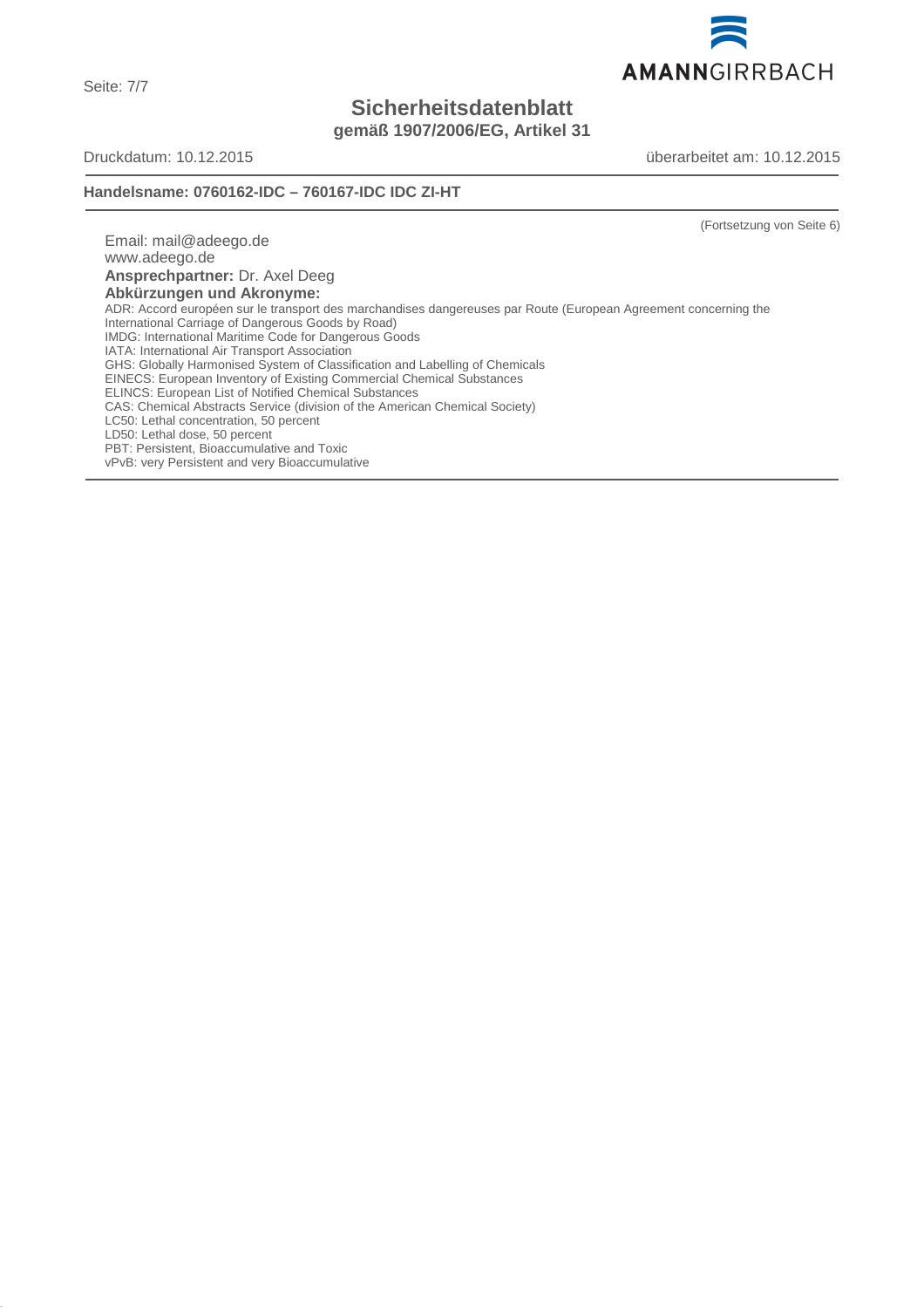Email: mail@adeego.de
www.adeego.de
**Ansprechpartner:** Dr. Axel Deeg
**Abkürzungen und Akronyme:**
ADR: Accord européen sur le transport des marchandises dangereuses par Route (European Agreement concerning the International Carriage of Dangerous Goods by Road)
IMDG: International Maritime Code for Dangerous Goods
IATA: International Air Transport Association
GHS: Globally Harmonised System of Classification and Labelling of Chemicals
EINECS: European Inventory of Existing Commercial Chemical Substances
ELINCS: European List of Notified Chemical Substances
CAS: Chemical Abstracts Service (division of the American Chemical Society)
LC50: Lethal concentration, 50 percent
LD50: Lethal dose, 50 percent
PBT: Persistent, Bioaccumulative and Toxic
vPvB: very Persistent and very Bioaccumulative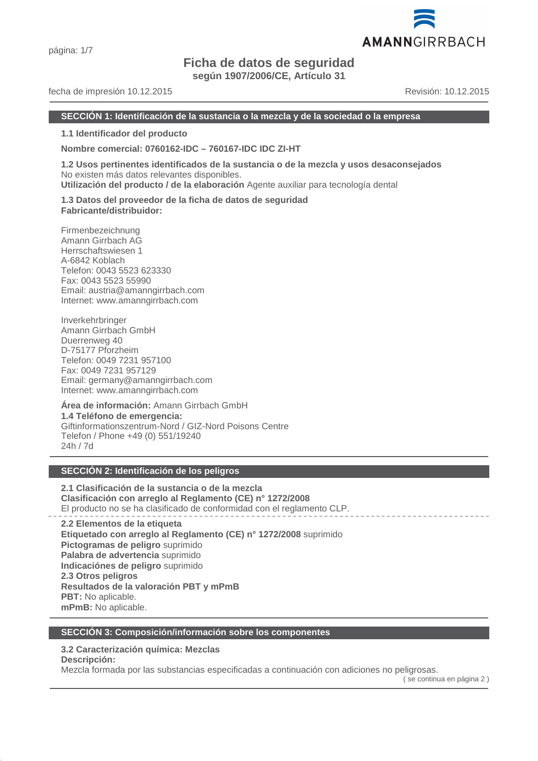# Ficha de datos de seguridad

**según 1907/2006/CE, Artículo 31**

fecha de impresión 10.12.2015 Revisión: 10.12.2015

## SECCIÓN 1: Identificación de la sustancia o la mezcla y de la sociedad o la empresa

**1.1 Identificador del producto**

**Nombre comercial: 0760162-IDC – 760167-IDC IDC ZI-HT**

**1.2 Usos pertinentes identificados de la sustancia o de la mezcla y usos desaconsejados**
No existen más datos relevantes disponibles.
**Utilización del producto / de la elaboración** Agente auxiliar para tecnología dental

**1.3 Datos del proveedor de la ficha de datos de seguridad**
**Fabricante/distribuidor:**

Firmenbezeichnung
Amann Girrbach AG
Herrschaftswiesen 1
A-6842 Koblach
Telefon: 0043 5523 623330
Fax: 0043 5523 55990
Email: austria@amanngirrbach.com
Internet: www.amanngirrbach.com

Inverkehrbringer
Amann Girrbach GmbH
Duerrenweg 40
D-75177 Pforzheim
Telefon: 0049 7231 957100
Fax: 0049 7231 957129
Email: germany@amanngirrbach.com
Internet: www.amanngirrbach.com

**Área de información:** Amann Girrbach GmbH
**1.4 Teléfono de emergencia:**
Giftinformationszentrum-Nord / GIZ-Nord Poisons Centre
Telefon / Phone +49 (0) 551/19240
24h / 7d

## SECCIÓN 2: Identificación de los peligros

**2.1 Clasificación de la sustancia o de la mezcla**
**Clasificación con arreglo al Reglamento (CE) n° 1272/2008**
El producto no se ha clasificado de conformidad con el reglamento CLP.

**2.2 Elementos de la etiqueta**
**Etiquetado con arreglo al Reglamento (CE) n° 1272/2008** suprimido
**Pictogramas de peligro** suprimido
**Palabra de advertencia** suprimido
**Indicaciónes de peligro** suprimido
**2.3 Otros peligros**
**Resultados de la valoración PBT y mPmB**
**PBT:** No aplicable.
**mPmB:** No aplicable.

## SECCIÓN 3: Composición/información sobre los componentes

**3.2 Caracterización química: Mezclas**
**Descripción:**
Mezcla formada por las substancias especificadas a continuación con adiciones no peligrosas.

( se continua en página 2 )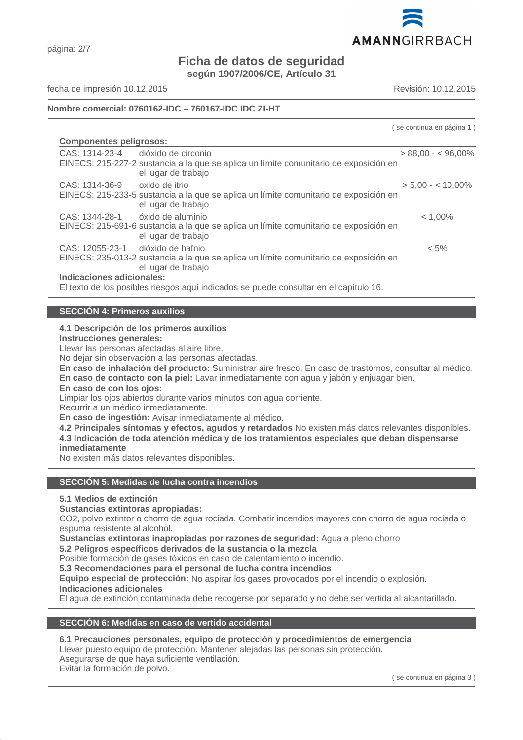# Ficha de datos de seguridad
**según 1907/2006/CE, Artículo 31**

fecha de impresión 10.12.2015 — Revisión: 10.12.2015

**Nombre comercial: 0760162-IDC – 760167-IDC IDC ZI-HT**

( se continua en página 1 )

**Componentes peligrosos:**

| | | |
|---|---|---|
| CAS: 1314-23-4<br>EINECS: 215-227-2 | dióxido de circonio<br>sustancia a la que se aplica un límite comunitario de exposición en el lugar de trabajo | > 88,00 - < 96,00% |
| CAS: 1314-36-9<br>EINECS: 215-233-5 | oxido de itrio<br>sustancia a la que se aplica un límite comunitario de exposición en el lugar de trabajo | > 5,00 - < 10,00% |
| CAS: 1344-28-1<br>EINECS: 215-691-6 | óxido de aluminio<br>sustancia a la que se aplica un límite comunitario de exposición en el lugar de trabajo | < 1,00% |
| CAS: 12055-23-1<br>EINECS: 235-013-2 | dióxido de hafnio<br>sustancia a la que se aplica un límite comunitario de exposición en el lugar de trabajo | < 5% |

**Indicaciones adicionales:**
El texto de los posibles riesgos aquí indicados se puede consultar en el capítulo 16.

## SECCIÓN 4: Primeros auxilios

**4.1 Descripción de los primeros auxilios**
**Instrucciones generales:**
Llevar las personas afectadas al aire libre.
No dejar sin observación a las personas afectadas.
**En caso de inhalación del producto:** Suministrar aire fresco. En caso de trastornos, consultar al médico.
**En caso de contacto con la piel:** Lavar inmediatamente con agua y jabón y enjuagar bien.
**En caso de con los ojos:**
Limpiar los ojos abiertos durante varios minutos con agua corriente.
Recurrir a un médico inmediatamente.
**En caso de ingestión:** Avisar inmediatamente al médico.
**4.2 Principales síntomas y efectos, agudos y retardados** No existen más datos relevantes disponibles.
**4.3 Indicación de toda atención médica y de los tratamientos especiales que deban dispensarse inmediatamente**
No existen más datos relevantes disponibles.

## SECCIÓN 5: Medidas de lucha contra incendios

**5.1 Medios de extinción**
**Sustancias extintoras apropiadas:**
$CO_2$, polvo extintor o chorro de agua rociada. Combatir incendios mayores con chorro de agua rociada o espuma resistente al alcohol.
**Sustancias extintoras inapropiadas por razones de seguridad:** Agua a pleno chorro
**5.2 Peligros específicos derivados de la sustancia o la mezcla**
Posible formación de gases tóxicos en caso de calentamiento o incendio.
**5.3 Recomendaciones para el personal de lucha contra incendios**
**Equipo especial de protección:** No aspirar los gases provocados por el incendio o explosión.
**Indicaciones adicionales**
El agua de extinción contaminada debe recogerse por separado y no debe ser vertida al alcantarillado.

## SECCIÓN 6: Medidas en caso de vertido accidental

**6.1 Precauciones personales, equipo de protección y procedimientos de emergencia**
Llevar puesto equipo de protección. Mantener alejadas las personas sin protección.
Asegurarse de que haya suficiente ventilación.
Evitar la formación de polvo.

( se continua en página 3 )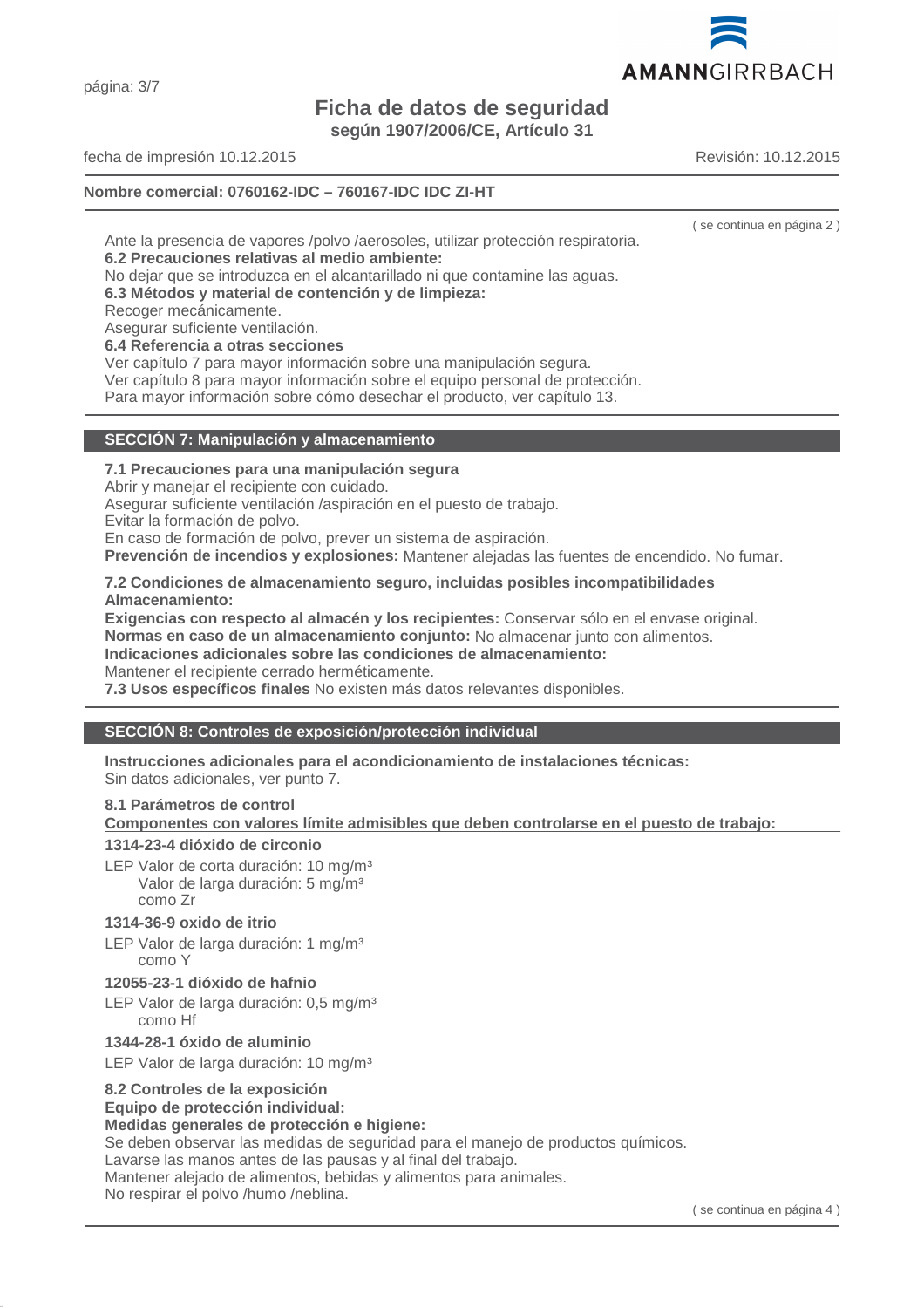## Ficha de datos de seguridad
**según 1907/2006/CE, Artículo 31**

fecha de impresión 10.12.2015 Revisión: 10.12.2015

**Nombre comercial: 0760162-IDC – 760167-IDC IDC ZI-HT**

( se continua en página 2 )

Ante la presencia de vapores /polvo /aerosoles, utilizar protección respiratoria.
**6.2 Precauciones relativas al medio ambiente:**
No dejar que se introduzca en el alcantarillado ni que contamine las aguas.
**6.3 Métodos y material de contención y de limpieza:**
Recoger mecánicamente.
Asegurar suficiente ventilación.
**6.4 Referencia a otras secciones**
Ver capítulo 7 para mayor información sobre una manipulación segura.
Ver capítulo 8 para mayor información sobre el equipo personal de protección.
Para mayor información sobre cómo desechar el producto, ver capítulo 13.

## SECCIÓN 7: Manipulación y almacenamiento

**7.1 Precauciones para una manipulación segura**
Abrir y manejar el recipiente con cuidado.
Asegurar suficiente ventilación /aspiración en el puesto de trabajo.
Evitar la formación de polvo.
En caso de formación de polvo, prever un sistema de aspiración.
**Prevención de incendios y explosiones:** Mantener alejadas las fuentes de encendido. No fumar.

**7.2 Condiciones de almacenamiento seguro, incluidas posibles incompatibilidades**
**Almacenamiento:**
**Exigencias con respecto al almacén y los recipientes:** Conservar sólo en el envase original.
**Normas en caso de un almacenamiento conjunto:** No almacenar junto con alimentos.
**Indicaciones adicionales sobre las condiciones de almacenamiento:**
Mantener el recipiente cerrado herméticamente.
**7.3 Usos específicos finales** No existen más datos relevantes disponibles.

## SECCIÓN 8: Controles de exposición/protección individual

**Instrucciones adicionales para el acondicionamiento de instalaciones técnicas:**
Sin datos adicionales, ver punto 7.

**8.1 Parámetros de control**
**Componentes con valores límite admisibles que deben controlarse en el puesto de trabajo:**

**1314-23-4 dióxido de circonio**
LEP Valor de corta duración: 10 mg/m³
Valor de larga duración: 5 mg/m³
como Zr

**1314-36-9 oxido de itrio**
LEP Valor de larga duración: 1 mg/m³
como Y

**12055-23-1 dióxido de hafnio**
LEP Valor de larga duración: 0,5 mg/m³
como Hf

**1344-28-1 óxido de aluminio**
LEP Valor de larga duración: 10 mg/m³

**8.2 Controles de la exposición**
**Equipo de protección individual:**
**Medidas generales de protección e higiene:**
Se deben observar las medidas de seguridad para el manejo de productos químicos.
Lavarse las manos antes de las pausas y al final del trabajo.
Mantener alejado de alimentos, bebidas y alimentos para animales.
No respirar el polvo /humo /neblina.

( se continua en página 4 )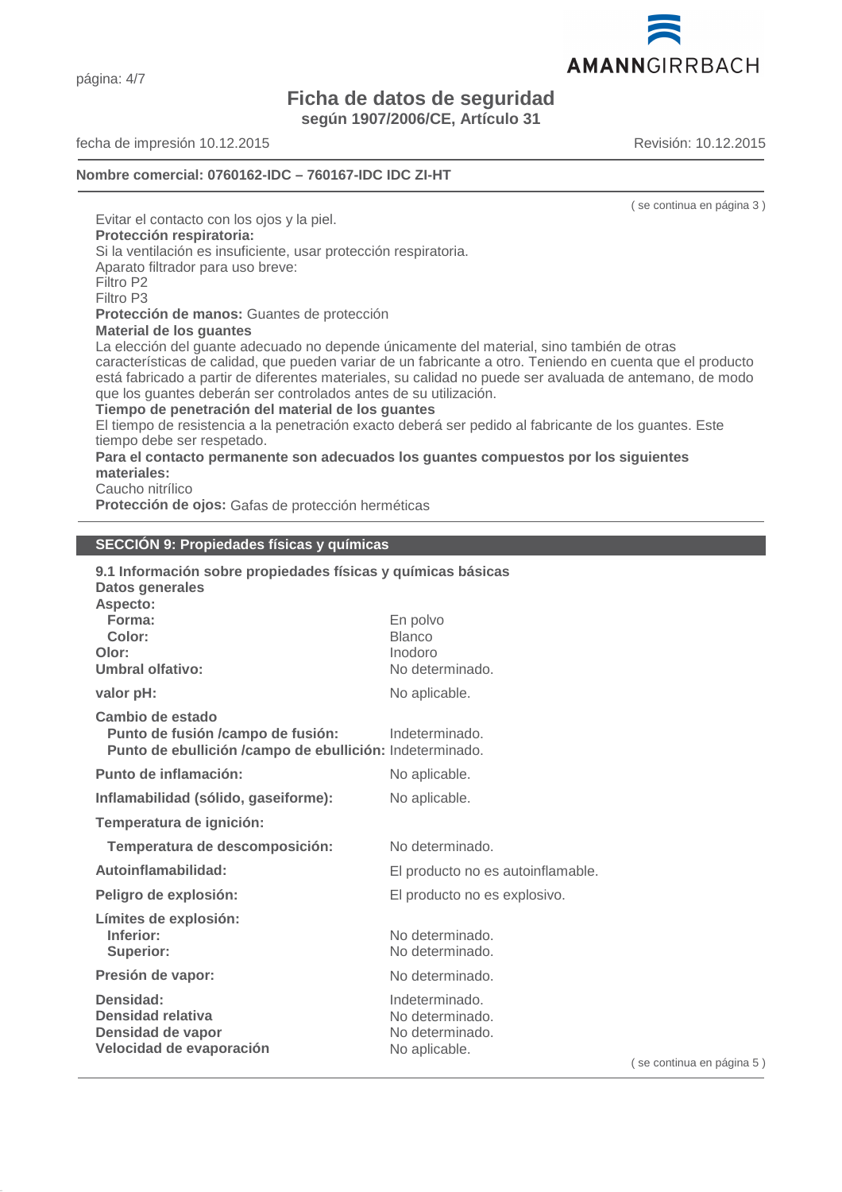( se continua en página 3 )

Evitar el contacto con los ojos y la piel.

**Protección respiratoria:**
Si la ventilación es insuficiente, usar protección respiratoria.
Aparato filtrador para uso breve:
Filtro P2
Filtro P3

**Protección de manos:** Guantes de protección

**Material de los guantes**
La elección del guante adecuado no depende únicamente del material, sino también de otras características de calidad, que pueden variar de un fabricante a otro. Teniendo en cuenta que el producto está fabricado a partir de diferentes materiales, su calidad no puede ser avaluada de antemano, de modo que los guantes deberán ser controlados antes de su utilización.

**Tiempo de penetración del material de los guantes**
El tiempo de resistencia a la penetración exacto deberá ser pedido al fabricante de los guantes. Este tiempo debe ser respetado.

**Para el contacto permanente son adecuados los guantes compuestos por los siguientes materiales:**
Caucho nitrílico

**Protección de ojos:** Gafas de protección herméticas

## SECCIÓN 9: Propiedades físicas y químicas

**9.1 Información sobre propiedades físicas y químicas básicas**

**Datos generales**

| | |
|---|---|
| **Aspecto:** | |
| **Forma:** | En polvo |
| **Color:** | Blanco |
| **Olor:** | Inodoro |
| **Umbral olfativo:** | No determinado. |
| **valor pH:** | No aplicable. |
| **Cambio de estado** | |
| **Punto de fusión /campo de fusión:** | Indeterminado. |
| **Punto de ebullición /campo de ebullición:** | Indeterminado. |
| **Punto de inflamación:** | No aplicable. |
| **Inflamabilidad (sólido, gaseiforme):** | No aplicable. |
| **Temperatura de ignición:** | |
| **Temperatura de descomposición:** | No determinado. |
| **Autoinflamabilidad:** | El producto no es autoinflamable. |
| **Peligro de explosión:** | El producto no es explosivo. |
| **Límites de explosión:** | |
| **Inferior:** | No determinado. |
| **Superior:** | No determinado. |
| **Presión de vapor:** | No determinado. |
| **Densidad:** | Indeterminado. |
| **Densidad relativa** | No determinado. |
| **Densidad de vapor** | No determinado. |
| **Velocidad de evaporación** | No aplicable. |

( se continua en página 5 )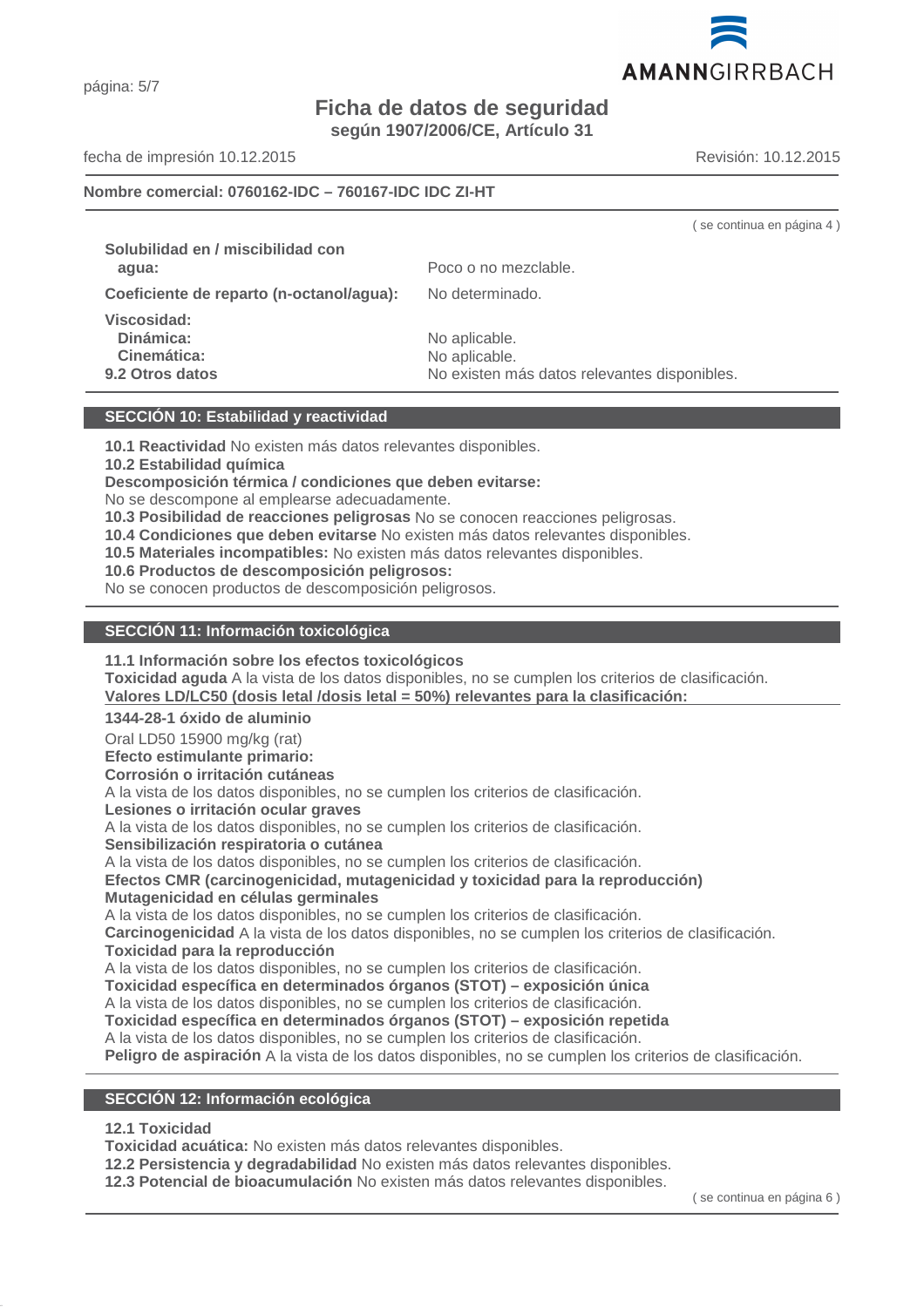( se continua en página 4 )

| | |
|---|---|
| **Solubilidad en / miscibilidad con agua:** | Poco o no mezclable. |
| **Coeficiente de reparto (n-octanol/agua):** | No determinado. |
| **Viscosidad:** | |
| **Dinámica:** | No aplicable. |
| **Cinemática:** | No aplicable. |
| **9.2 Otros datos** | No existen más datos relevantes disponibles. |

## SECCIÓN 10: Estabilidad y reactividad

**10.1 Reactividad** No existen más datos relevantes disponibles.
**10.2 Estabilidad química**
**Descomposición térmica / condiciones que deben evitarse:**
No se descompone al emplearse adecuadamente.
**10.3 Posibilidad de reacciones peligrosas** No se conocen reacciones peligrosas.
**10.4 Condiciones que deben evitarse** No existen más datos relevantes disponibles.
**10.5 Materiales incompatibles:** No existen más datos relevantes disponibles.
**10.6 Productos de descomposición peligrosos:**
No se conocen productos de descomposición peligrosos.

## SECCIÓN 11: Información toxicológica

**11.1 Información sobre los efectos toxicológicos**
**Toxicidad aguda** A la vista de los datos disponibles, no se cumplen los criterios de clasificación.
**Valores LD/LC50 (dosis letal /dosis letal = 50%) relevantes para la clasificación:**

**1344-28-1 óxido de aluminio**

Oral LD50 15900 mg/kg (rat)
**Efecto estimulante primario:**
**Corrosión o irritación cutáneas**
A la vista de los datos disponibles, no se cumplen los criterios de clasificación.
**Lesiones o irritación ocular graves**
A la vista de los datos disponibles, no se cumplen los criterios de clasificación.
**Sensibilización respiratoria o cutánea**
A la vista de los datos disponibles, no se cumplen los criterios de clasificación.
**Efectos CMR (carcinogenicidad, mutagenicidad y toxicidad para la reproducción)**
**Mutagenicidad en células germinales**
A la vista de los datos disponibles, no se cumplen los criterios de clasificación.
**Carcinogenicidad** A la vista de los datos disponibles, no se cumplen los criterios de clasificación.
**Toxicidad para la reproducción**
A la vista de los datos disponibles, no se cumplen los criterios de clasificación.
**Toxicidad específica en determinados órganos (STOT) – exposición única**
A la vista de los datos disponibles, no se cumplen los criterios de clasificación.
**Toxicidad específica en determinados órganos (STOT) – exposición repetida**
A la vista de los datos disponibles, no se cumplen los criterios de clasificación.
**Peligro de aspiración** A la vista de los datos disponibles, no se cumplen los criterios de clasificación.

## SECCIÓN 12: Información ecológica

**12.1 Toxicidad**
**Toxicidad acuática:** No existen más datos relevantes disponibles.
**12.2 Persistencia y degradabilidad** No existen más datos relevantes disponibles.
**12.3 Potencial de bioacumulación** No existen más datos relevantes disponibles.

( se continua en página 6 )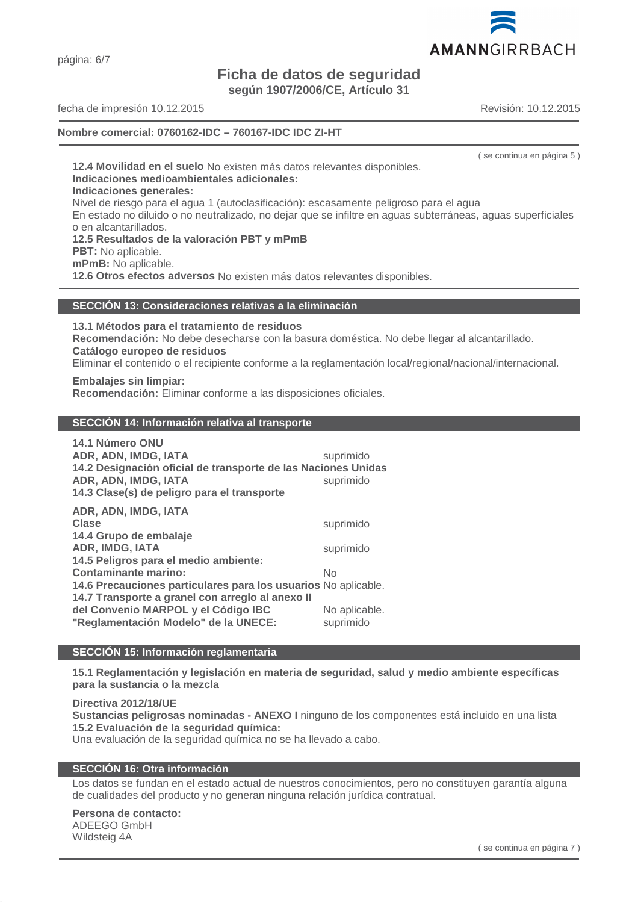Nombre comercial: 0760162-IDC – 760167-IDC IDC ZI-HT

( se continua en página 5 )

**12.4 Movilidad en el suelo** No existen más datos relevantes disponibles.
**Indicaciones medioambientales adicionales:**
**Indicaciones generales:**
Nivel de riesgo para el agua 1 (autoclasificación): escasamente peligroso para el agua
En estado no diluido o no neutralizado, no dejar que se infiltre en aguas subterráneas, aguas superficiales o en alcantarillados.
**12.5 Resultados de la valoración PBT y mPmB**
**PBT:** No aplicable.
**mPmB:** No aplicable.
**12.6 Otros efectos adversos** No existen más datos relevantes disponibles.

## SECCIÓN 13: Consideraciones relativas a la eliminación

**13.1 Métodos para el tratamiento de residuos**
**Recomendación:** No debe desecharse con la basura doméstica. No debe llegar al alcantarillado.
**Catálogo europeo de residuos**
Eliminar el contenido o el recipiente conforme a la reglamentación local/regional/nacional/internacional.

**Embalajes sin limpiar:**
**Recomendación:** Eliminar conforme a las disposiciones oficiales.

## SECCIÓN 14: Información relativa al transporte

**14.1 Número ONU**
**ADR, ADN, IMDG, IATA** suprimido
**14.2 Designación oficial de transporte de las Naciones Unidas**
**ADR, ADN, IMDG, IATA** suprimido
**14.3 Clase(s) de peligro para el transporte**

**ADR, ADN, IMDG, IATA**
**Clase** suprimido
**14.4 Grupo de embalaje**
**ADR, IMDG, IATA** suprimido
**14.5 Peligros para el medio ambiente:**
**Contaminante marino:** No
**14.6 Precauciones particulares para los usuarios** No aplicable.
**14.7 Transporte a granel con arreglo al anexo II del Convenio MARPOL y el Código IBC** No aplicable.
**"Reglamentación Modelo" de la UNECE:** suprimido

## SECCIÓN 15: Información reglamentaria

**15.1 Reglamentación y legislación en materia de seguridad, salud y medio ambiente específicas para la sustancia o la mezcla**

**Directiva 2012/18/UE**
**Sustancias peligrosas nominadas - ANEXO I** ninguno de los componentes está incluido en una lista
**15.2 Evaluación de la seguridad química:**
Una evaluación de la seguridad química no se ha llevado a cabo.

## SECCIÓN 16: Otra información

Los datos se fundan en el estado actual de nuestros conocimientos, pero no constituyen garantía alguna de cualidades del producto y no generan ninguna relación jurídica contratual.

**Persona de contacto:**
ADEEGO GmbH
Wildsteig 4A

( se continua en página 7 )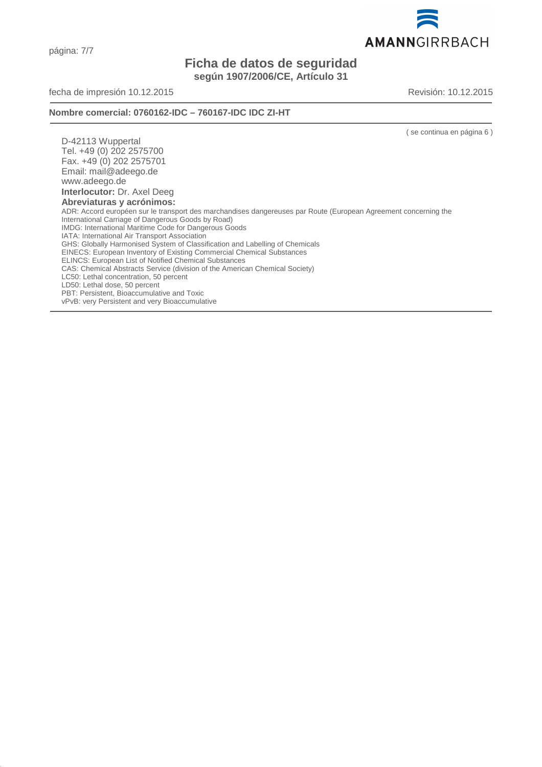Nombre comercial: 0760162-IDC – 760167-IDC IDC ZI-HT

( se continua en página 6 )

D-42113 Wuppertal
Tel. +49 (0) 202 2575700
Fax. +49 (0) 202 2575701
Email: mail@adeego.de
www.adeego.de

**Interlocutor:** Dr. Axel Deeg

**Abreviaturas y acrónimos:**

ADR: Accord européen sur le transport des marchandises dangereuses par Route (European Agreement concerning the International Carriage of Dangerous Goods by Road)
IMDG: International Maritime Code for Dangerous Goods
IATA: International Air Transport Association
GHS: Globally Harmonised System of Classification and Labelling of Chemicals
EINECS: European Inventory of Existing Commercial Chemical Substances
ELINCS: European List of Notified Chemical Substances
CAS: Chemical Abstracts Service (division of the American Chemical Society)
LC50: Lethal concentration, 50 percent
LD50: Lethal dose, 50 percent
PBT: Persistent, Bioaccumulative and Toxic
vPvB: very Persistent and very Bioaccumulative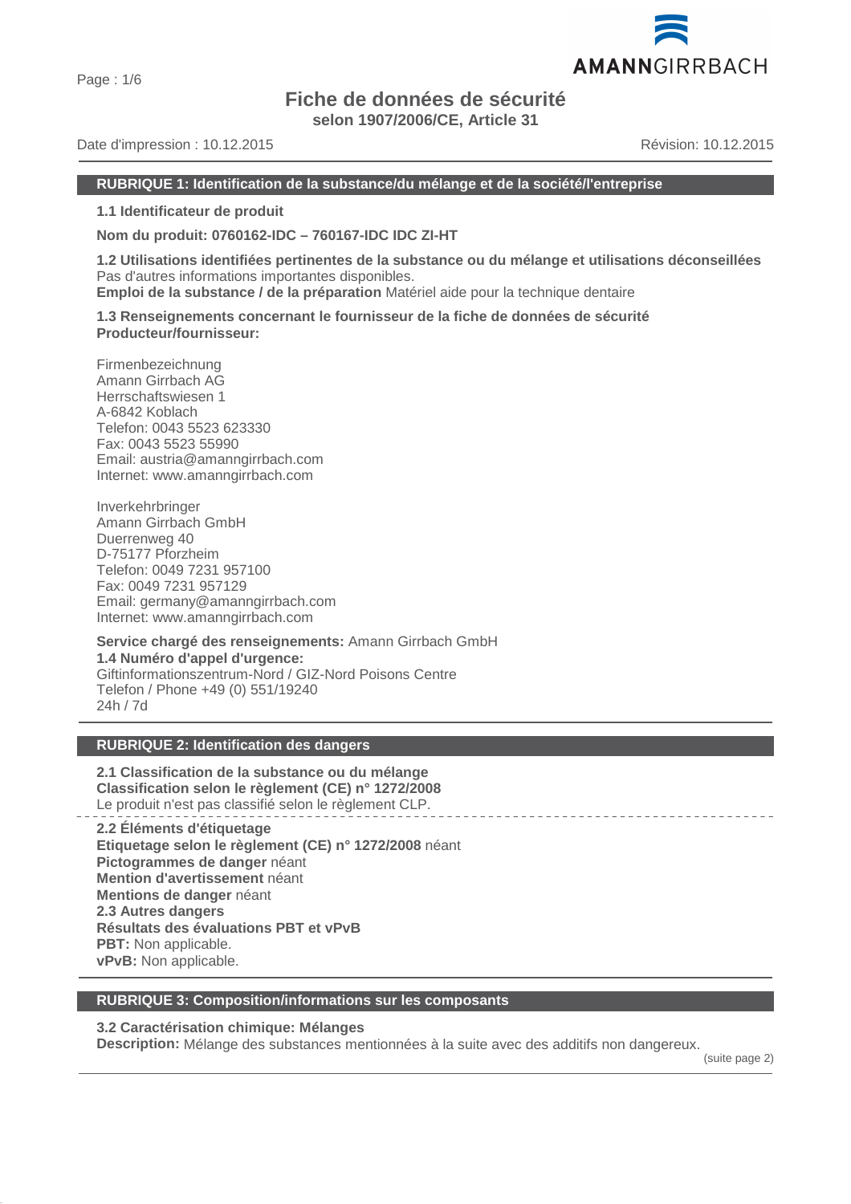# Fiche de données de sécurité

**selon 1907/2006/CE, Article 31**

Date d'impression : 10.12.2015 Révision: 10.12.2015

## RUBRIQUE 1: Identification de la substance/du mélange et de la société/l'entreprise

**1.1 Identificateur de produit**

**Nom du produit: 0760162-IDC – 760167-IDC IDC ZI-HT**

**1.2 Utilisations identifiées pertinentes de la substance ou du mélange et utilisations déconseillées**
Pas d'autres informations importantes disponibles.
**Emploi de la substance / de la préparation** Matériel aide pour la technique dentaire

**1.3 Renseignements concernant le fournisseur de la fiche de données de sécurité**
**Producteur/fournisseur:**

Firmenbezeichnung
Amann Girrbach AG
Herrschaftswiesen 1
A-6842 Koblach
Telefon: 0043 5523 623330
Fax: 0043 5523 55990
Email: austria@amanngirrbach.com
Internet: www.amanngirrbach.com

Inverkehrbringer
Amann Girrbach GmbH
Duerrenweg 40
D-75177 Pforzheim
Telefon: 0049 7231 957100
Fax: 0049 7231 957129
Email: germany@amanngirrbach.com
Internet: www.amanngirrbach.com

**Service chargé des renseignements:** Amann Girrbach GmbH
**1.4 Numéro d'appel d'urgence:**
Giftinformationszentrum-Nord / GIZ-Nord Poisons Centre
Telefon / Phone +49 (0) 551/19240
24h / 7d

## RUBRIQUE 2: Identification des dangers

**2.1 Classification de la substance ou du mélange**
**Classification selon le règlement (CE) n° 1272/2008**
Le produit n'est pas classifié selon le règlement CLP.

**2.2 Éléments d'étiquetage**
**Etiquetage selon le règlement (CE) n° 1272/2008** néant
**Pictogrammes de danger** néant
**Mention d'avertissement** néant
**Mentions de danger** néant
**2.3 Autres dangers**
**Résultats des évaluations PBT et vPvB**
**PBT:** Non applicable.
**vPvB:** Non applicable.

## RUBRIQUE 3: Composition/informations sur les composants

**3.2 Caractérisation chimique: Mélanges**
**Description:** Mélange des substances mentionnées à la suite avec des additifs non dangereux.

(suite page 2)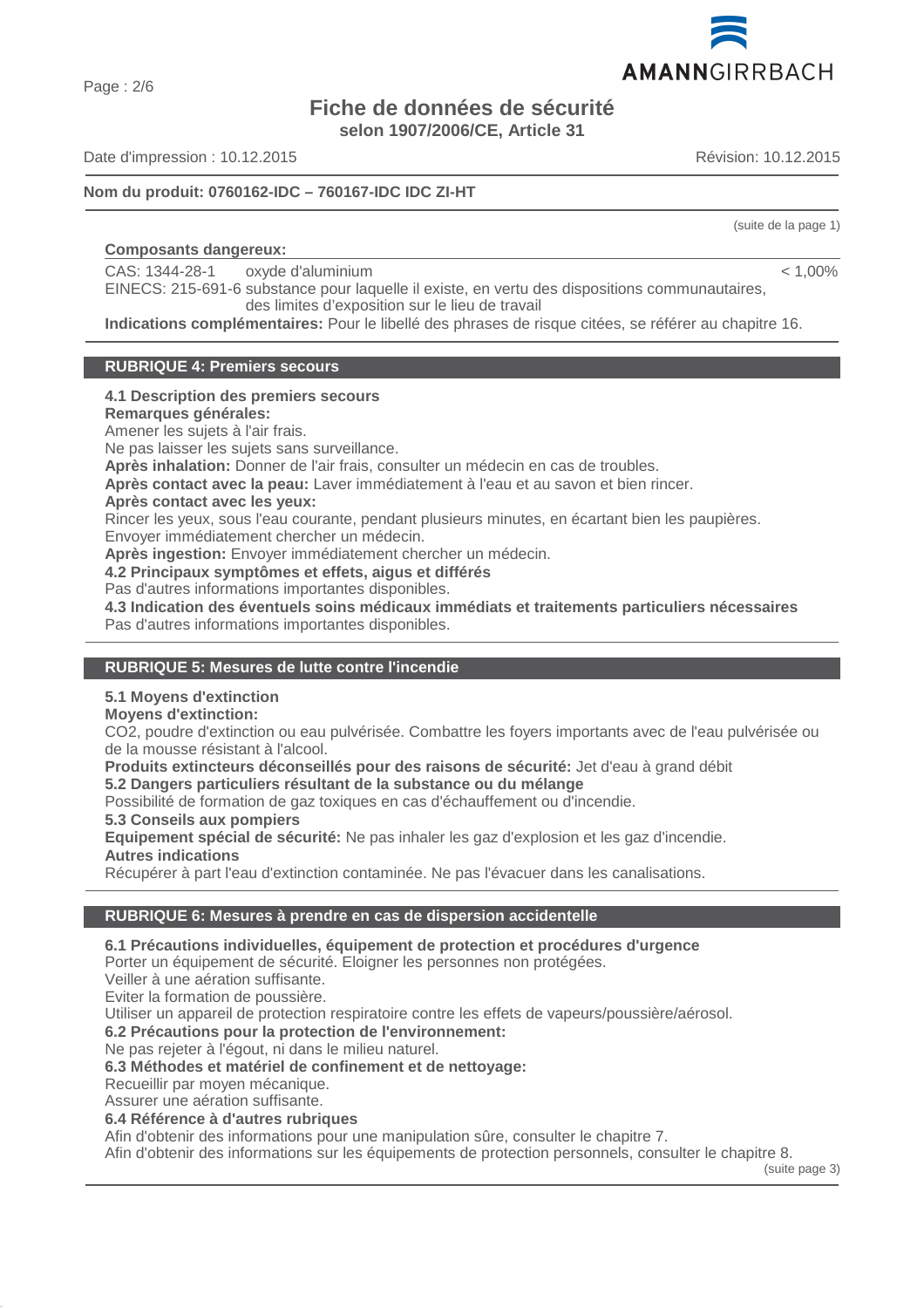(suite de la page 1)

**Composants dangereux:**

| | | |
|---|---|---|
| CAS: 1344-28-1 | oxyde d'aluminium | < 1,00% |
| EINECS: 215-691-6 | substance pour laquelle il existe, en vertu des dispositions communautaires, des limites d'exposition sur le lieu de travail | |

**Indications complémentaires:** Pour le libellé des phrases de risque citées, se référer au chapitre 16.

## RUBRIQUE 4: Premiers secours

**4.1 Description des premiers secours**
**Remarques générales:**
Amener les sujets à l'air frais.
Ne pas laisser les sujets sans surveillance.
**Après inhalation:** Donner de l'air frais, consulter un médecin en cas de troubles.
**Après contact avec la peau:** Laver immédiatement à l'eau et au savon et bien rincer.
**Après contact avec les yeux:**
Rincer les yeux, sous l'eau courante, pendant plusieurs minutes, en écartant bien les paupières.
Envoyer immédiatement chercher un médecin.
**Après ingestion:** Envoyer immédiatement chercher un médecin.
**4.2 Principaux symptômes et effets, aigus et différés**
Pas d'autres informations importantes disponibles.
**4.3 Indication des éventuels soins médicaux immédiats et traitements particuliers nécessaires**
Pas d'autres informations importantes disponibles.

## RUBRIQUE 5: Mesures de lutte contre l'incendie

**5.1 Moyens d'extinction**
**Moyens d'extinction:**
$CO_2$, poudre d'extinction ou eau pulvérisée. Combattre les foyers importants avec de l'eau pulvérisée ou de la mousse résistant à l'alcool.
**Produits extincteurs déconseillés pour des raisons de sécurité:** Jet d'eau à grand débit
**5.2 Dangers particuliers résultant de la substance ou du mélange**
Possibilité de formation de gaz toxiques en cas d'échauffement ou d'incendie.
**5.3 Conseils aux pompiers**
**Equipement spécial de sécurité:** Ne pas inhaler les gaz d'explosion et les gaz d'incendie.
**Autres indications**
Récupérer à part l'eau d'extinction contaminée. Ne pas l'évacuer dans les canalisations.

## RUBRIQUE 6: Mesures à prendre en cas de dispersion accidentelle

**6.1 Précautions individuelles, équipement de protection et procédures d'urgence**
Porter un équipement de sécurité. Eloigner les personnes non protégées.
Veiller à une aération suffisante.
Eviter la formation de poussière.
Utiliser un appareil de protection respiratoire contre les effets de vapeurs/poussière/aérosol.
**6.2 Précautions pour la protection de l'environnement:**
Ne pas rejeter à l'égout, ni dans le milieu naturel.
**6.3 Méthodes et matériel de confinement et de nettoyage:**
Recueillir par moyen mécanique.
Assurer une aération suffisante.
**6.4 Référence à d'autres rubriques**
Afin d'obtenir des informations pour une manipulation sûre, consulter le chapitre 7.
Afin d'obtenir des informations sur les équipements de protection personnels, consulter le chapitre 8.

(suite page 3)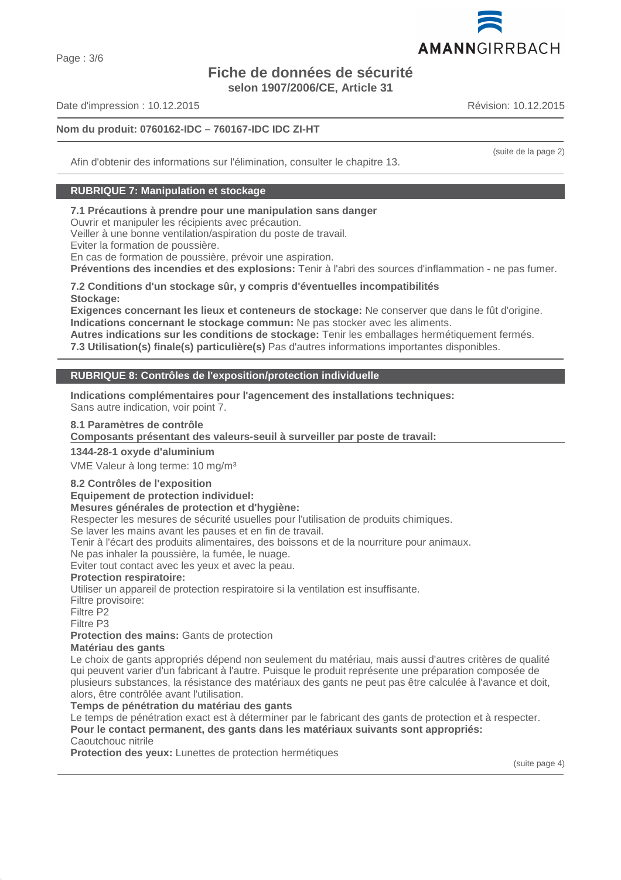Afin d'obtenir des informations sur l'élimination, consulter le chapitre 13.

## RUBRIQUE 7: Manipulation et stockage

**7.1 Précautions à prendre pour une manipulation sans danger**
Ouvrir et manipuler les récipients avec précaution.
Veiller à une bonne ventilation/aspiration du poste de travail.
Eviter la formation de poussière.
En cas de formation de poussière, prévoir une aspiration.
**Préventions des incendies et des explosions:** Tenir à l'abri des sources d'inflammation - ne pas fumer.

**7.2 Conditions d'un stockage sûr, y compris d'éventuelles incompatibilités**
**Stockage:**
**Exigences concernant les lieux et conteneurs de stockage:** Ne conserver que dans le fût d'origine.
**Indications concernant le stockage commun:** Ne pas stocker avec les aliments.
**Autres indications sur les conditions de stockage:** Tenir les emballages hermétiquement fermés.
**7.3 Utilisation(s) finale(s) particulière(s)** Pas d'autres informations importantes disponibles.

## RUBRIQUE 8: Contrôles de l'exposition/protection individuelle

**Indications complémentaires pour l'agencement des installations techniques:**
Sans autre indication, voir point 7.

**8.1 Paramètres de contrôle**
**Composants présentant des valeurs-seuil à surveiller par poste de travail:**

**1344-28-1 oxyde d'aluminium**
VME Valeur à long terme: 10 mg/m³

**8.2 Contrôles de l'exposition**
**Equipement de protection individuel:**
**Mesures générales de protection et d'hygiène:**
Respecter les mesures de sécurité usuelles pour l'utilisation de produits chimiques.
Se laver les mains avant les pauses et en fin de travail.
Tenir à l'écart des produits alimentaires, des boissons et de la nourriture pour animaux.
Ne pas inhaler la poussière, la fumée, le nuage.
Eviter tout contact avec les yeux et avec la peau.
**Protection respiratoire:**
Utiliser un appareil de protection respiratoire si la ventilation est insuffisante.
Filtre provisoire:
Filtre P2
Filtre P3
**Protection des mains:** Gants de protection
**Matériau des gants**
Le choix de gants appropriés dépend non seulement du matériau, mais aussi d'autres critères de qualité qui peuvent varier d'un fabricant à l'autre. Puisque le produit représente une préparation composée de plusieurs substances, la résistance des matériaux des gants ne peut pas être calculée à l'avance et doit, alors, être contrôlée avant l'utilisation.
**Temps de pénétration du matériau des gants**
Le temps de pénétration exact est à déterminer par le fabricant des gants de protection et à respecter.
**Pour le contact permanent, des gants dans les matériaux suivants sont appropriés:**
Caoutchouc nitrile
**Protection des yeux:** Lunettes de protection hermétiques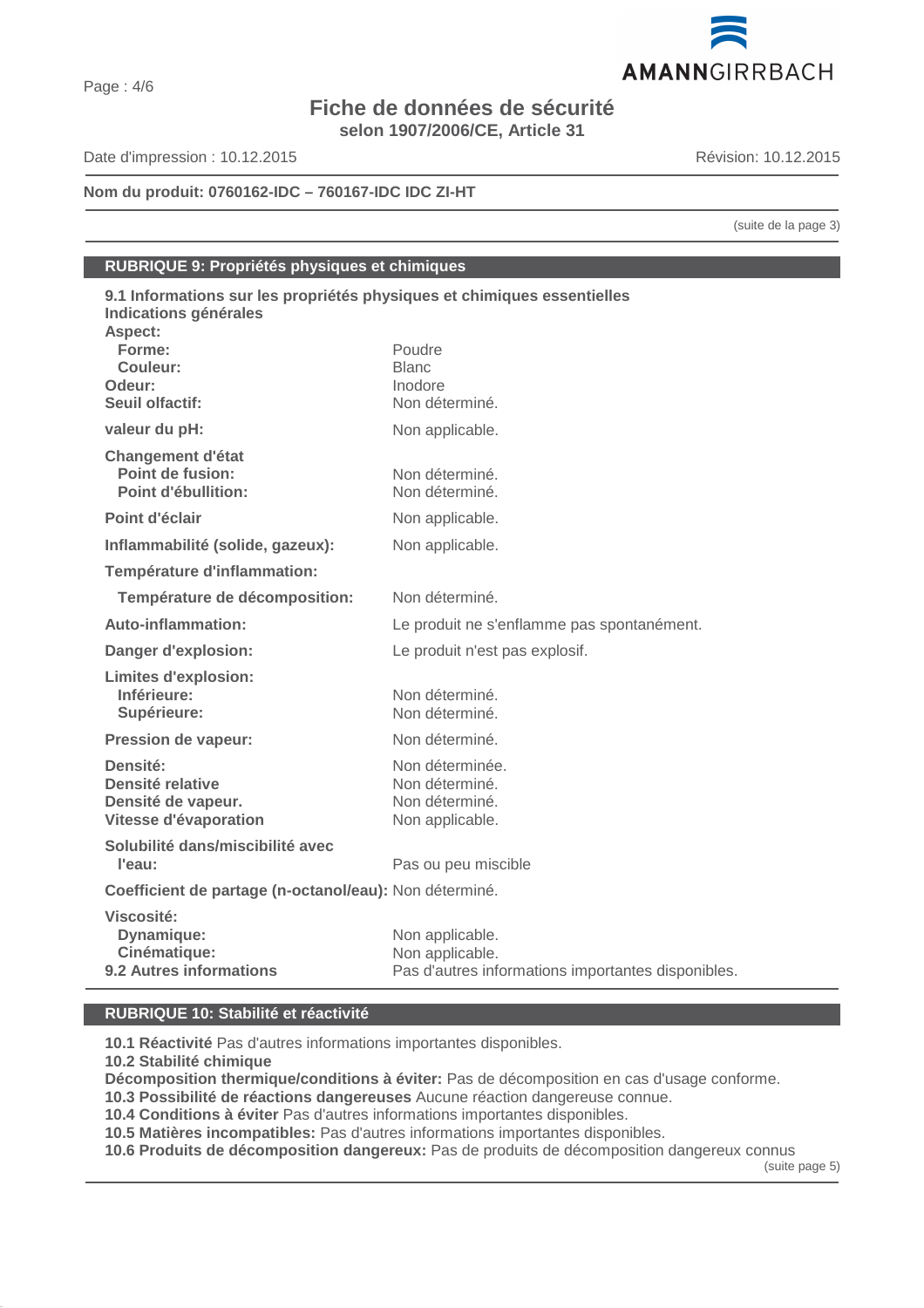Fiche de données de sécurité
selon 1907/2006/CE, Article 31

Date d'impression : 10.12.2015 Révision: 10.12.2015

**Nom du produit: 0760162-IDC – 760167-IDC IDC ZI-HT**

(suite de la page 3)

## RUBRIQUE 9: Propriétés physiques et chimiques

**9.1 Informations sur les propriétés physiques et chimiques essentielles**
**Indications générales**

| | |
|---|---|
| **Aspect:** | |
| **Forme:** | Poudre |
| **Couleur:** | Blanc |
| **Odeur:** | Inodore |
| **Seuil olfactif:** | Non déterminé. |
| **valeur du pH:** | Non applicable. |
| **Changement d'état** | |
| **Point de fusion:** | Non déterminé. |
| **Point d'ébullition:** | Non déterminé. |
| **Point d'éclair** | Non applicable. |
| **Inflammabilité (solide, gazeux):** | Non applicable. |
| **Température d'inflammation:** | |
| **Température de décomposition:** | Non déterminé. |
| **Auto-inflammation:** | Le produit ne s'enflamme pas spontanément. |
| **Danger d'explosion:** | Le produit n'est pas explosif. |
| **Limites d'explosion:** | |
| **Inférieure:** | Non déterminé. |
| **Supérieure:** | Non déterminé. |
| **Pression de vapeur:** | Non déterminé. |
| **Densité:** | Non déterminée. |
| **Densité relative** | Non déterminé. |
| **Densité de vapeur.** | Non déterminé. |
| **Vitesse d'évaporation** | Non applicable. |
| **Solubilité dans/miscibilité avec l'eau:** | Pas ou peu miscible |
| **Coefficient de partage (n-octanol/eau):** | Non déterminé. |
| **Viscosité:** | |
| **Dynamique:** | Non applicable. |
| **Cinématique:** | Non applicable. |
| **9.2 Autres informations** | Pas d'autres informations importantes disponibles. |

## RUBRIQUE 10: Stabilité et réactivité

**10.1 Réactivité** Pas d'autres informations importantes disponibles.
**10.2 Stabilité chimique**
**Décomposition thermique/conditions à éviter:** Pas de décomposition en cas d'usage conforme.
**10.3 Possibilité de réactions dangereuses** Aucune réaction dangereuse connue.
**10.4 Conditions à éviter** Pas d'autres informations importantes disponibles.
**10.5 Matières incompatibles:** Pas d'autres informations importantes disponibles.
**10.6 Produits de décomposition dangereux:** Pas de produits de décomposition dangereux connus

(suite page 5)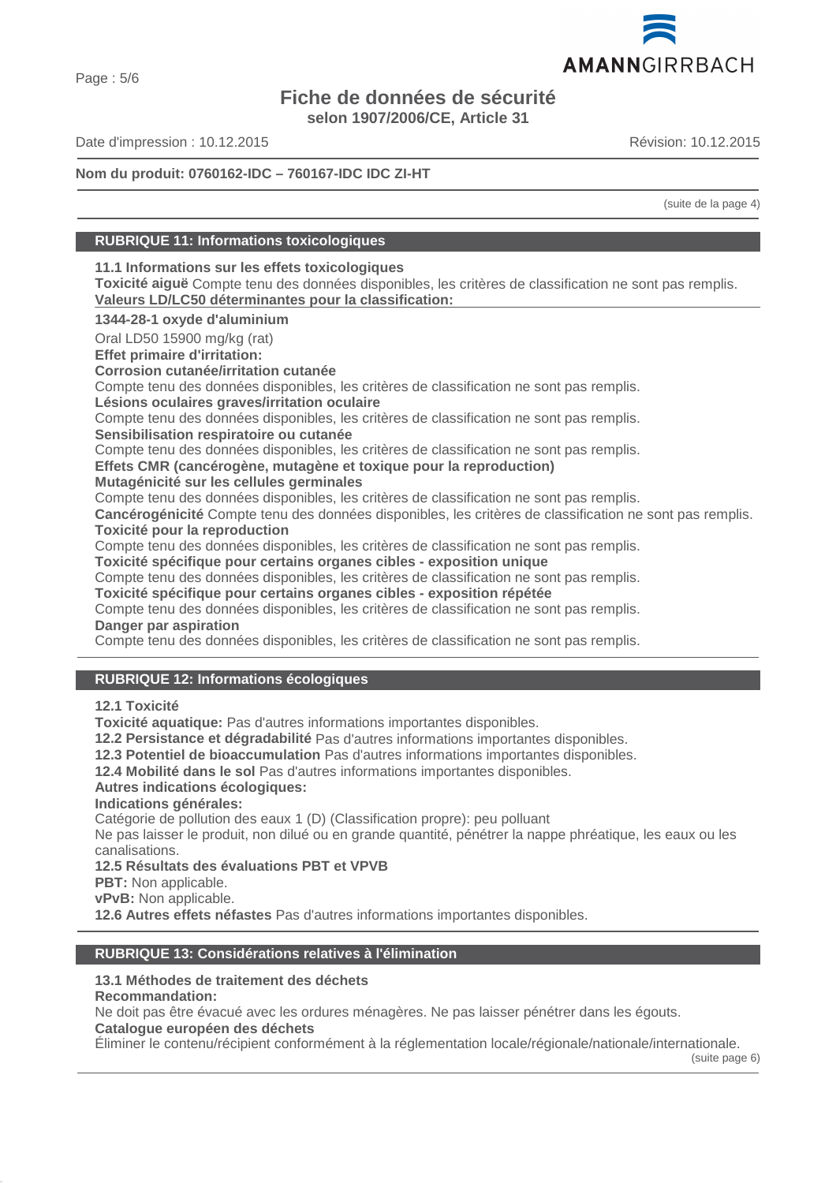(suite de la page 4)

## RUBRIQUE 11: Informations toxicologiques

**11.1 Informations sur les effets toxicologiques**

**Toxicité aiguë** Compte tenu des données disponibles, les critères de classification ne sont pas remplis.

**Valeurs LD/LC50 déterminantes pour la classification:**

**1344-28-1 oxyde d'aluminium**

Oral LD50 15900 mg/kg (rat)

**Effet primaire d'irritation:**

**Corrosion cutanée/irritation cutanée**

Compte tenu des données disponibles, les critères de classification ne sont pas remplis.

**Lésions oculaires graves/irritation oculaire**

Compte tenu des données disponibles, les critères de classification ne sont pas remplis.

**Sensibilisation respiratoire ou cutanée**

Compte tenu des données disponibles, les critères de classification ne sont pas remplis.

**Effets CMR (cancérogène, mutagène et toxique pour la reproduction)**

**Mutagénicité sur les cellules germinales**

Compte tenu des données disponibles, les critères de classification ne sont pas remplis.

**Cancérogénicité** Compte tenu des données disponibles, les critères de classification ne sont pas remplis.

**Toxicité pour la reproduction**

Compte tenu des données disponibles, les critères de classification ne sont pas remplis.

**Toxicité spécifique pour certains organes cibles - exposition unique**

Compte tenu des données disponibles, les critères de classification ne sont pas remplis.

**Toxicité spécifique pour certains organes cibles - exposition répétée**

Compte tenu des données disponibles, les critères de classification ne sont pas remplis.

**Danger par aspiration**

Compte tenu des données disponibles, les critères de classification ne sont pas remplis.

## RUBRIQUE 12: Informations écologiques

**12.1 Toxicité**

**Toxicité aquatique:** Pas d'autres informations importantes disponibles.

**12.2 Persistance et dégradabilité** Pas d'autres informations importantes disponibles.

**12.3 Potentiel de bioaccumulation** Pas d'autres informations importantes disponibles.

**12.4 Mobilité dans le sol** Pas d'autres informations importantes disponibles.

**Autres indications écologiques:**

**Indications générales:**

Catégorie de pollution des eaux 1 (D) (Classification propre): peu polluant

Ne pas laisser le produit, non dilué ou en grande quantité, pénétrer la nappe phréatique, les eaux ou les canalisations.

**12.5 Résultats des évaluations PBT et VPVB**

**PBT:** Non applicable.

**vPvB:** Non applicable.

**12.6 Autres effets néfastes** Pas d'autres informations importantes disponibles.

## RUBRIQUE 13: Considérations relatives à l'élimination

**13.1 Méthodes de traitement des déchets**

**Recommandation:**

Ne doit pas être évacué avec les ordures ménagères. Ne pas laisser pénétrer dans les égouts.

**Catalogue européen des déchets**

Éliminer le contenu/récipient conformément à la réglementation locale/régionale/nationale/internationale.

(suite page 6)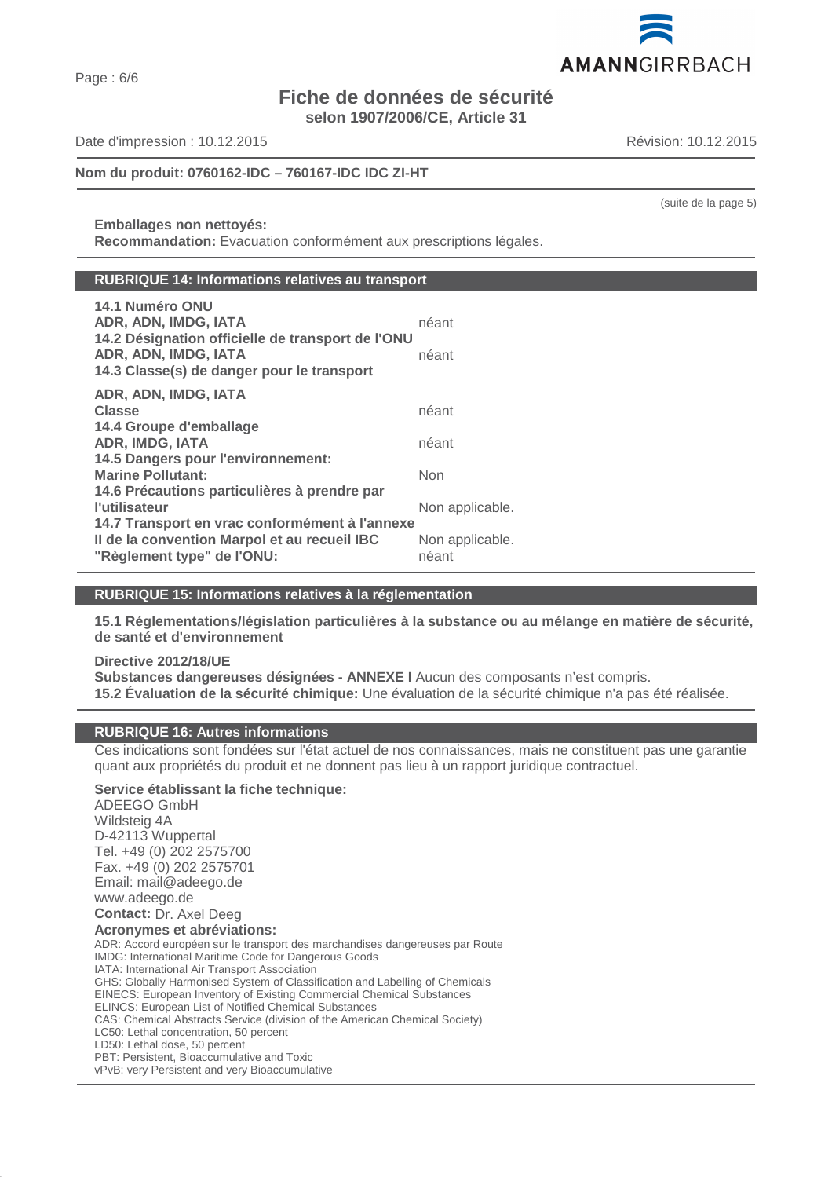# Fiche de données de sécurité
**selon 1907/2006/CE, Article 31**

Date d'impression : 10.12.2015 Révision: 10.12.2015

**Nom du produit: 0760162-IDC – 760167-IDC IDC ZI-HT**

(suite de la page 5)

**Emballages non nettoyés:**
**Recommandation:** Evacuation conformément aux prescriptions légales.

## RUBRIQUE 14: Informations relatives au transport

**14.1 Numéro ONU**
**ADR, ADN, IMDG, IATA** néant

**14.2 Désignation officielle de transport de l'ONU**
**ADR, ADN, IMDG, IATA** néant

**14.3 Classe(s) de danger pour le transport**

**ADR, ADN, IMDG, IATA**
**Classe** néant

**14.4 Groupe d'emballage**
**ADR, IMDG, IATA** néant

**14.5 Dangers pour l'environnement:**
**Marine Pollutant:** Non

**14.6 Précautions particulières à prendre par l'utilisateur** Non applicable.

**14.7 Transport en vrac conformément à l'annexe II de la convention Marpol et au recueil IBC** Non applicable.

**"Règlement type" de l'ONU:** néant

## RUBRIQUE 15: Informations relatives à la réglementation

**15.1 Réglementations/législation particulières à la substance ou au mélange en matière de sécurité, de santé et d'environnement**

**Directive 2012/18/UE**
**Substances dangereuses désignées - ANNEXE I** Aucun des composants n'est compris.
**15.2 Évaluation de la sécurité chimique:** Une évaluation de la sécurité chimique n'a pas été réalisée.

## RUBRIQUE 16: Autres informations

Ces indications sont fondées sur l'état actuel de nos connaissances, mais ne constituent pas une garantie quant aux propriétés du produit et ne donnent pas lieu à un rapport juridique contractuel.

**Service établissant la fiche technique:**
ADEEGO GmbH
Wildsteig 4A
D-42113 Wuppertal
Tel. +49 (0) 202 2575700
Fax. +49 (0) 202 2575701
Email: mail@adeego.de
www.adeego.de
**Contact:** Dr. Axel Deeg

**Acronymes et abréviations:**
ADR: Accord européen sur le transport des marchandises dangereuses par Route
IMDG: International Maritime Code for Dangerous Goods
IATA: International Air Transport Association
GHS: Globally Harmonised System of Classification and Labelling of Chemicals
EINECS: European Inventory of Existing Commercial Chemical Substances
ELINCS: European List of Notified Chemical Substances
CAS: Chemical Abstracts Service (division of the American Chemical Society)
LC50: Lethal concentration, 50 percent
LD50: Lethal dose, 50 percent
PBT: Persistent, Bioaccumulative and Toxic
vPvB: very Persistent and very Bioaccumulative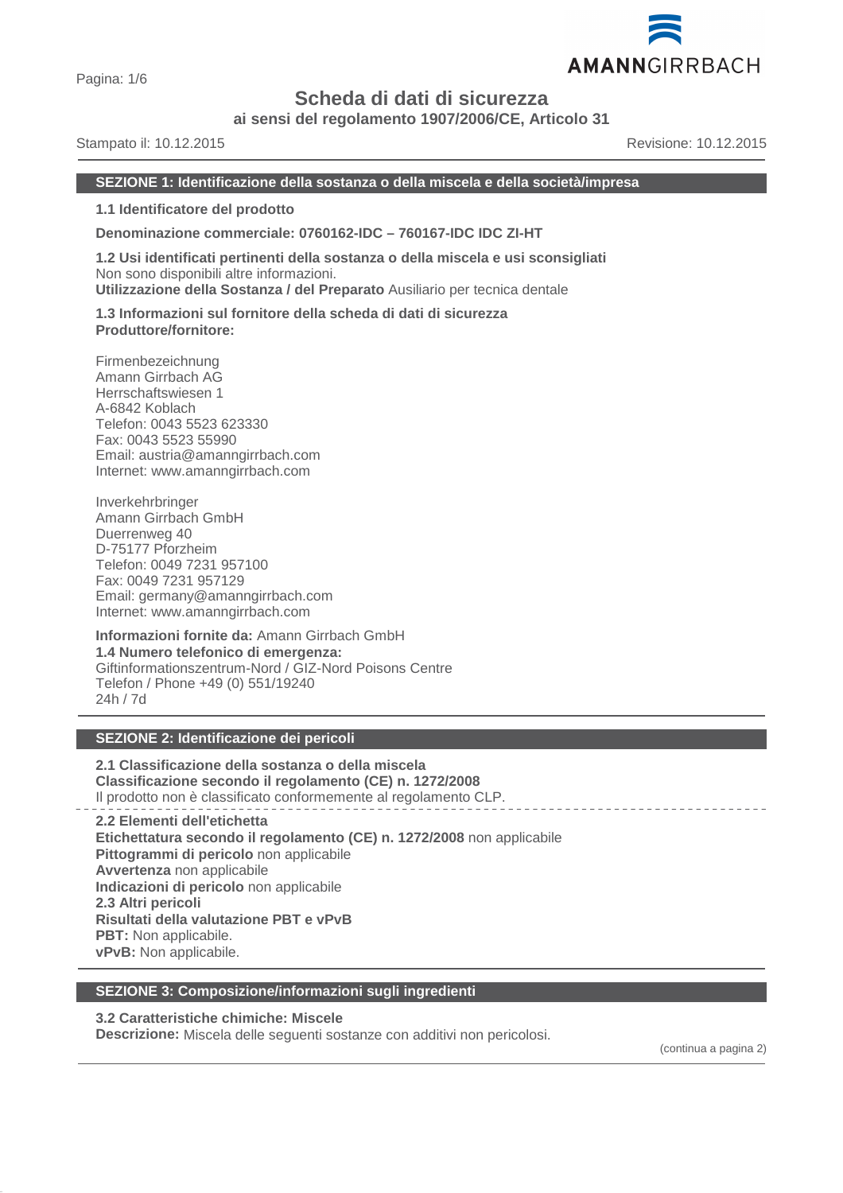# Scheda di dati di sicurezza

**ai sensi del regolamento 1907/2006/CE, Articolo 31**

Stampato il: 10.12.2015 Revisione: 10.12.2015

## SEZIONE 1: Identificazione della sostanza o della miscela e della società/impresa

**1.1 Identificatore del prodotto**

**Denominazione commerciale: 0760162-IDC – 760167-IDC IDC ZI-HT**

**1.2 Usi identificati pertinenti della sostanza o della miscela e usi sconsigliati**
Non sono disponibili altre informazioni.
**Utilizzazione della Sostanza / del Preparato** Ausiliario per tecnica dentale

**1.3 Informazioni sul fornitore della scheda di dati di sicurezza**
**Produttore/fornitore:**

Firmenbezeichnung
Amann Girrbach AG
Herrschaftswiesen 1
A-6842 Koblach
Telefon: 0043 5523 623330
Fax: 0043 5523 55990
Email: austria@amanngirrbach.com
Internet: www.amanngirrbach.com

Inverkehrbringer
Amann Girrbach GmbH
Duerrenweg 40
D-75177 Pforzheim
Telefon: 0049 7231 957100
Fax: 0049 7231 957129
Email: germany@amanngirrbach.com
Internet: www.amanngirrbach.com

**Informazioni fornite da:** Amann Girrbach GmbH
**1.4 Numero telefonico di emergenza:**
Giftinformationszentrum-Nord / GIZ-Nord Poisons Centre
Telefon / Phone +49 (0) 551/19240
24h / 7d

## SEZIONE 2: Identificazione dei pericoli

**2.1 Classificazione della sostanza o della miscela**
**Classificazione secondo il regolamento (CE) n. 1272/2008**
Il prodotto non è classificato conformemente al regolamento CLP.

**2.2 Elementi dell'etichetta**
**Etichettatura secondo il regolamento (CE) n. 1272/2008** non applicabile
**Pittogrammi di pericolo** non applicabile
**Avvertenza** non applicabile
**Indicazioni di pericolo** non applicabile
**2.3 Altri pericoli**
**Risultati della valutazione PBT e vPvB**
**PBT:** Non applicabile.
**vPvB:** Non applicabile.

## SEZIONE 3: Composizione/informazioni sugli ingredienti

**3.2 Caratteristiche chimiche: Miscele**
**Descrizione:** Miscela delle seguenti sostanze con additivi non pericolosi.

(continua a pagina 2)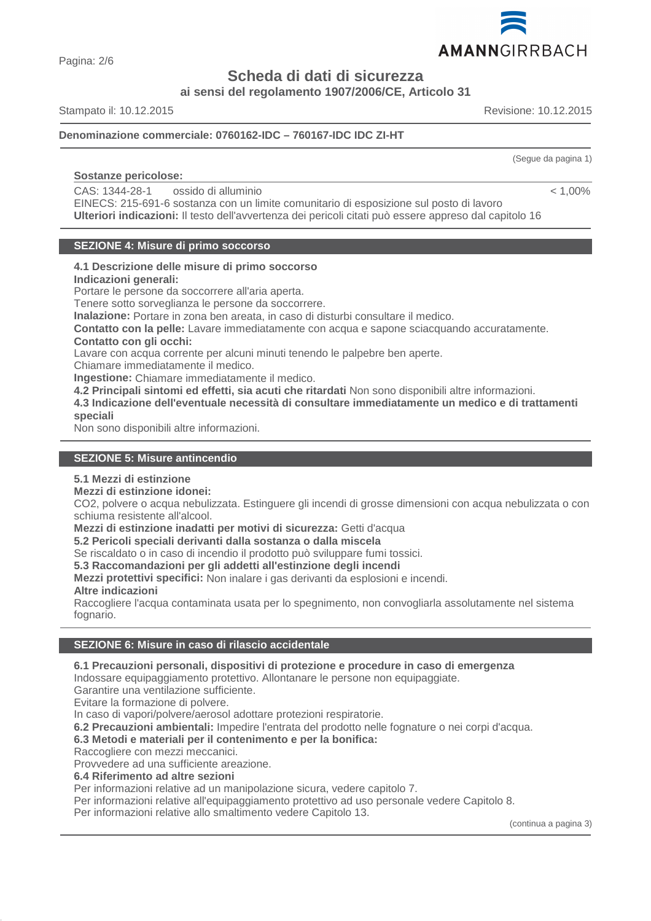**Denominazione commerciale: 0760162-IDC – 760167-IDC IDC ZI-HT**

(Segue da pagina 1)

**Sostanze pericolose:**

| | | |
|---|---|---|
| CAS: 1344-28-1 | ossido di alluminio | < 1,00% |
| EINECS: 215-691-6 | sostanza con un limite comunitario di esposizione sul posto di lavoro | |

**Ulteriori indicazioni:** Il testo dell'avvertenza dei pericoli citati può essere appreso dal capitolo 16

## SEZIONE 4: Misure di primo soccorso

**4.1 Descrizione delle misure di primo soccorso**

**Indicazioni generali:**

Portare le persone da soccorrere all'aria aperta.

Tenere sotto sorveglianza le persone da soccorrere.

**Inalazione:** Portare in zona ben areata, in caso di disturbi consultare il medico.

**Contatto con la pelle:** Lavare immediatamente con acqua e sapone sciacquando accuratamente.

**Contatto con gli occhi:**

Lavare con acqua corrente per alcuni minuti tenendo le palpebre ben aperte.

Chiamare immediatamente il medico.

**Ingestione:** Chiamare immediatamente il medico.

**4.2 Principali sintomi ed effetti, sia acuti che ritardati** Non sono disponibili altre informazioni.

**4.3 Indicazione dell'eventuale necessità di consultare immediatamente un medico e di trattamenti speciali**

Non sono disponibili altre informazioni.

## SEZIONE 5: Misure antincendio

**5.1 Mezzi di estinzione**

**Mezzi di estinzione idonei:**

CO2, polvere o acqua nebulizzata. Estinguere gli incendi di grosse dimensioni con acqua nebulizzata o con schiuma resistente all'alcool.

**Mezzi di estinzione inadatti per motivi di sicurezza:** Getti d'acqua

**5.2 Pericoli speciali derivanti dalla sostanza o dalla miscela**

Se riscaldato o in caso di incendio il prodotto può sviluppare fumi tossici.

**5.3 Raccomandazioni per gli addetti all'estinzione degli incendi**

**Mezzi protettivi specifici:** Non inalare i gas derivanti da esplosioni e incendi.

**Altre indicazioni**

Raccogliere l'acqua contaminata usata per lo spegnimento, non convogliarla assolutamente nel sistema fognario.

## SEZIONE 6: Misure in caso di rilascio accidentale

**6.1 Precauzioni personali, dispositivi di protezione e procedure in caso di emergenza**

Indossare equipaggiamento protettivo. Allontanare le persone non equipaggiate.

Garantire una ventilazione sufficiente.

Evitare la formazione di polvere.

In caso di vapori/polvere/aerosol adottare protezioni respiratorie.

**6.2 Precauzioni ambientali:** Impedire l'entrata del prodotto nelle fognature o nei corpi d'acqua.

**6.3 Metodi e materiali per il contenimento e per la bonifica:**

Raccogliere con mezzi meccanici.

Provvedere ad una sufficiente areazione.

**6.4 Riferimento ad altre sezioni**

Per informazioni relative ad un manipolazione sicura, vedere capitolo 7.

Per informazioni relative all'equipaggiamento protettivo ad uso personale vedere Capitolo 8.

Per informazioni relative allo smaltimento vedere Capitolo 13.

(continua a pagina 3)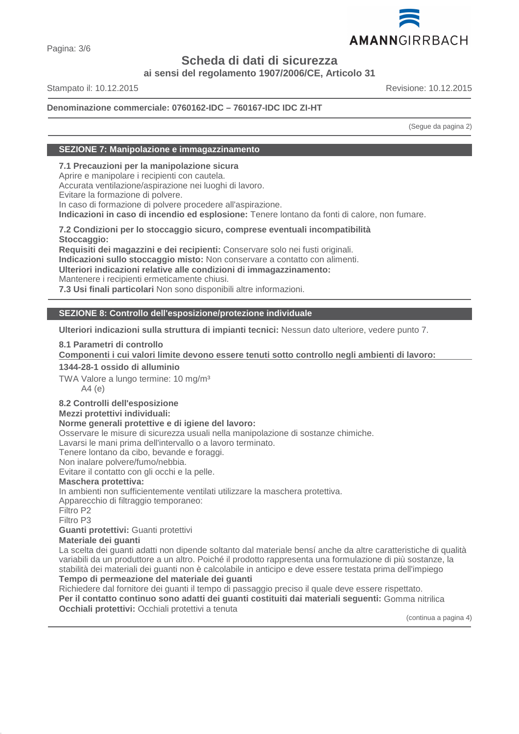**Denominazione commerciale: 0760162-IDC – 760167-IDC IDC ZI-HT**

(Segue da pagina 2)

## SEZIONE 7: Manipolazione e immagazzinamento

**7.1 Precauzioni per la manipolazione sicura**
Aprire e manipolare i recipienti con cautela.
Accurata ventilazione/aspirazione nei luoghi di lavoro.
Evitare la formazione di polvere.
In caso di formazione di polvere procedere all'aspirazione.
**Indicazioni in caso di incendio ed esplosione:** Tenere lontano da fonti di calore, non fumare.

**7.2 Condizioni per lo stoccaggio sicuro, comprese eventuali incompatibilità**
**Stoccaggio:**
**Requisiti dei magazzini e dei recipienti:** Conservare solo nei fusti originali.
**Indicazioni sullo stoccaggio misto:** Non conservare a contatto con alimenti.
**Ulteriori indicazioni relative alle condizioni di immagazzinamento:**
Mantenere i recipienti ermeticamente chiusi.
**7.3 Usi finali particolari** Non sono disponibili altre informazioni.

## SEZIONE 8: Controllo dell'esposizione/protezione individuale

**Ulteriori indicazioni sulla struttura di impianti tecnici:** Nessun dato ulteriore, vedere punto 7.

**8.1 Parametri di controllo**
**Componenti i cui valori limite devono essere tenuti sotto controllo negli ambienti di lavoro:**

**1344-28-1 ossido di alluminio**
TWA Valore a lungo termine: 10 mg/m³
A4 (e)

**8.2 Controlli dell'esposizione**
**Mezzi protettivi individuali:**
**Norme generali protettive e di igiene del lavoro:**
Osservare le misure di sicurezza usuali nella manipolazione di sostanze chimiche.
Lavarsi le mani prima dell'intervallo o a lavoro terminato.
Tenere lontano da cibo, bevande e foraggi.
Non inalare polvere/fumo/nebbia.
Evitare il contatto con gli occhi e la pelle.
**Maschera protettiva:**
In ambienti non sufficientemente ventilati utilizzare la maschera protettiva.
Apparecchio di filtraggio temporaneo:
Filtro P2
Filtro P3
**Guanti protettivi:** Guanti protettivi
**Materiale dei guanti**
La scelta dei guanti adatti non dipende soltanto dal materiale bensí anche da altre caratteristiche di qualità variabili da un produttore a un altro. Poiché il prodotto rappresenta una formulazione di più sostanze, la stabilità dei materiali dei guanti non è calcolabile in anticipo e deve essere testata prima dell'impiego
**Tempo di permeazione del materiale dei guanti**
Richiedere dal fornitore dei guanti il tempo di passaggio preciso il quale deve essere rispettato.
**Per il contatto continuo sono adatti dei guanti costituiti dai materiali seguenti:** Gomma nitrilica
**Occhiali protettivi:** Occhiali protettivi a tenuta

(continua a pagina 4)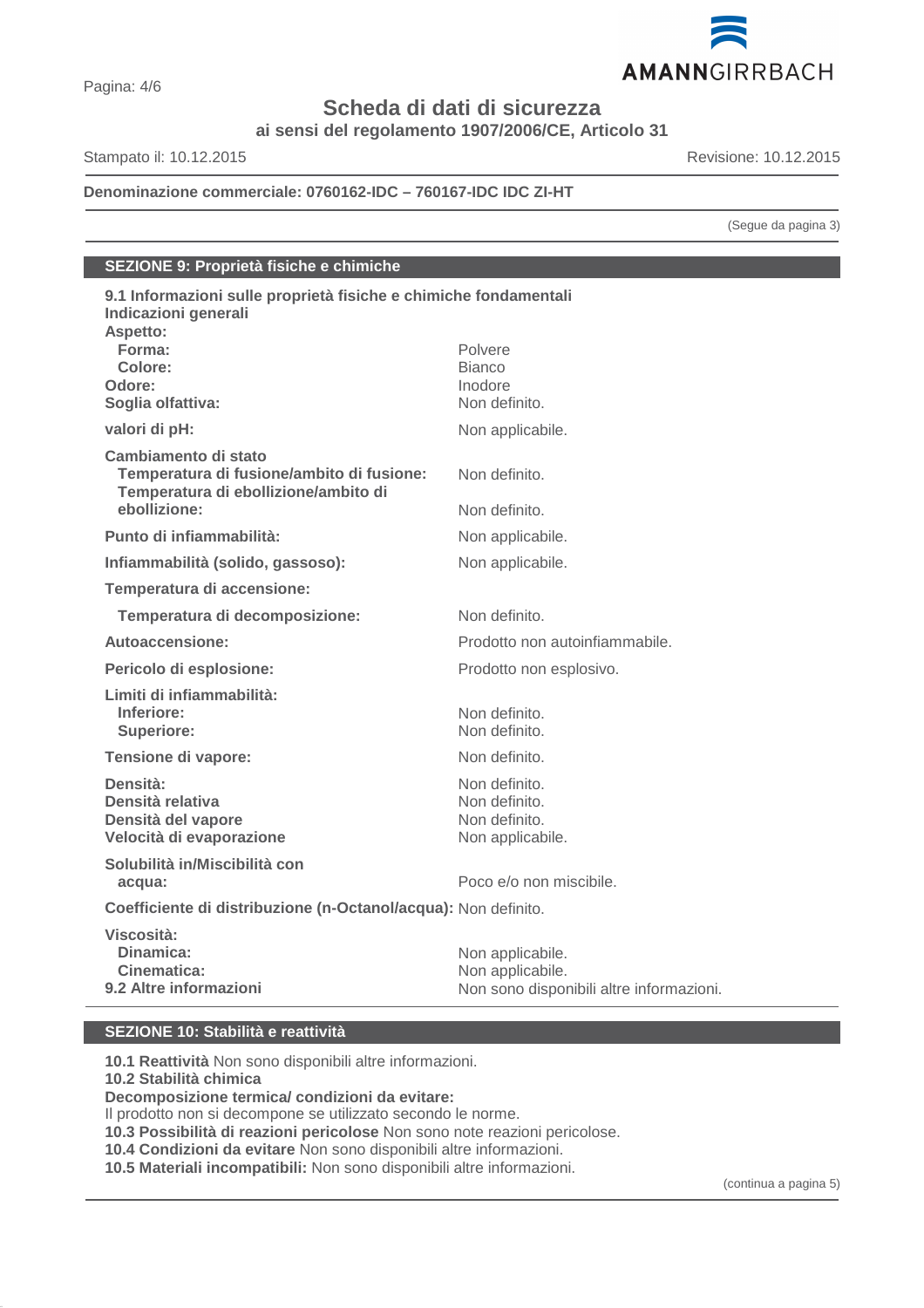**Denominazione commerciale: 0760162-IDC – 760167-IDC IDC ZI-HT**

(Segue da pagina 3)

## SEZIONE 9: Proprietà fisiche e chimiche

**9.1 Informazioni sulle proprietà fisiche e chimiche fondamentali**

**Indicazioni generali**

| | |
|---|---|
| **Aspetto:** | |
| **Forma:** | Polvere |
| **Colore:** | Bianco |
| **Odore:** | Inodore |
| **Soglia olfattiva:** | Non definito. |
| **valori di pH:** | Non applicabile. |
| **Cambiamento di stato** | |
| **Temperatura di fusione/ambito di fusione:** | Non definito. |
| **Temperatura di ebollizione/ambito di ebollizione:** | Non definito. |
| **Punto di infiammabilità:** | Non applicabile. |
| **Infiammabilità (solido, gassoso):** | Non applicabile. |
| **Temperatura di accensione:** | |
| **Temperatura di decomposizione:** | Non definito. |
| **Autoaccensione:** | Prodotto non autoinfiammabile. |
| **Pericolo di esplosione:** | Prodotto non esplosivo. |
| **Limiti di infiammabilità:** | |
| **Inferiore:** | Non definito. |
| **Superiore:** | Non definito. |
| **Tensione di vapore:** | Non definito. |
| **Densità:** | Non definito. |
| **Densità relativa** | Non definito. |
| **Densità del vapore** | Non definito. |
| **Velocità di evaporazione** | Non applicabile. |
| **Solubilità in/Miscibilità con acqua:** | Poco e/o non miscibile. |
| **Coefficiente di distribuzione (n-Octanol/acqua):** | Non definito. |
| **Viscosità:** | |
| **Dinamica:** | Non applicabile. |
| **Cinematica:** | Non applicabile. |
| **9.2 Altre informazioni** | Non sono disponibili altre informazioni. |

## SEZIONE 10: Stabilità e reattività

**10.1 Reattività** Non sono disponibili altre informazioni.

**10.2 Stabilità chimica**

**Decomposizione termica/ condizioni da evitare:**

Il prodotto non si decompone se utilizzato secondo le norme.

**10.3 Possibilità di reazioni pericolose** Non sono note reazioni pericolose.

**10.4 Condizioni da evitare** Non sono disponibili altre informazioni.

**10.5 Materiali incompatibili:** Non sono disponibili altre informazioni.

(continua a pagina 5)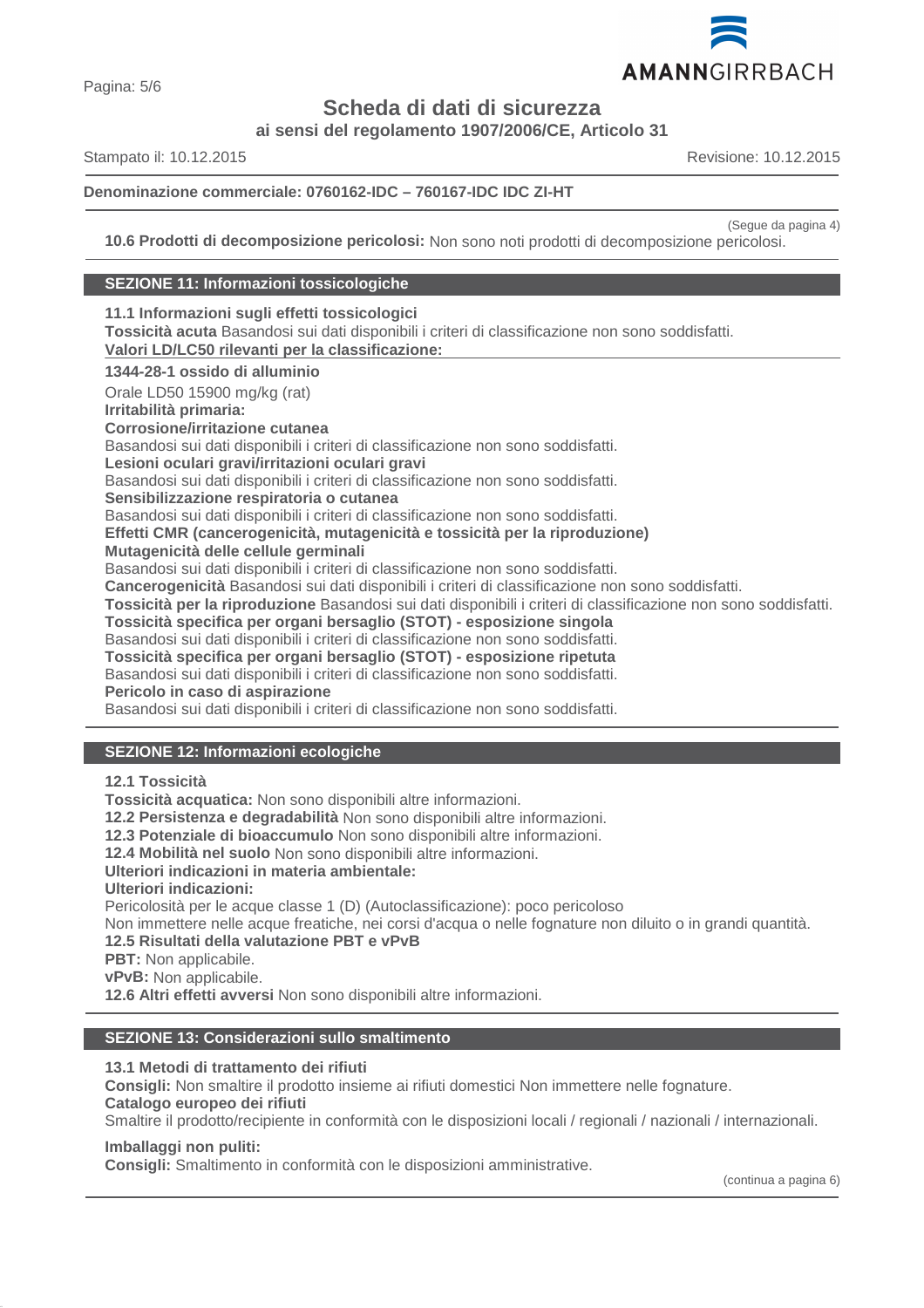**Scheda di dati di sicurezza**

**ai sensi del regolamento 1907/2006/CE, Articolo 31**

Stampato il: 10.12.2015 Revisione: 10.12.2015

**Denominazione commerciale: 0760162-IDC – 760167-IDC IDC ZI-HT**

(Segue da pagina 4)

**10.6 Prodotti di decomposizione pericolosi:** Non sono noti prodotti di decomposizione pericolosi.

## SEZIONE 11: Informazioni tossicologiche

**11.1 Informazioni sugli effetti tossicologici**

**Tossicità acuta** Basandosi sui dati disponibili i criteri di classificazione non sono soddisfatti.

**Valori LD/LC50 rilevanti per la classificazione:**

**1344-28-1 ossido di alluminio**

Orale LD50 15900 mg/kg (rat)

**Irritabilità primaria:**

**Corrosione/irritazione cutanea**

Basandosi sui dati disponibili i criteri di classificazione non sono soddisfatti.

**Lesioni oculari gravi/irritazioni oculari gravi**

Basandosi sui dati disponibili i criteri di classificazione non sono soddisfatti.

**Sensibilizzazione respiratoria o cutanea**

Basandosi sui dati disponibili i criteri di classificazione non sono soddisfatti.

**Effetti CMR (cancerogenicità, mutagenicità e tossicità per la riproduzione)**

**Mutagenicità delle cellule germinali**

Basandosi sui dati disponibili i criteri di classificazione non sono soddisfatti.

**Cancerogenicità** Basandosi sui dati disponibili i criteri di classificazione non sono soddisfatti.

**Tossicità per la riproduzione** Basandosi sui dati disponibili i criteri di classificazione non sono soddisfatti.

**Tossicità specifica per organi bersaglio (STOT) - esposizione singola**

Basandosi sui dati disponibili i criteri di classificazione non sono soddisfatti.

**Tossicità specifica per organi bersaglio (STOT) - esposizione ripetuta**

Basandosi sui dati disponibili i criteri di classificazione non sono soddisfatti.

**Pericolo in caso di aspirazione**

Basandosi sui dati disponibili i criteri di classificazione non sono soddisfatti.

## SEZIONE 12: Informazioni ecologiche

**12.1 Tossicità**

**Tossicità acquatica:** Non sono disponibili altre informazioni.

**12.2 Persistenza e degradabilità** Non sono disponibili altre informazioni.

**12.3 Potenziale di bioaccumulo** Non sono disponibili altre informazioni.

**12.4 Mobilità nel suolo** Non sono disponibili altre informazioni.

**Ulteriori indicazioni in materia ambientale:**

**Ulteriori indicazioni:**

Pericolosità per le acque classe 1 (D) (Autoclassificazione): poco pericoloso

Non immettere nelle acque freatiche, nei corsi d'acqua o nelle fognature non diluito o in grandi quantità.

**12.5 Risultati della valutazione PBT e vPvB**

**PBT:** Non applicabile.

**vPvB:** Non applicabile.

**12.6 Altri effetti avversi** Non sono disponibili altre informazioni.

## SEZIONE 13: Considerazioni sullo smaltimento

**13.1 Metodi di trattamento dei rifiuti**

**Consigli:** Non smaltire il prodotto insieme ai rifiuti domestici Non immettere nelle fognature.

**Catalogo europeo dei rifiuti**

Smaltire il prodotto/recipiente in conformità con le disposizioni locali / regionali / nazionali / internazionali.

**Imballaggi non puliti:**

**Consigli:** Smaltimento in conformità con le disposizioni amministrative.

(continua a pagina 6)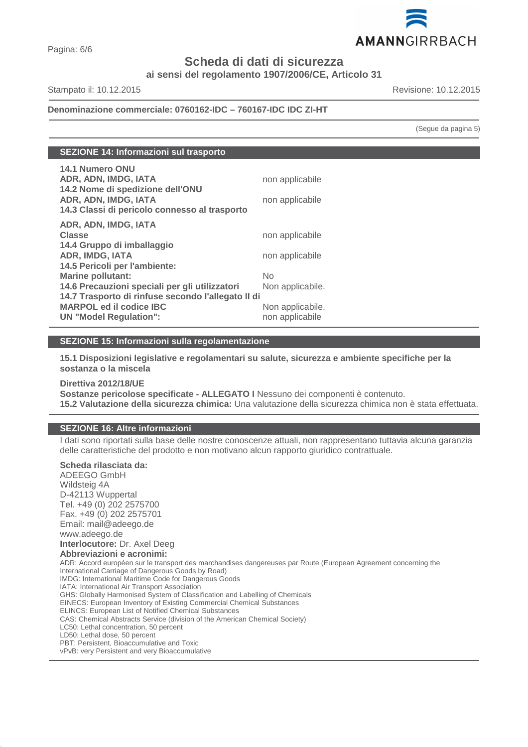# Scheda di dati di sicurezza

**ai sensi del regolamento 1907/2006/CE, Articolo 31**

Stampato il: 10.12.2015 — Revisione: 10.12.2015

**Denominazione commerciale: 0760162-IDC – 760167-IDC IDC ZI-HT**

(Segue da pagina 5)

## SEZIONE 14: Informazioni sul trasporto

**14.1 Numero ONU**
**ADR, ADN, IMDG, IATA** — non applicabile

**14.2 Nome di spedizione dell'ONU**
**ADR, ADN, IMDG, IATA** — non applicabile

**14.3 Classi di pericolo connesso al trasporto**

**ADR, ADN, IMDG, IATA**
**Classe** — non applicabile

**14.4 Gruppo di imballaggio**
**ADR, IMDG, IATA** — non applicabile

**14.5 Pericoli per l'ambiente:**
**Marine pollutant:** — No

**14.6 Precauzioni speciali per gli utilizzatori** — Non applicabile.

**14.7 Trasporto di rinfuse secondo l'allegato II di MARPOL ed il codice IBC** — Non applicabile.

**UN "Model Regulation":** — non applicabile

## SEZIONE 15: Informazioni sulla regolamentazione

**15.1 Disposizioni legislative e regolamentari su salute, sicurezza e ambiente specifiche per la sostanza o la miscela**

**Direttiva 2012/18/UE**
**Sostanze pericolose specificate - ALLEGATO I** Nessuno dei componenti è contenuto.
**15.2 Valutazione della sicurezza chimica:** Una valutazione della sicurezza chimica non è stata effettuata.

## SEZIONE 16: Altre informazioni

I dati sono riportati sulla base delle nostre conoscenze attuali, non rappresentano tuttavia alcuna garanzia delle caratteristiche del prodotto e non motivano alcun rapporto giuridico contrattuale.

**Scheda rilasciata da:**
ADEEGO GmbH
Wildsteig 4A
D-42113 Wuppertal
Tel. +49 (0) 202 2575700
Fax. +49 (0) 202 2575701
Email: mail@adeego.de
www.adeego.de
**Interlocutore:** Dr. Axel Deeg
**Abbreviazioni e acronimi:**
ADR: Accord européen sur le transport des marchandises dangereuses par Route (European Agreement concerning the International Carriage of Dangerous Goods by Road)
IMDG: International Maritime Code for Dangerous Goods
IATA: International Air Transport Association
GHS: Globally Harmonised System of Classification and Labelling of Chemicals
EINECS: European Inventory of Existing Commercial Chemical Substances
ELINCS: European List of Notified Chemical Substances
CAS: Chemical Abstracts Service (division of the American Chemical Society)
LC50: Lethal concentration, 50 percent
LD50: Lethal dose, 50 percent
PBT: Persistent, Bioaccumulative and Toxic
vPvB: very Persistent and very Bioaccumulative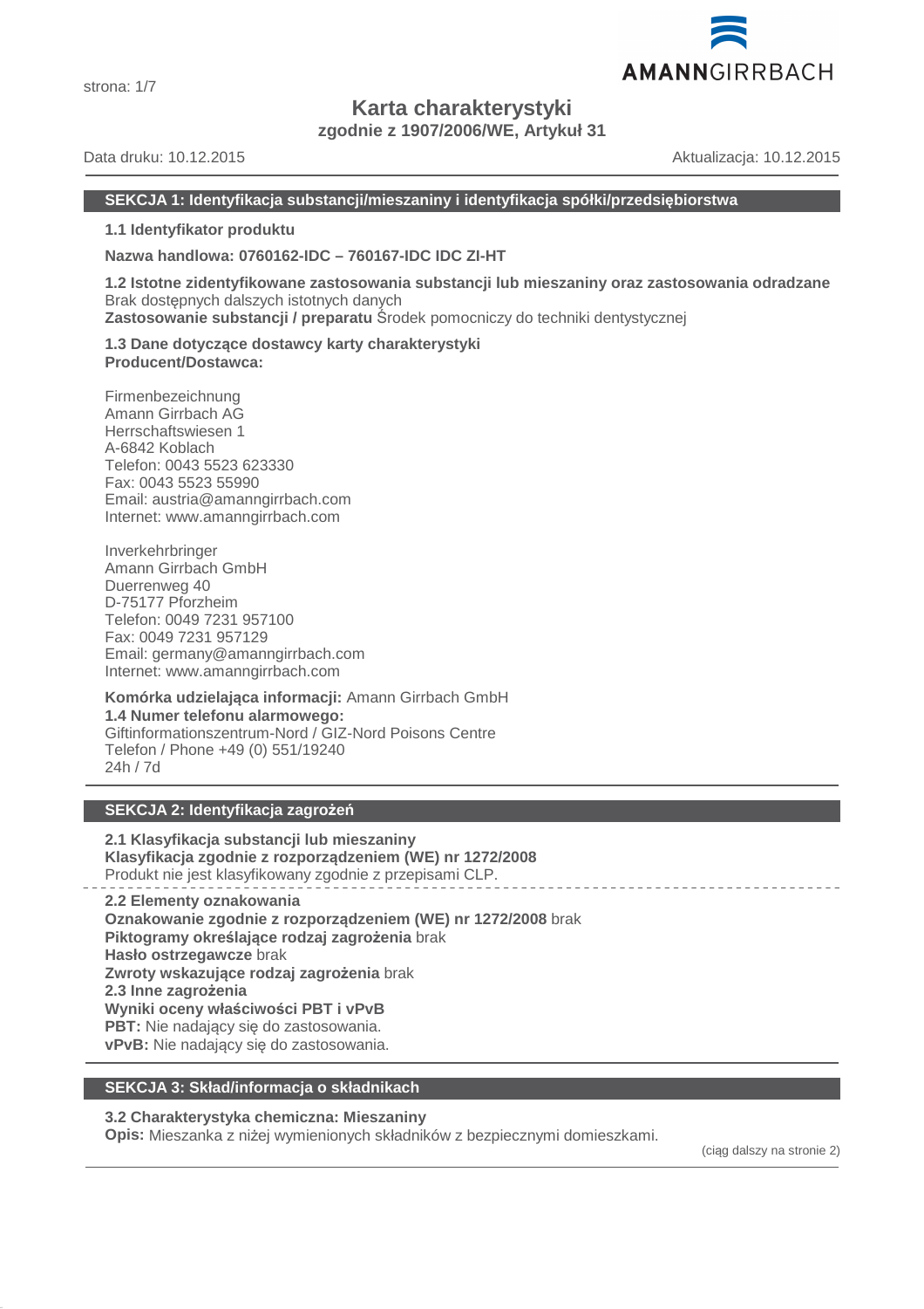# Karta charakterystyki

**zgodnie z 1907/2006/WE, Artykuł 31**

Data druku: 10.12.2015 Aktualizacja: 10.12.2015

## SEKCJA 1: Identyfikacja substancji/mieszaniny i identyfikacja spółki/przedsiębiorstwa

**1.1 Identyfikator produktu**

**Nazwa handlowa: 0760162-IDC – 760167-IDC IDC ZI-HT**

**1.2 Istotne zidentyfikowane zastosowania substancji lub mieszaniny oraz zastosowania odradzane**
Brak dostępnych dalszych istotnych danych
**Zastosowanie substancji / preparatu** Środek pomocniczy do techniki dentystycznej

**1.3 Dane dotyczące dostawcy karty charakterystyki**
**Producent/Dostawca:**

Firmenbezeichnung
Amann Girrbach AG
Herrschaftswiesen 1
A-6842 Koblach
Telefon: 0043 5523 623330
Fax: 0043 5523 55990
Email: austria@amanngirrbach.com
Internet: www.amanngirrbach.com

Inverkehrbringer
Amann Girrbach GmbH
Duerrenweg 40
D-75177 Pforzheim
Telefon: 0049 7231 957100
Fax: 0049 7231 957129
Email: germany@amanngirrbach.com
Internet: www.amanngirrbach.com

**Komórka udzielająca informacji:** Amann Girrbach GmbH
**1.4 Numer telefonu alarmowego:**
Giftinformationszentrum-Nord / GIZ-Nord Poisons Centre
Telefon / Phone +49 (0) 551/19240
24h / 7d

## SEKCJA 2: Identyfikacja zagrożeń

**2.1 Klasyfikacja substancji lub mieszaniny**
**Klasyfikacja zgodnie z rozporządzeniem (WE) nr 1272/2008**
Produkt nie jest klasyfikowany zgodnie z przepisami CLP.

**2.2 Elementy oznakowania**
**Oznakowanie zgodnie z rozporządzeniem (WE) nr 1272/2008** brak
**Piktogramy określające rodzaj zagrożenia** brak
**Hasło ostrzegawcze** brak
**Zwroty wskazujące rodzaj zagrożenia** brak
**2.3 Inne zagrożenia**
**Wyniki oceny właściwości PBT i vPvB**
**PBT:** Nie nadający się do zastosowania.
**vPvB:** Nie nadający się do zastosowania.

## SEKCJA 3: Skład/informacja o składnikach

**3.2 Charakterystyka chemiczna: Mieszaniny**
**Opis:** Mieszanka z niżej wymienionych składników z bezpiecznymi domieszkami.

(ciąg dalszy na stronie 2)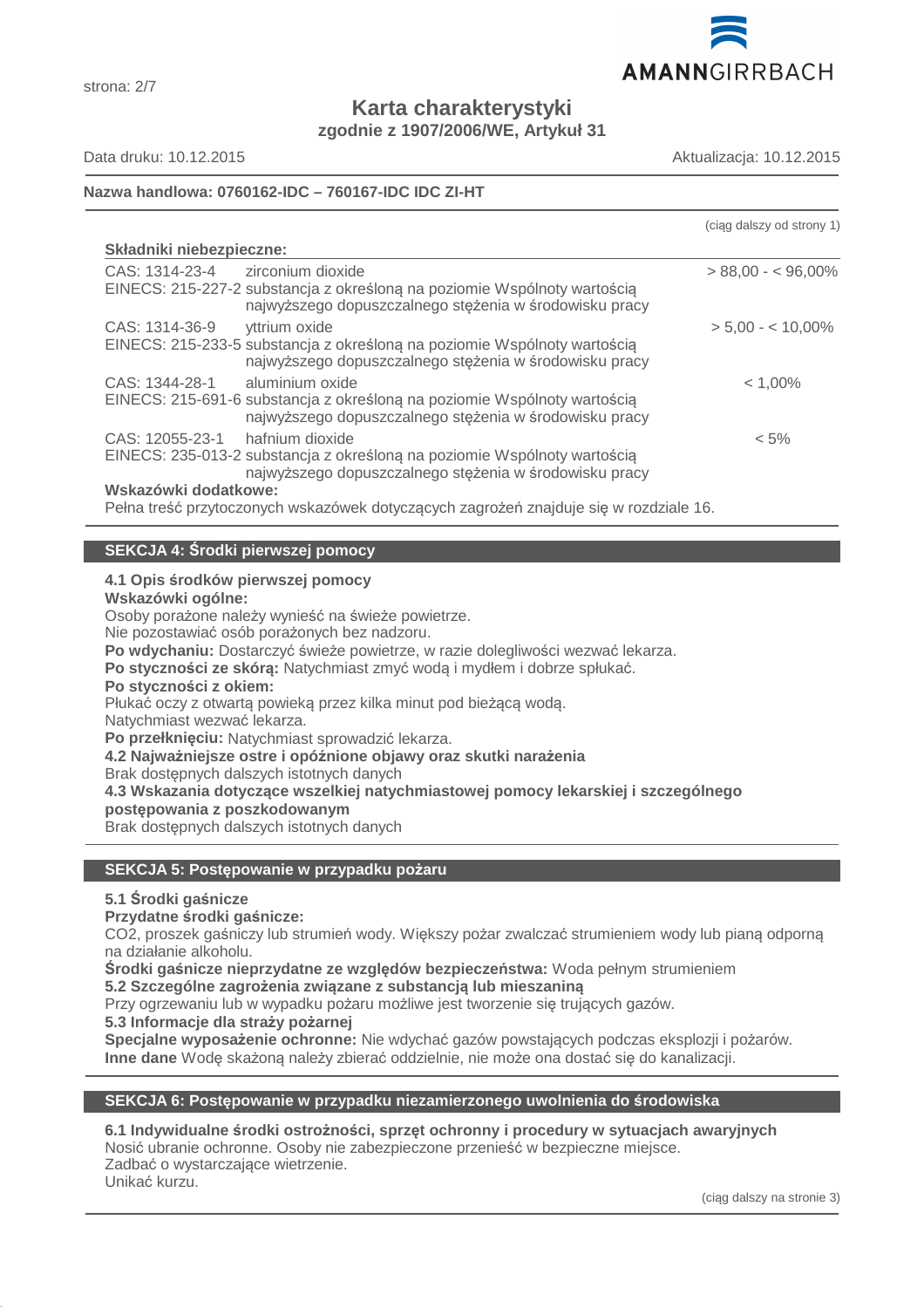# Karta charakterystyki

**zgodnie z 1907/2006/WE, Artykuł 31**

Data druku: 10.12.2015 Aktualizacja: 10.12.2015

**Nazwa handlowa: 0760162-IDC – 760167-IDC IDC ZI-HT**

(ciąg dalszy od strony 1)

**Składniki niebezpieczne:**

| | | |
|---|---|---|
| CAS: 1314-23-4<br>EINECS: 215-227-2 | zirconium dioxide<br>substancja z określoną na poziomie Wspólnoty wartością najwyższego dopuszczalnego stężenia w środowisku pracy | > 88,00 - < 96,00% |
| CAS: 1314-36-9<br>EINECS: 215-233-5 | yttrium oxide<br>substancja z określoną na poziomie Wspólnoty wartością najwyższego dopuszczalnego stężenia w środowisku pracy | > 5,00 - < 10,00% |
| CAS: 1344-28-1<br>EINECS: 215-691-6 | aluminium oxide<br>substancja z określoną na poziomie Wspólnoty wartością najwyższego dopuszczalnego stężenia w środowisku pracy | < 1,00% |
| CAS: 12055-23-1<br>EINECS: 235-013-2 | hafnium dioxide<br>substancja z określoną na poziomie Wspólnoty wartością najwyższego dopuszczalnego stężenia w środowisku pracy | < 5% |

**Wskazówki dodatkowe:**
Pełna treść przytoczonych wskazówek dotyczących zagrożeń znajduje się w rozdziale 16.

## SEKCJA 4: Środki pierwszej pomocy

**4.1 Opis środków pierwszej pomocy**

**Wskazówki ogólne:**
Osoby porażone należy wynieść na świeże powietrze.
Nie pozostawiać osób porażonych bez nadzoru.

**Po wdychaniu:** Dostarczyć świeże powietrze, w razie dolegliwości wezwać lekarza.

**Po styczności ze skórą:** Natychmiast zmyć wodą i mydłem i dobrze spłukać.

**Po styczności z okiem:**
Płukać oczy z otwartą powieką przez kilka minut pod bieżącą wodą.
Natychmiast wezwać lekarza.

**Po przełknięciu:** Natychmiast sprowadzić lekarza.

**4.2 Najważniejsze ostre i opóźnione objawy oraz skutki narażenia**
Brak dostępnych dalszych istotnych danych

**4.3 Wskazania dotyczące wszelkiej natychmiastowej pomocy lekarskiej i szczególnego postępowania z poszkodowanym**
Brak dostępnych dalszych istotnych danych

## SEKCJA 5: Postępowanie w przypadku pożaru

**5.1 Środki gaśnicze**

**Przydatne środki gaśnicze:**
$CO_2$, proszek gaśniczy lub strumień wody. Większy pożar zwalczać strumieniem wody lub pianą odporną na działanie alkoholu.

**Środki gaśnicze nieprzydatne ze względów bezpieczeństwa:** Woda pełnym strumieniem

**5.2 Szczególne zagrożenia związane z substancją lub mieszaniną**
Przy ogrzewaniu lub w wypadku pożaru możliwe jest tworzenie się trujących gazów.

**5.3 Informacje dla straży pożarnej**

**Specjalne wyposażenie ochronne:** Nie wdychać gazów powstających podczas eksplozji i pożarów.

**Inne dane** Wodę skażoną należy zbierać oddzielnie, nie może ona dostać się do kanalizacji.

## SEKCJA 6: Postępowanie w przypadku niezamierzonego uwolnienia do środowiska

**6.1 Indywidualne środki ostrożności, sprzęt ochronny i procedury w sytuacjach awaryjnych**
Nosić ubranie ochronne. Osoby nie zabezpieczone przenieść w bezpieczne miejsce.
Zadbać o wystarczające wietrzenie.
Unikać kurzu.

(ciąg dalszy na stronie 3)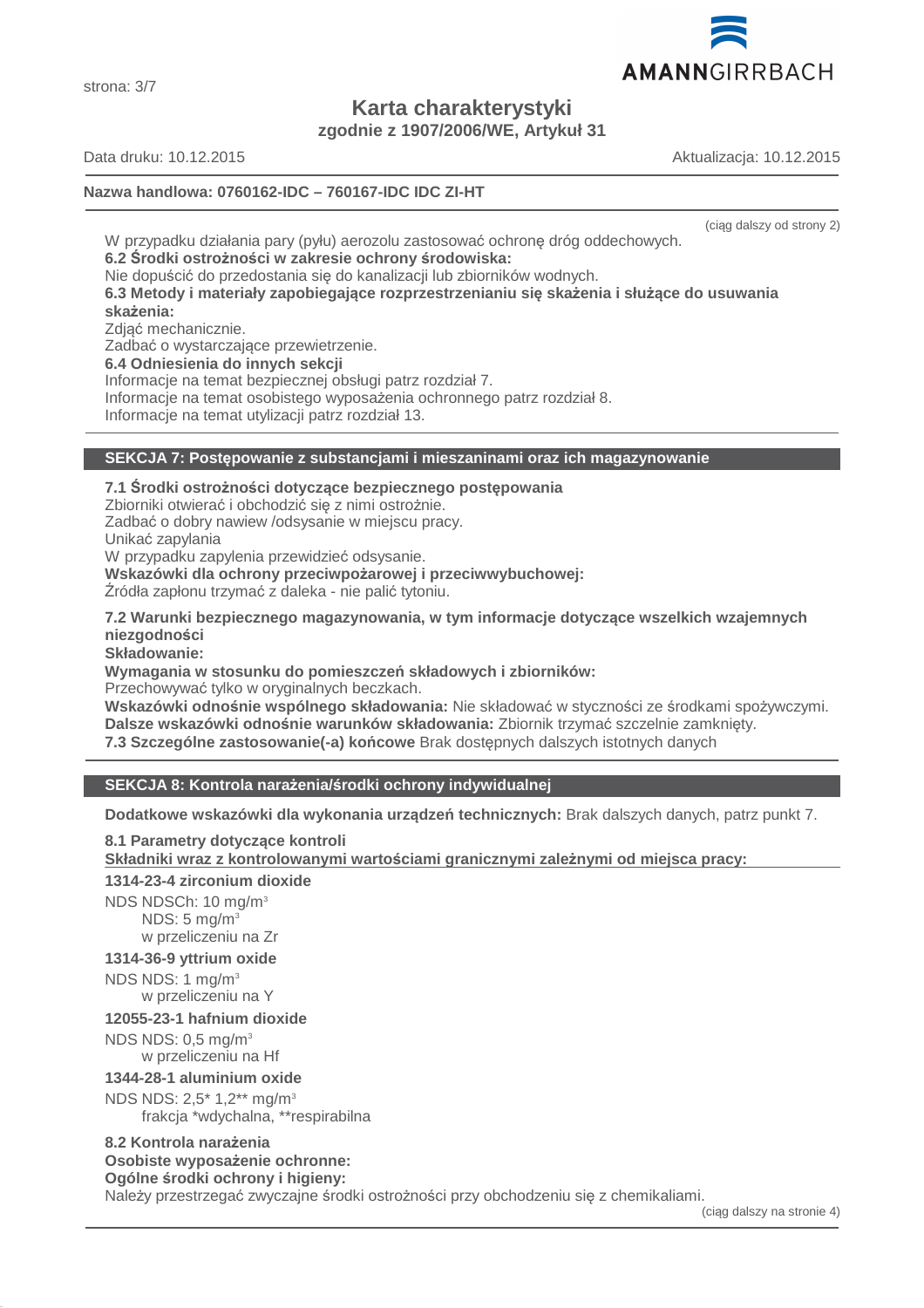Data druku: 10.12.2015 Aktualizacja: 10.12.2015

**Nazwa handlowa: 0760162-IDC – 760167-IDC IDC ZI-HT**

(ciąg dalszy od strony 2)

W przypadku działania pary (pyłu) aerozolu zastosować ochronę dróg oddechowych.

**6.2 Środki ostrożności w zakresie ochrony środowiska:**

Nie dopuścić do przedostania się do kanalizacji lub zbiorników wodnych.

**6.3 Metody i materiały zapobiegające rozprzestrzenianiu się skażenia i służące do usuwania skażenia:**

Zdjąć mechanicznie.

Zadbać o wystarczające przewietrzenie.

**6.4 Odniesienia do innych sekcji**

Informacje na temat bezpiecznej obsługi patrz rozdział 7.

Informacje na temat osobistego wyposażenia ochronnego patrz rozdział 8.

Informacje na temat utylizacji patrz rozdział 13.

## SEKCJA 7: Postępowanie z substancjami i mieszaninami oraz ich magazynowanie

**7.1 Środki ostrożności dotyczące bezpiecznego postępowania**

Zbiorniki otwierać i obchodzić się z nimi ostrożnie.

Zadbać o dobry nawiew /odsysanie w miejscu pracy.

Unikać zapylania

W przypadku zapylenia przewidzieć odsysanie.

**Wskazówki dla ochrony przeciwpożarowej i przeciwwybuchowej:**

Źródła zapłonu trzymać z daleka - nie palić tytoniu.

**7.2 Warunki bezpiecznego magazynowania, w tym informacje dotyczące wszelkich wzajemnych niezgodności**

**Składowanie:**

**Wymagania w stosunku do pomieszczeń składowych i zbiorników:**

Przechowywać tylko w oryginalnych beczkach.

**Wskazówki odnośnie wspólnego składowania:** Nie składować w styczności ze środkami spożywczymi.

**Dalsze wskazówki odnośnie warunków składowania:** Zbiornik trzymać szczelnie zamknięty.

**7.3 Szczególne zastosowanie(-a) końcowe** Brak dostępnych dalszych istotnych danych

## SEKCJA 8: Kontrola narażenia/środki ochrony indywidualnej

**Dodatkowe wskazówki dla wykonania urządzeń technicznych:** Brak dalszych danych, patrz punkt 7.

**8.1 Parametry dotyczące kontroli**

**Składniki wraz z kontrolowanymi wartościami granicznymi zależnymi od miejsca pracy:**

**1314-23-4 zirconium dioxide**

NDS NDSCh: 10 mg/m³
NDS: 5 mg/m³
w przeliczeniu na Zr

**1314-36-9 yttrium oxide**

NDS NDS: 1 mg/m³
w przeliczeniu na Y

**12055-23-1 hafnium dioxide**

NDS NDS: 0,5 mg/m³
w przeliczeniu na Hf

**1344-28-1 aluminium oxide**

NDS NDS: 2,5* 1,2** mg/m³
frakcja *wdychalna, **respirabilna

**8.2 Kontrola narażenia**

**Osobiste wyposażenie ochronne:**

**Ogólne środki ochrony i higieny:**

Należy przestrzegać zwyczajne środki ostrożności przy obchodzeniu się z chemikaliami.

(ciąg dalszy na stronie 4)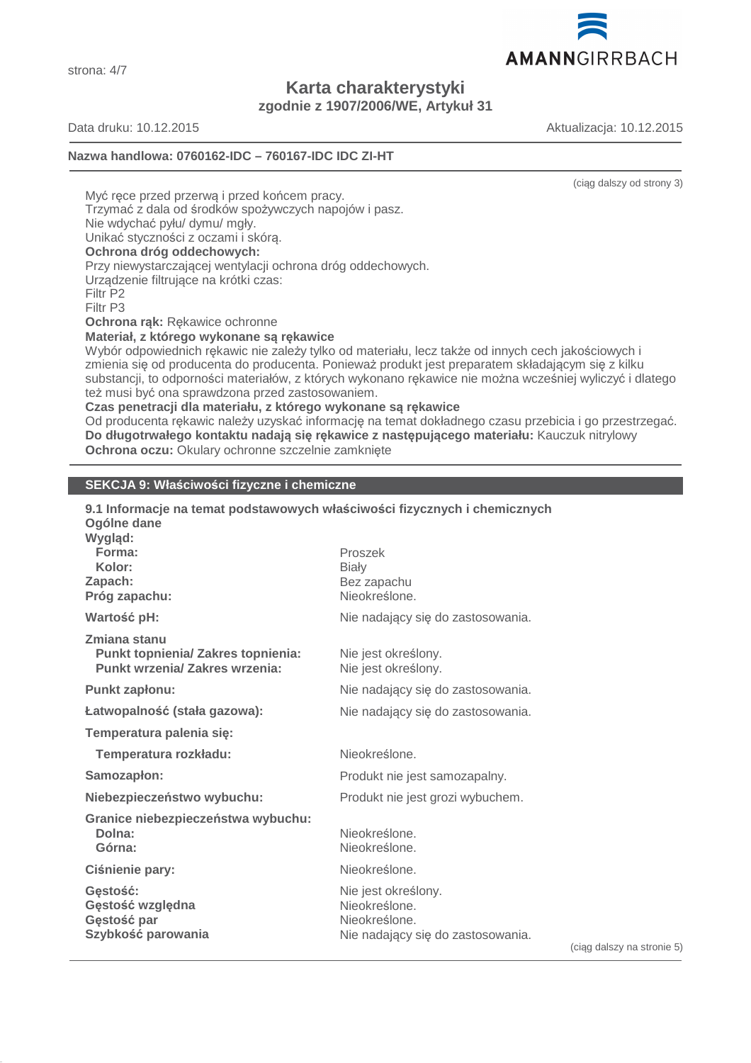**Karta charakterystyki**
**zgodnie z 1907/2006/WE, Artykuł 31**

Data druku: 10.12.2015 Aktualizacja: 10.12.2015

**Nazwa handlowa: 0760162-IDC – 760167-IDC IDC ZI-HT**

(ciąg dalszy od strony 3)

Myć ręce przed przerwą i przed końcem pracy.
Trzymać z dala od środków spożywczych napojów i pasz.
Nie wdychać pyłu/ dymu/ mgły.
Unikać styczności z oczami i skórą.

**Ochrona dróg oddechowych:**
Przy niewystarczającej wentylacji ochrona dróg oddechowych.
Urządzenie filtrujące na krótki czas:
Filtr P2
Filtr P3

**Ochrona rąk:** Rękawice ochronne

**Materiał, z którego wykonane są rękawice**
Wybór odpowiednich rękawic nie zależy tylko od materiału, lecz także od innych cech jakościowych i zmienia się od producenta do producenta. Ponieważ produkt jest preparatem składającym się z kilku substancji, to odporności materiałów, z których wykonano rękawice nie można wcześniej wyliczyć i dlatego też musi być ona sprawdzona przed zastosowaniem.

**Czas penetracji dla materiału, z którego wykonane są rękawice**
Od producenta rękawic należy uzyskać informację na temat dokładnego czasu przebicia i go przestrzegać.

**Do długotrwałego kontaktu nadają się rękawice z następującego materiału:** Kauczuk nitrylowy

**Ochrona oczu:** Okulary ochronne szczelnie zamknięte

## SEKCJA 9: Właściwości fizyczne i chemiczne

**9.1 Informacje na temat podstawowych właściwości fizycznych i chemicznych**

**Ogólne dane**

| | |
|---|---|
| **Wygląd:** | |
| **Forma:** | Proszek |
| **Kolor:** | Biały |
| **Zapach:** | Bez zapachu |
| **Próg zapachu:** | Nieokreślone. |
| **Wartość pH:** | Nie nadający się do zastosowania. |
| **Zmiana stanu** | |
| **Punkt topnienia/ Zakres topnienia:** | Nie jest określony. |
| **Punkt wrzenia/ Zakres wrzenia:** | Nie jest określony. |
| **Punkt zapłonu:** | Nie nadający się do zastosowania. |
| **Łatwopalność (stała gazowa):** | Nie nadający się do zastosowania. |
| **Temperatura palenia się:** | |
| **Temperatura rozkładu:** | Nieokreślone. |
| **Samozapłon:** | Produkt nie jest samozapalny. |
| **Niebezpieczeństwo wybuchu:** | Produkt nie jest grozi wybuchem. |
| **Granice niebezpieczeństwa wybuchu:** | |
| **Dolna:** | Nieokreślone. |
| **Górna:** | Nieokreślone. |
| **Ciśnienie pary:** | Nieokreślone. |
| **Gęstość:** | Nie jest określony. |
| **Gęstość względna** | Nieokreślone. |
| **Gęstość par** | Nieokreślone. |
| **Szybkość parowania** | Nie nadający się do zastosowania. |

(ciąg dalszy na stronie 5)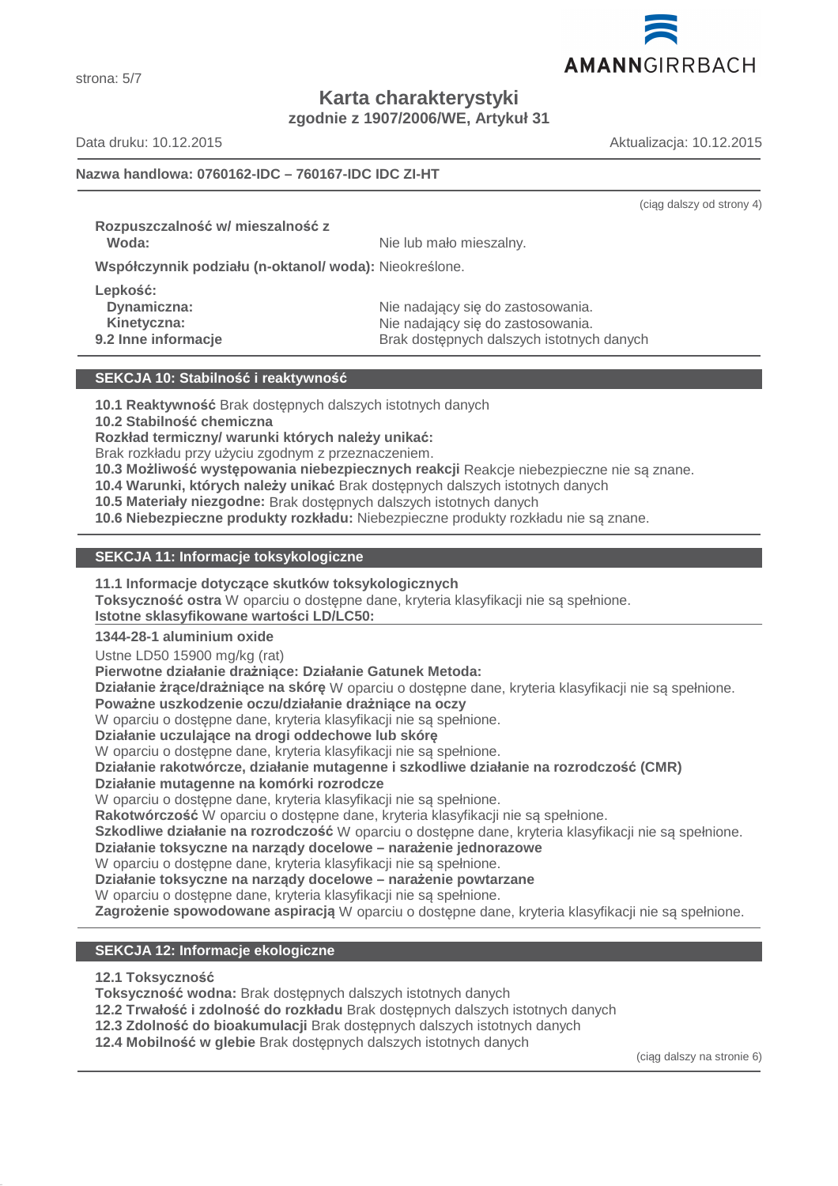(ciąg dalszy od strony 4)

**Rozpuszczalność w/ mieszalność z**
**Woda:** Nie lub mało mieszalny.

**Współczynnik podziału (n-oktanol/ woda):** Nieokreślone.

**Lepkość:**
**Dynamiczna:** Nie nadający się do zastosowania.
**Kinetyczna:** Nie nadający się do zastosowania.
**9.2 Inne informacje** Brak dostępnych dalszych istotnych danych

## SEKCJA 10: Stabilność i reaktywność

**10.1 Reaktywność** Brak dostępnych dalszych istotnych danych
**10.2 Stabilność chemiczna**
**Rozkład termiczny/ warunki których należy unikać:**
Brak rozkładu przy użyciu zgodnym z przeznaczeniem.
**10.3 Możliwość występowania niebezpiecznych reakcji** Reakcje niebezpieczne nie są znane.
**10.4 Warunki, których należy unikać** Brak dostępnych dalszych istotnych danych
**10.5 Materiały niezgodne:** Brak dostępnych dalszych istotnych danych
**10.6 Niebezpieczne produkty rozkładu:** Niebezpieczne produkty rozkładu nie są znane.

## SEKCJA 11: Informacje toksykologiczne

**11.1 Informacje dotyczące skutków toksykologicznych**
**Toksyczność ostra** W oparciu o dostępne dane, kryteria klasyfikacji nie są spełnione.
**Istotne sklasyfikowane wartości LD/LC50:**

**1344-28-1 aluminium oxide**

Ustne LD50 15900 mg/kg (rat)

**Pierwotne działanie drażniące: Działanie Gatunek Metoda:**
**Działanie żrące/drażniące na skórę** W oparciu o dostępne dane, kryteria klasyfikacji nie są spełnione.
**Poważne uszkodzenie oczu/działanie drażniące na oczy**
W oparciu o dostępne dane, kryteria klasyfikacji nie są spełnione.
**Działanie uczulające na drogi oddechowe lub skórę**
W oparciu o dostępne dane, kryteria klasyfikacji nie są spełnione.
**Działanie rakotwórcze, działanie mutagenne i szkodliwe działanie na rozrodczość (CMR)**
**Działanie mutagenne na komórki rozrodcze**
W oparciu o dostępne dane, kryteria klasyfikacji nie są spełnione.
**Rakotwórczość** W oparciu o dostępne dane, kryteria klasyfikacji nie są spełnione.
**Szkodliwe działanie na rozrodczość** W oparciu o dostępne dane, kryteria klasyfikacji nie są spełnione.
**Działanie toksyczne na narządy docelowe – narażenie jednorazowe**
W oparciu o dostępne dane, kryteria klasyfikacji nie są spełnione.
**Działanie toksyczne na narządy docelowe – narażenie powtarzane**
W oparciu o dostępne dane, kryteria klasyfikacji nie są spełnione.
**Zagrożenie spowodowane aspiracją** W oparciu o dostępne dane, kryteria klasyfikacji nie są spełnione.

## SEKCJA 12: Informacje ekologiczne

**12.1 Toksyczność**
**Toksyczność wodna:** Brak dostępnych dalszych istotnych danych
**12.2 Trwałość i zdolność do rozkładu** Brak dostępnych dalszych istotnych danych
**12.3 Zdolność do bioakumulacji** Brak dostępnych dalszych istotnych danych
**12.4 Mobilność w glebie** Brak dostępnych dalszych istotnych danych

(ciąg dalszy na stronie 6)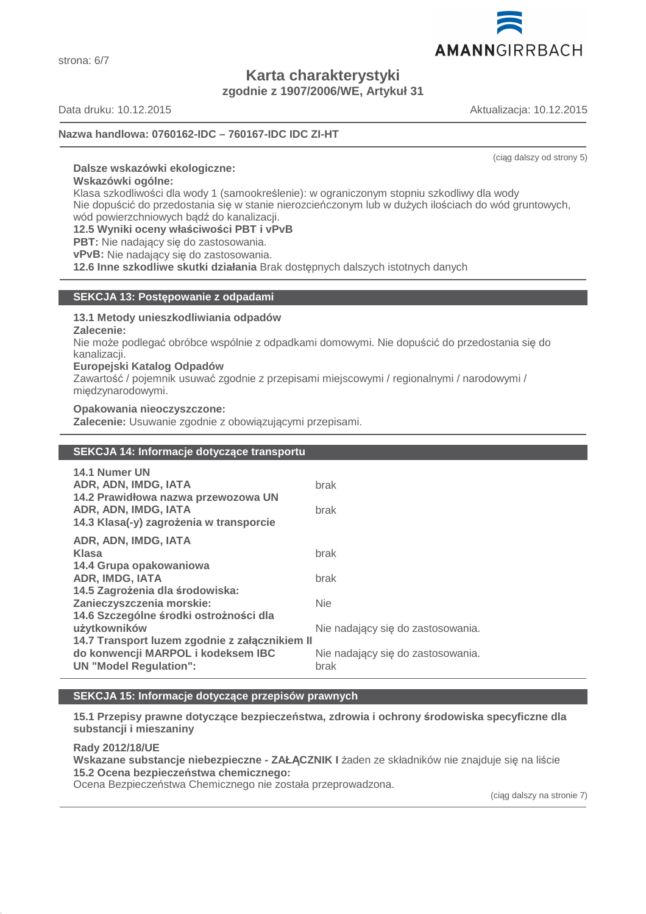Karta charakterystyki

zgodnie z 1907/2006/WE, Artykuł 31

Data druku: 10.12.2015 Aktualizacja: 10.12.2015

**Nazwa handlowa: 0760162-IDC – 760167-IDC IDC ZI-HT**

(ciąg dalszy od strony 5)

**Dalsze wskazówki ekologiczne:**

**Wskazówki ogólne:**

Klasa szkodliwości dla wody 1 (samookreślenie): w ograniczonym stopniu szkodliwy dla wody

Nie dopuścić do przedostania się w stanie nierozcieńczonym lub w dużych ilościach do wód gruntowych, wód powierzchniowych bądź do kanalizacji.

**12.5 Wyniki oceny właściwości PBT i vPvB**

**PBT:** Nie nadający się do zastosowania.

**vPvB:** Nie nadający się do zastosowania.

**12.6 Inne szkodliwe skutki działania** Brak dostępnych dalszych istotnych danych

## SEKCJA 13: Postępowanie z odpadami

**13.1 Metody unieszkodliwiania odpadów**

**Zalecenie:**

Nie może podlegać obróbce wspólnie z odpadkami domowymi. Nie dopuścić do przedostania się do kanalizacji.

**Europejski Katalog Odpadów**

Zawartość / pojemnik usuwać zgodnie z przepisami miejscowymi / regionalnymi / narodowymi / międzynarodowymi.

**Opakowania nieoczyszczone:**

**Zalecenie:** Usuwanie zgodnie z obowiązującymi przepisami.

## SEKCJA 14: Informacje dotyczące transportu

| | |
|---|---|
| **14.1 Numer UN** | |
| **ADR, ADN, IMDG, IATA** | brak |
| **14.2 Prawidłowa nazwa przewozowa UN** | |
| **ADR, ADN, IMDG, IATA** | brak |
| **14.3 Klasa(-y) zagrożenia w transporcie** | |
| **ADR, ADN, IMDG, IATA** | |
| **Klasa** | brak |
| **14.4 Grupa opakowaniowa** | |
| **ADR, IMDG, IATA** | brak |
| **14.5 Zagrożenia dla środowiska:** | |
| **Zanieczyszczenia morskie:** | Nie |
| **14.6 Szczególne środki ostrożności dla użytkowników** | Nie nadający się do zastosowania. |
| **14.7 Transport luzem zgodnie z załącznikiem II do konwencji MARPOL i kodeksem IBC** | Nie nadający się do zastosowania. |
| **UN "Model Regulation":** | brak |

## SEKCJA 15: Informacje dotyczące przepisów prawnych

**15.1 Przepisy prawne dotyczące bezpieczeństwa, zdrowia i ochrony środowiska specyficzne dla substancji i mieszaniny**

**Rady 2012/18/UE**

**Wskazane substancje niebezpieczne - ZAŁĄCZNIK I** żaden ze składników nie znajduje się na liście

**15.2 Ocena bezpieczeństwa chemicznego:**

Ocena Bezpieczeństwa Chemicznego nie została przeprowadzona.

(ciąg dalszy na stronie 7)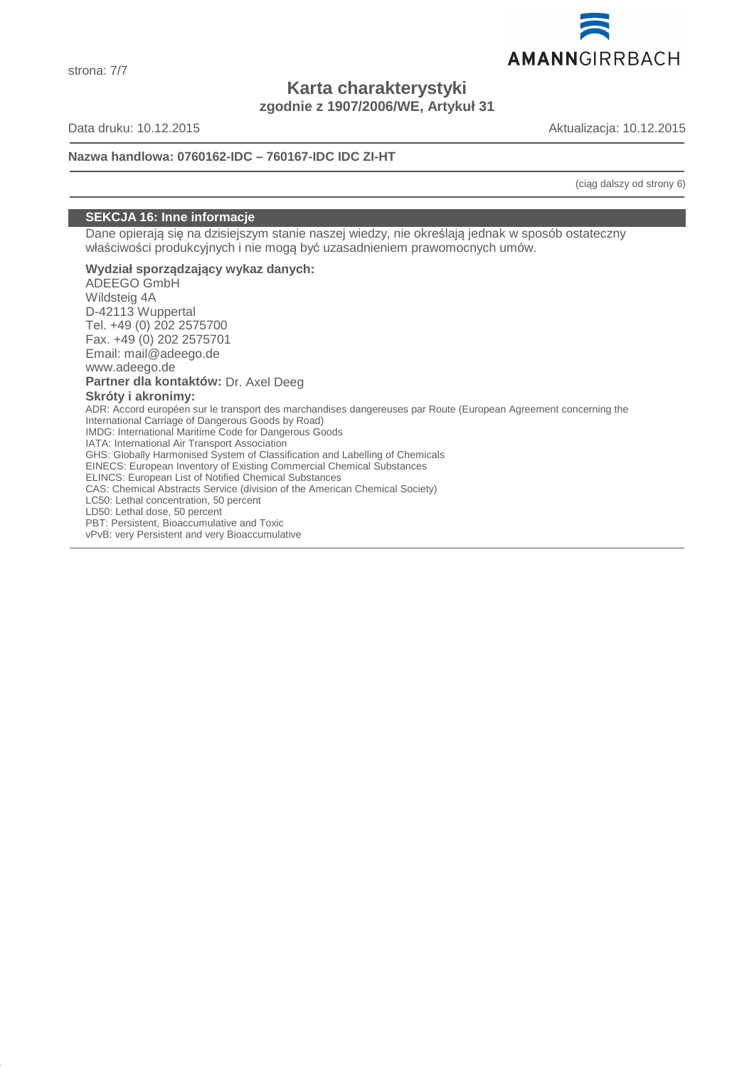# Karta charakterystyki

**zgodnie z 1907/2006/WE, Artykuł 31**

Data druku: 10.12.2015 Aktualizacja: 10.12.2015

**Nazwa handlowa: 0760162-IDC – 760167-IDC IDC ZI-HT**

(ciąg dalszy od strony 6)

## SEKCJA 16: Inne informacje

Dane opierają się na dzisiejszym stanie naszej wiedzy, nie określają jednak w sposób ostateczny właściwości produkcyjnych i nie mogą być uzasadnieniem prawomocnych umów.

**Wydział sporządzający wykaz danych:**
ADEEGO GmbH
Wildsteig 4A
D-42113 Wuppertal
Tel. +49 (0) 202 2575700
Fax. +49 (0) 202 2575701
Email: mail@adeego.de
www.adeego.de

**Partner dla kontaktów:** Dr. Axel Deeg

**Skróty i akronimy:**
ADR: Accord européen sur le transport des marchandises dangereuses par Route (European Agreement concerning the International Carriage of Dangerous Goods by Road)
IMDG: International Maritime Code for Dangerous Goods
IATA: International Air Transport Association
GHS: Globally Harmonised System of Classification and Labelling of Chemicals
EINECS: European Inventory of Existing Commercial Chemical Substances
ELINCS: European List of Notified Chemical Substances
CAS: Chemical Abstracts Service (division of the American Chemical Society)
LC50: Lethal concentration, 50 percent
LD50: Lethal dose, 50 percent
PBT: Persistent, Bioaccumulative and Toxic
vPvB: very Persistent and very Bioaccumulative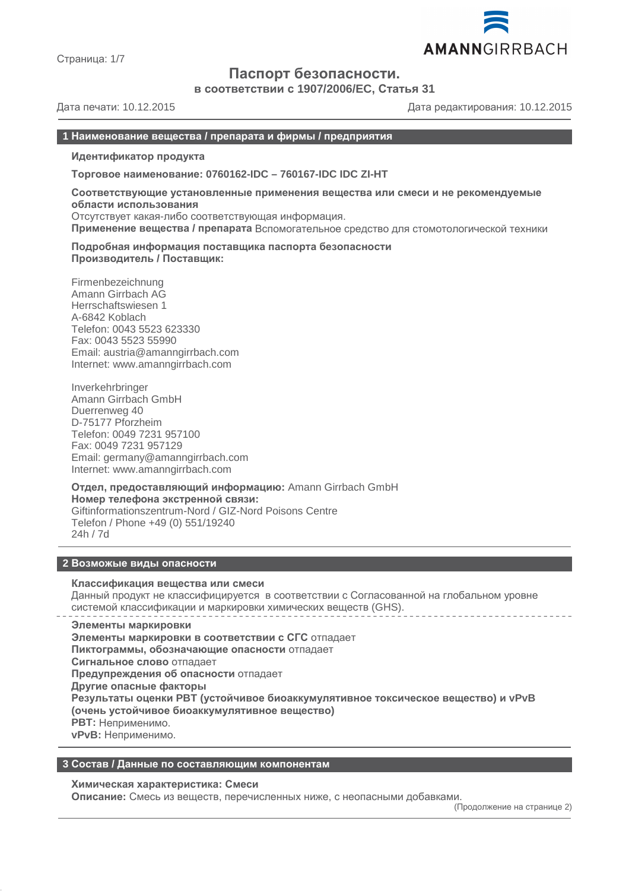# Паспорт безопасности.

**в соответствии с 1907/2006/ЕС, Статья 31**

Дата печати: 10.12.2015 Дата редактирования: 10.12.2015

## 1 Наименование вещества / препарата и фирмы / предприятия

**Идентификатор продукта**

**Торговое наименование: 0760162-IDC – 760167-IDC IDC ZI-HT**

**Соответствующие установленные применения вещества или смеси и не рекомендуемые области использования**
Отсутствует какая-либо соответствующая информация.
**Применение вещества / препарата** Вспомогательное средство для стомотологической техники

**Подробная информация поставщика паспорта безопасности**
**Производитель / Поставщик:**

Firmenbezeichnung
Amann Girrbach AG
Herrschaftswiesen 1
A-6842 Koblach
Telefon: 0043 5523 623330
Fax: 0043 5523 55990
Email: austria@amanngirrbach.com
Internet: www.amanngirrbach.com

Inverkehrbringer
Amann Girrbach GmbH
Duerrenweg 40
D-75177 Pforzheim
Telefon: 0049 7231 957100
Fax: 0049 7231 957129
Email: germany@amanngirrbach.com
Internet: www.amanngirrbach.com

**Отдел, предоставляющий информацию:** Amann Girrbach GmbH
**Номер телефона экстренной связи:**
Giftinformationszentrum-Nord / GIZ-Nord Poisons Centre
Telefon / Phone +49 (0) 551/19240
24h / 7d

## 2 Возможые виды опасности

**Классификация вещества или смеси**
Данный продукт не классифицируется в соответствии с Согласованной на глобальном уровне системой классификации и маркировки химических веществ (GHS).

**Элементы маркировки**
**Элементы маркировки в соответствии с СГС** отпадает
**Пиктограммы, обозначающие опасности** отпадает
**Сигнальное слово** отпадает
**Предупреждения об опасности** отпадает
**Другие опасные факторы**
**Результаты оценки PBT (устойчивое биоаккумулятивное токсическое вещество) и vPvB (очень устойчивое биоаккумулятивное вещество)**
**PBT:** Неприменимо.
**vPvB:** Неприменимо.

## 3 Состав / Данные по составляющим компонентам

**Химическая характеристика: Смеси**
**Описание:** Смесь из веществ, перечисленных ниже, с неопасными добавками.

(Продолжение на странице 2)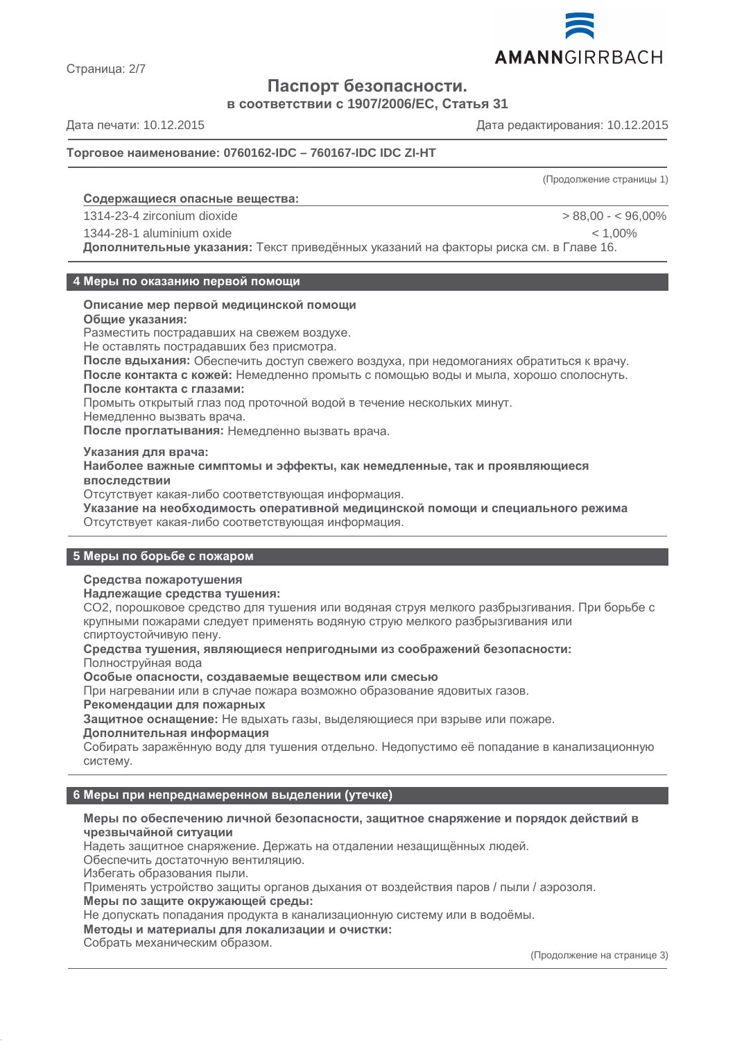# Паспорт безопасности.

**в соответствии с 1907/2006/EC, Статья 31**

Дата печати: 10.12.2015 Дата редактирования: 10.12.2015

**Торговое наименование: 0760162-IDC – 760167-IDC IDC ZI-HT**

(Продолжение страницы 1)

**Содержащиеся опасные вещества:**

| | |
|---|---|
| 1314-23-4 zirconium dioxide | > 88,00 - < 96,00% |
| 1344-28-1 aluminium oxide | < 1,00% |

**Дополнительные указания:** Текст приведённых указаний на факторы риска см. в Главе 16.

## 4 Меры по оказанию первой помощи

**Описание мер первой медицинской помощи**
**Общие указания:**
Разместить пострадавших на свежем воздухе.
Не оставлять пострадавших без присмотра.
**После вдыхания:** Обеспечить доступ свежего воздуха, при недомоганиях обратиться к врачу.
**После контакта с кожей:** Немедленно промыть с помощью воды и мыла, хорошо сполоснуть.
**После контакта с глазами:**
Промыть открытый глаз под проточной водой в течение нескольких минут.
Немедленно вызвать врача.
**После проглатывания:** Немедленно вызвать врача.

**Указания для врача:**
**Наиболее важные симптомы и эффекты, как немедленные, так и проявляющиеся впоследствии**
Отсутствует какая-либо соответствующая информация.
**Указание на необходимость оперативной медицинской помощи и специального режима**
Отсутствует какая-либо соответствующая информация.

## 5 Меры по борьбе с пожаром

**Средства пожаротушения**
**Надлежащие средства тушения:**
CO2, порошковое средство для тушения или водяная струя мелкого разбрызгивания. При борьбе с крупными пожарами следует применять водяную струю мелкого разбрызгивания или спиртоустойчивую пену.
**Средства тушения, являющиеся непригодными из соображений безопасности:**
Полноструйная вода
**Особые опасности, создаваемые веществом или смесью**
При нагревании или в случае пожара возможно образование ядовитых газов.
**Рекомендации для пожарных**
**Защитное оснащение:** Не вдыхать газы, выделяющиеся при взрыве или пожаре.
**Дополнительная информация**
Собирать заражённую воду для тушения отдельно. Недопустимо её попадание в канализационную систему.

## 6 Меры при непреднамеренном выделении (утечке)

**Меры по обеспечению личной безопасности, защитное снаряжение и порядок действий в чрезвычайной ситуации**
Надеть защитное снаряжение. Держать на отдалении незащищённых людей.
Обеспечить достаточную вентиляцию.
Избегать образования пыли.
Применять устройство защиты органов дыхания от воздействия паров / пыли / аэрозоля.
**Меры по защите окружающей среды:**
Не допускать попадания продукта в канализационную систему или в водоёмы.
**Методы и материалы для локализации и очистки:**
Собрать механическим образом.

(Продолжение на странице 3)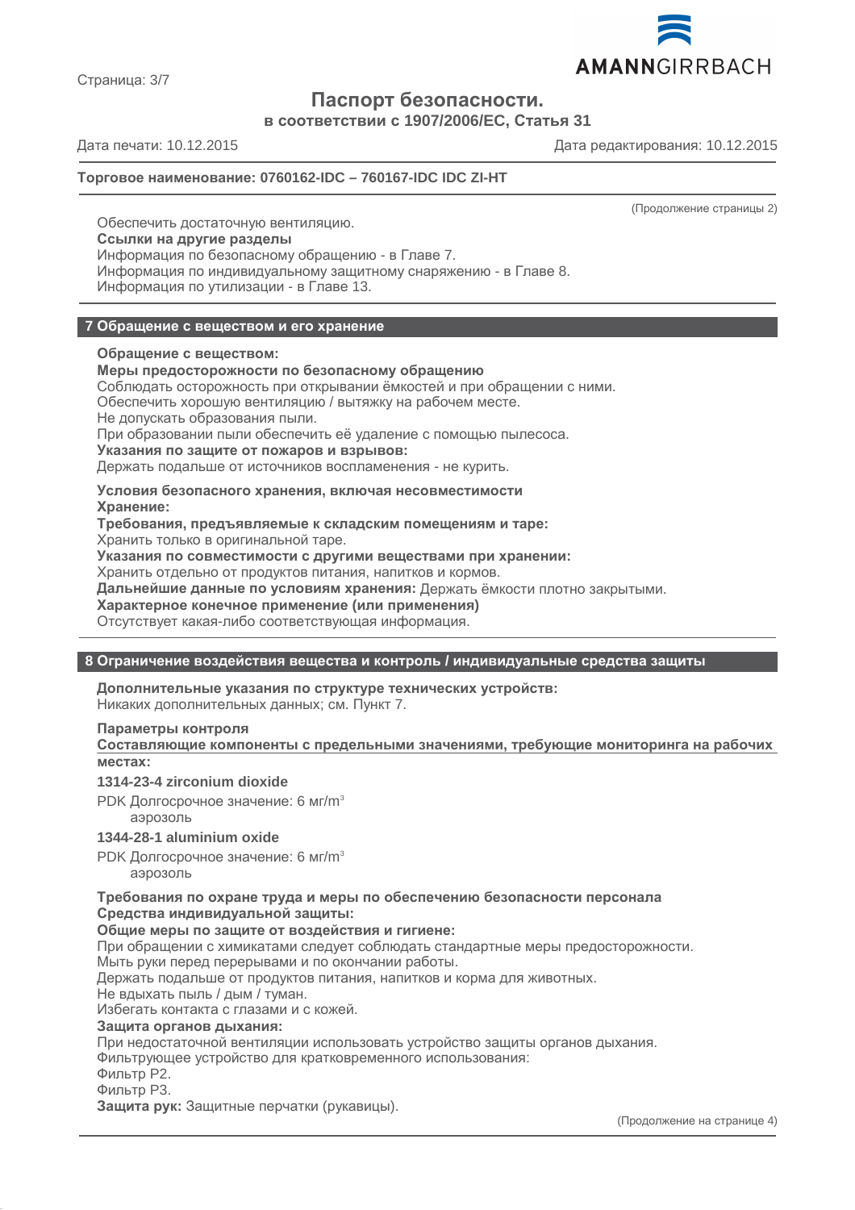(Продолжение страницы 2)

Обеспечить достаточную вентиляцию.

**Ссылки на другие разделы**

Информация по безопасному обращению - в Главе 7.
Информация по индивидуальному защитному снаряжению - в Главе 8.
Информация по утилизации - в Главе 13.

## 7 Обращение с веществом и его хранение

**Обращение с веществом:**

**Меры предосторожности по безопасному обращению**

Соблюдать осторожность при открывании ёмкостей и при обращении с ними.
Обеспечить хорошую вентиляцию / вытяжку на рабочем месте.
Не допускать образования пыли.
При образовании пыли обеспечить её удаление с помощью пылесоса.

**Указания по защите от пожаров и взрывов:**

Держать подальше от источников воспламенения - не курить.

**Условия безопасного хранения, включая несовместимости**

**Хранение:**

**Требования, предъявляемые к складским помещениям и таре:**

Хранить только в оригинальной таре.

**Указания по совместимости с другими веществами при хранении:**

Хранить отдельно от продуктов питания, напитков и кормов.

**Дальнейшие данные по условиям хранения:** Держать ёмкости плотно закрытыми.

**Характерное конечное применение (или применения)**

Отсутствует какая-либо соответствующая информация.

## 8 Ограничение воздействия вещества и контроль / индивидуальные средства защиты

**Дополнительные указания по структуре технических устройств:**

Никаких дополнительных данных; см. Пункт 7.

**Параметры контроля**

**Составляющие компоненты с предельными значениями, требующие мониторинга на рабочих местах:**

**1314-23-4 zirconium dioxide**

PDK Долгосрочное значение: 6 мг/m$^3$
аэрозоль

**1344-28-1 aluminium oxide**

PDK Долгосрочное значение: 6 мг/m$^3$
аэрозоль

**Требования по охране труда и меры по обеспечению безопасности персонала**

**Средства индивидуальной защиты:**

**Общие меры по защите от воздействия и гигиене:**

При обращении с химикатами следует соблюдать стандартные меры предосторожности.
Мыть руки перед перерывами и по окончании работы.
Держать подальше от продуктов питания, напитков и корма для животных.
Не вдыхать пыль / дым / туман.
Избегать контакта с глазами и с кожей.

**Защита органов дыхания:**

При недостаточной вентиляции использовать устройство защиты органов дыхания.
Фильтрующее устройство для кратковременного использования:
Фильтр P2.
Фильтр P3.

**Защита рук:** Защитные перчатки (рукавицы).

(Продолжение на странице 4)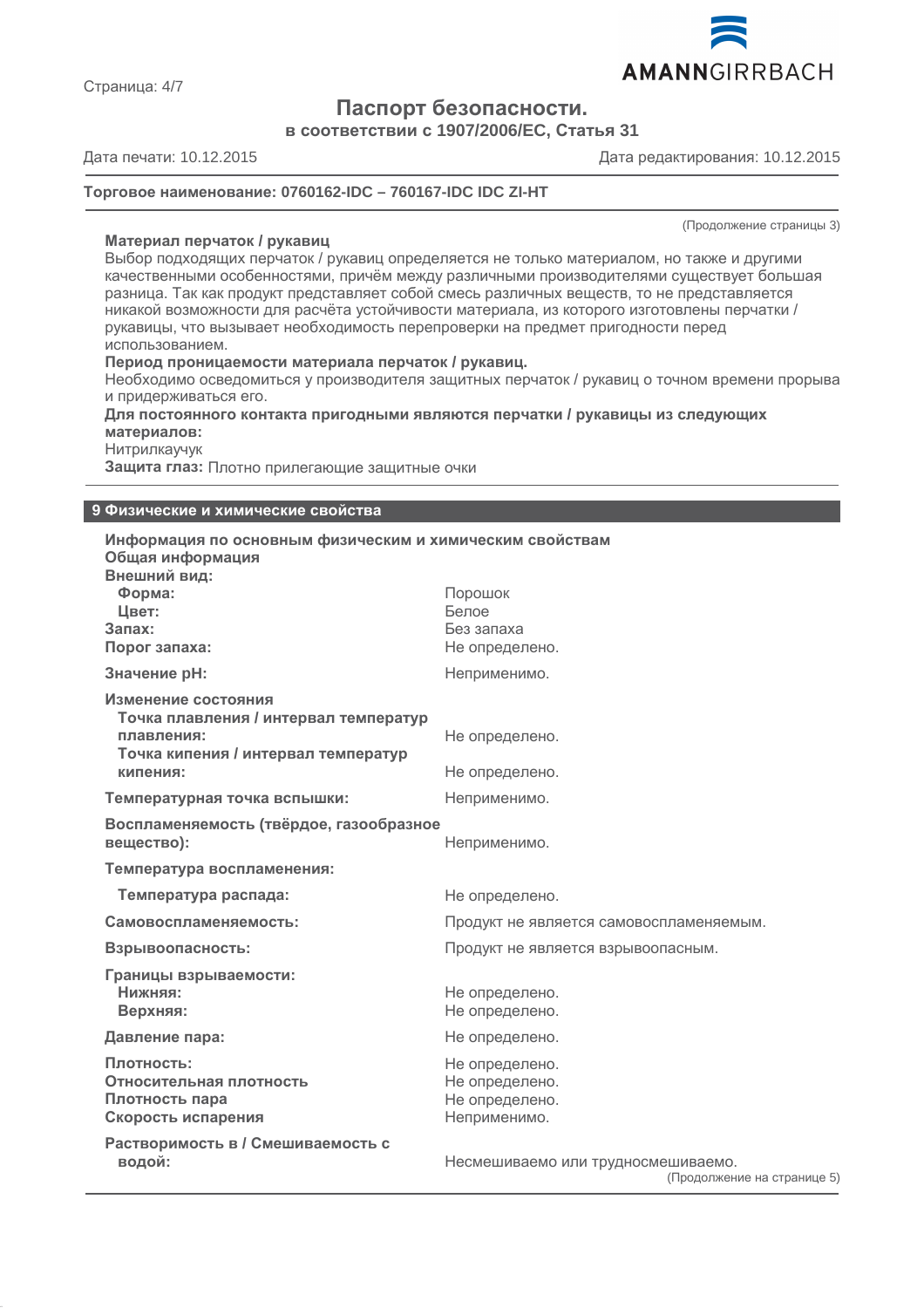**Торговое наименование: 0760162-IDC – 760167-IDC IDC ZI-HT**

(Продолжение страницы 3)

**Материал перчаток / рукавиц**

Выбор подходящих перчаток / рукавиц определяется не только материалом, но также и другими качественными особенностями, причём между различными производителями существует большая разница. Так как продукт представляет собой смесь различных веществ, то не представляется никакой возможности для расчёта устойчивости материала, из которого изготовлены перчатки / рукавицы, что вызывает необходимость перепроверки на предмет пригодности перед использованием.

**Период проницаемости материала перчаток / рукавиц.**

Необходимо осведомиться у производителя защитных перчаток / рукавиц о точном времени прорыва и придерживаться его.

**Для постоянного контакта пригодными являются перчатки / рукавицы из следующих материалов:**

Нитрилкаучук

**Защита глаз:** Плотно прилегающие защитные очки

## 9 Физические и химические свойства

**Информация по основным физическим и химическим свойствам**

**Общая информация**

**Внешний вид:**

| | |
|---|---|
| **Форма:** | Порошок |
| **Цвет:** | Белое |
| **Запах:** | Без запаха |
| **Порог запаха:** | Не определено. |
| **Значение pH:** | Неприменимо. |
| **Изменение состояния** | |
| **Точка плавления / интервал температур плавления:** | Не определено. |
| **Точка кипения / интервал температур кипения:** | Не определено. |
| **Температурная точка вспышки:** | Неприменимо. |
| **Воспламеняемость (твёрдое, газообразное вещество):** | Неприменимо. |
| **Температура воспламенения:** | |
| **Температура распада:** | Не определено. |
| **Самовоспламеняемость:** | Продукт не является самовоспламеняемым. |
| **Взрывоопасность:** | Продукт не является взрывоопасным. |
| **Границы взрываемости:** | |
| **Нижняя:** | Не определено. |
| **Верхняя:** | Не определено. |
| **Давление пара:** | Не определено. |
| **Плотность:** | Не определено. |
| **Относительная плотность** | Не определено. |
| **Плотность пара** | Не определено. |
| **Скорость испарения** | Неприменимо. |
| **Растворимость в / Смешиваемость с водой:** | Несмешиваемо или трудносмешиваемо. |

(Продолжение на странице 5)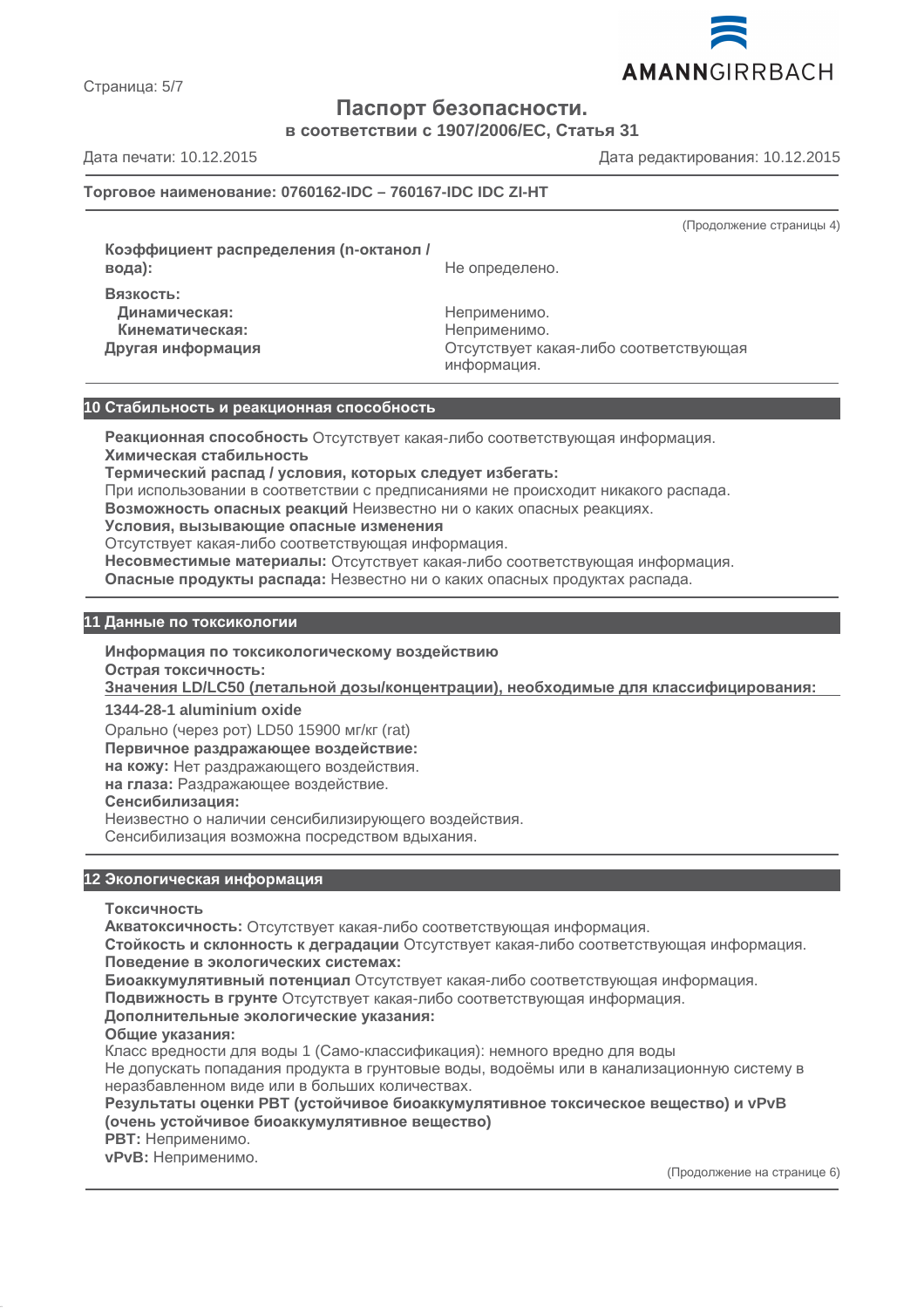# Паспорт безопасности.

**в соответствии с 1907/2006/EC, Статья 31**

Дата печати: 10.12.2015 Дата редактирования: 10.12.2015

**Торговое наименование: 0760162-IDC – 760167-IDC IDC ZI-HT**

(Продолжение страницы 4)

**Коэффициент распределения (n-октанол / вода):** Не определено.

**Вязкость:**
**Динамическая:** Неприменимо.
**Кинематическая:** Неприменимо.
**Другая информация** Отсутствует какая-либо соответствующая информация.

## 10 Стабильность и реакционная способность

**Реакционная способность** Отсутствует какая-либо соответствующая информация.
**Химическая стабильность**
**Термический распад / условия, которых следует избегать:**
При использовании в соответствии с предписаниями не происходит никакого распада.
**Возможность опасных реакций** Неизвестно ни о каких опасных реакциях.
**Условия, вызывающие опасные изменения**
Отсутствует какая-либо соответствующая информация.
**Несовместимые материалы:** Отсутствует какая-либо соответствующая информация.
**Опасные продукты распада:** Неизвестно ни о каких опасных продуктах распада.

## 11 Данные по токсикологии

**Информация по токсикологическому воздействию**
**Острая токсичность:**
**Значения LD/LC50 (летальной дозы/концентрации), необходимые для классифицирования:**

**1344-28-1 aluminium oxide**
Орально (через рот) LD50 15900 мг/кг (rat)
**Первичное раздражающее воздействие:**
**на кожу:** Нет раздражающего воздействия.
**на глаза:** Раздражающее воздействие.
**Сенсибилизация:**
Неизвестно о наличии сенсибилизирующего воздействия.
Сенсибилизация возможна посредством вдыхания.

## 12 Экологическая информация

**Токсичность**
**Акватоксичность:** Отсутствует какая-либо соответствующая информация.
**Стойкость и склонность к деградации** Отсутствует какая-либо соответствующая информация.
**Поведение в экологических системах:**
**Биоаккумулятивный потенциал** Отсутствует какая-либо соответствующая информация.
**Подвижность в грунте** Отсутствует какая-либо соответствующая информация.
**Дополнительные экологические указания:**
**Общие указания:**
Класс вредности для воды 1 (Само-классификация): немного вредно для воды
Не допускать попадания продукта в грунтовые воды, водоёмы или в канализационную систему в неразбавленном виде или в больших количествах.
**Результаты оценки PBT (устойчивое биоаккумулятивное токсическое вещество) и vPvB (очень устойчивое биоаккумулятивное вещество)**
**PBT:** Неприменимо.
**vPvB:** Неприменимо.

(Продолжение на странице 6)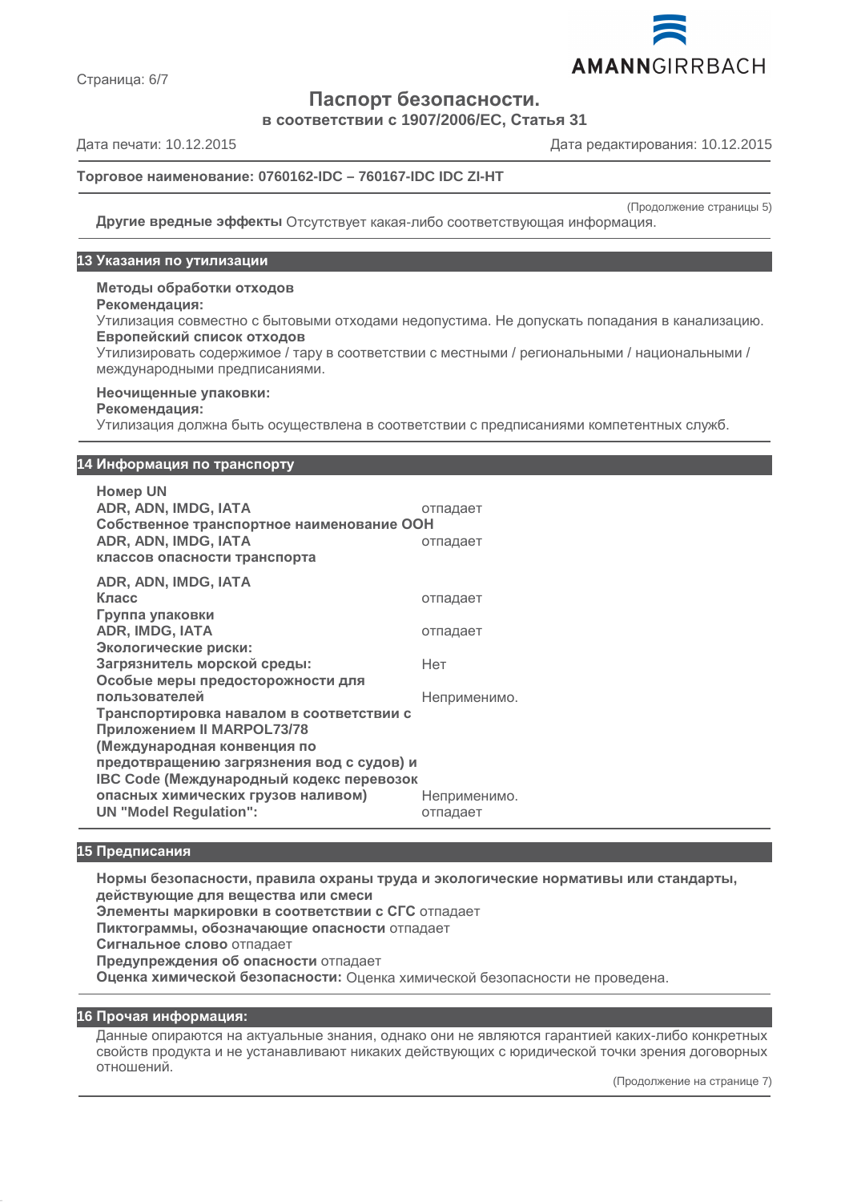Страница: 6/7

# Паспорт безопасности.

**в соответствии с 1907/2006/EC, Статья 31**

Дата печати: 10.12.2015 Дата редактирования: 10.12.2015

**Торговое наименование: 0760162-IDC – 760167-IDC IDC ZI-HT**

(Продолжение страницы 5)

**Другие вредные эффекты** Отсутствует какая-либо соответствующая информация.

## 13 Указания по утилизации

**Методы обработки отходов**
**Рекомендация:**
Утилизация совместно с бытовыми отходами недопустима. Не допускать попадания в канализацию.
**Европейский список отходов**
Утилизировать содержимое / тару в соответствии с местными / региональными / национальными / международными предписаниями.

**Неочищенные упаковки:**
**Рекомендация:**
Утилизация должна быть осуществлена в соответствии с предписаниями компетентных служб.

## 14 Информация по транспорту

| | |
|---|---|
| **Номер UN** | |
| **ADR, ADN, IMDG, IATA** | отпадает |
| **Собственное транспортное наименование ООН** | |
| **ADR, ADN, IMDG, IATA** | отпадает |
| **классов опасности транспорта** | |
| **ADR, ADN, IMDG, IATA** | |
| **Класс** | отпадает |
| **Группа упаковки** | |
| **ADR, IMDG, IATA** | отпадает |
| **Экологические риски:** | |
| **Загрязнитель морской среды:** | Нет |
| **Особые меры предосторожности для пользователей** | Неприменимо. |
| **Транспортировка навалом в соответствии с Приложением II MARPOL73/78 (Международная конвенция по предотвращению загрязнения вод с судов) и IBC Code (Международный кодекс перевозок опасных химических грузов наливом)** | Неприменимо. |
| **UN "Model Regulation":** | отпадает |

## 15 Предписания

**Нормы безопасности, правила охраны труда и экологические нормативы или стандарты, действующие для вещества или смеси**
**Элементы маркировки в соответствии с СГС** отпадает
**Пиктограммы, обозначающие опасности** отпадает
**Сигнальное слово** отпадает
**Предупреждения об опасности** отпадает
**Оценка химической безопасности:** Оценка химической безопасности не проведена.

## 16 Прочая информация:

Данные опираются на актуальные знания, однако они не являются гарантией каких-либо конкретных свойств продукта и не устанавливают никаких действующих с юридической точки зрения договорных отношений.

(Продолжение на странице 7)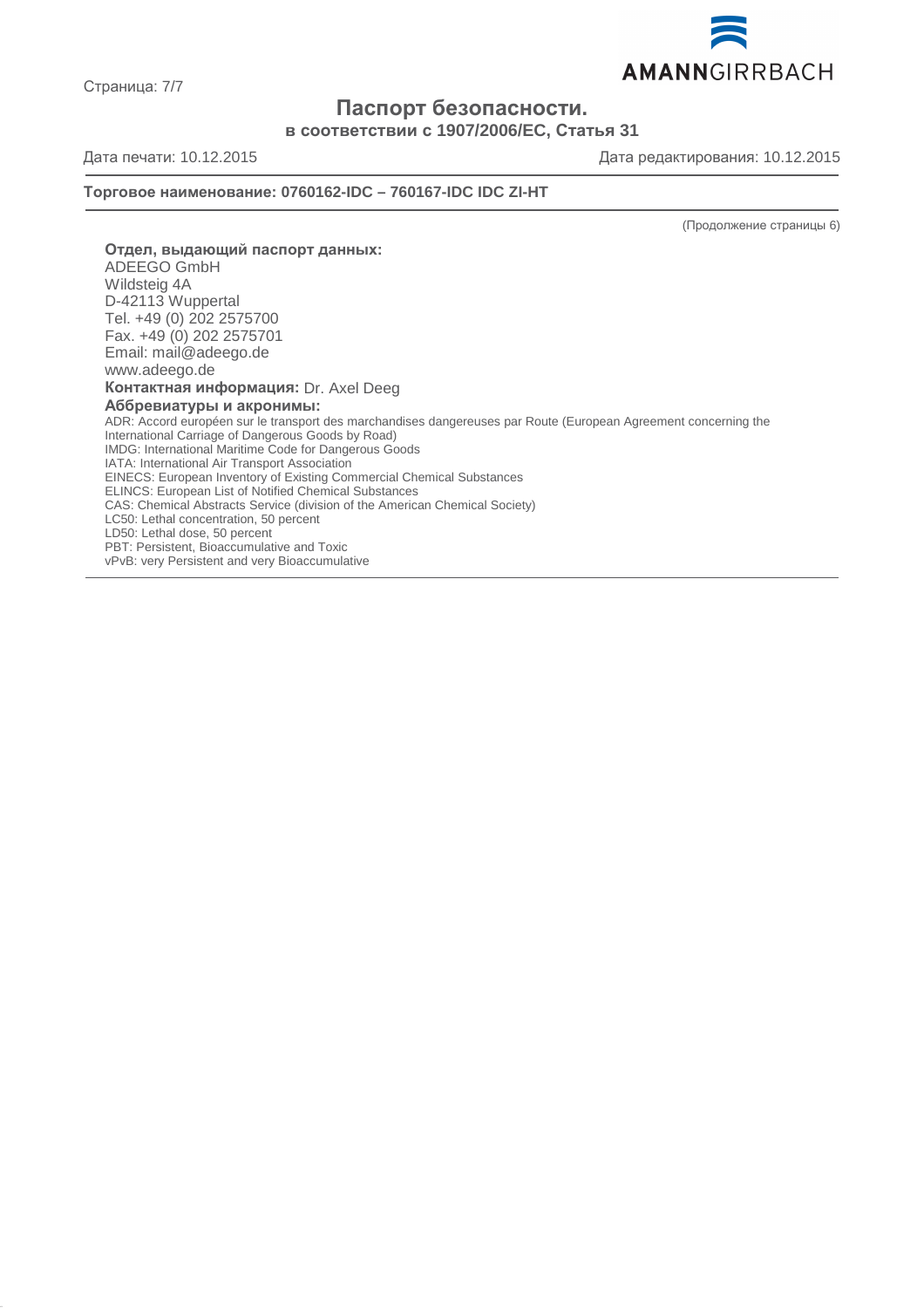**Отдел, выдающий паспорт данных:**
ADEEGO GmbH
Wildsteig 4A
D-42113 Wuppertal
Tel. +49 (0) 202 2575700
Fax. +49 (0) 202 2575701
Email: mail@adeego.de
www.adeego.de

**Контактная информация:** Dr. Axel Deeg

**Аббревиатуры и акронимы:**
ADR: Accord européen sur le transport des marchandises dangereuses par Route (European Agreement concerning the International Carriage of Dangerous Goods by Road)
IMDG: International Maritime Code for Dangerous Goods
IATA: International Air Transport Association
EINECS: European Inventory of Existing Commercial Chemical Substances
ELINCS: European List of Notified Chemical Substances
CAS: Chemical Abstracts Service (division of the American Chemical Society)
LC50: Lethal concentration, 50 percent
LD50: Lethal dose, 50 percent
PBT: Persistent, Bioaccumulative and Toxic
vPvB: very Persistent and very Bioaccumulative